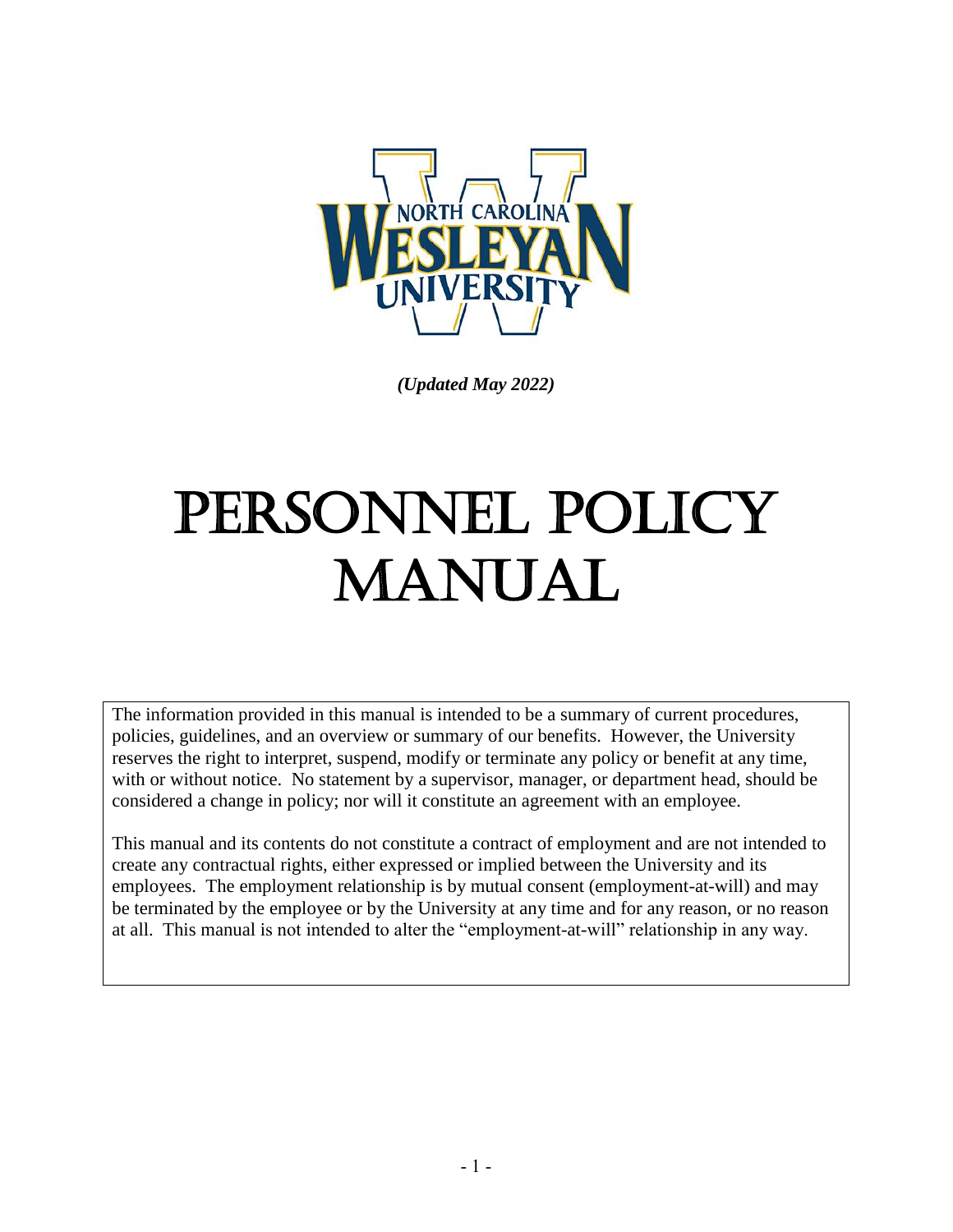*(Updated May 2022)*

# PERSONNEL POLICY MANUAL

The information provided in this manual is intended to be a summary of current procedures, policies, guidelines, and an overview or summary of our benefits. However, the University reserves the right to interpret, suspend, modify or terminate any policy or benefit at any time, with or without notice. No statement by a supervisor, manager, or department head, should be considered a change in policy; nor will it constitute an agreement with an employee.

This manual and its contents do not constitute a contract of employment and are not intended to create any contractual rights, either expressed or implied between the University and its employees. The employment relationship is by mutual consent (employment-at-will) and may be terminated by the employee or by the University at any time and for any reason, or no reason at all. This manual is not intended to alter the "employment-at-will" relationship in any way.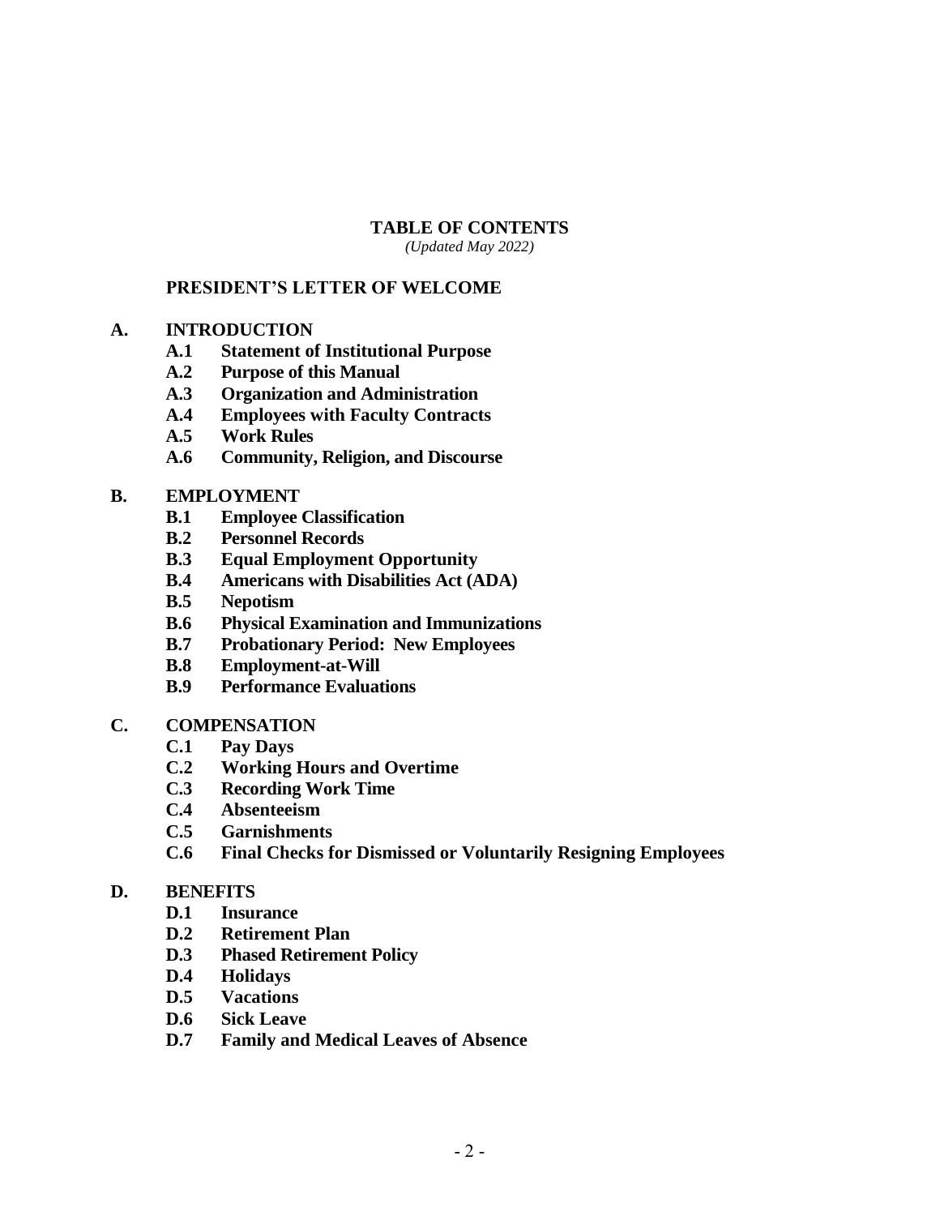# TABLE OF CONTENTS

*(Updated May 2022)*

**PRESIDENT'S LETTER OF WELCOME**

**A. INTRODUCTION**

- **A.1 Statement of Institutional Purpose**
- **A.2 Purpose of this Manual**
- **A.3 Organization and Administration**
- **A.4 Employees with Faculty Contracts**
- **A.5 Work Rules**
- **A.6 Community, Religion, and Discourse**

**B. EMPLOYMENT**

- **B.1 Employee Classification**
- **B.2 Personnel Records**
- **B.3 Equal Employment Opportunity**
- **B.4 Americans with Disabilities Act (ADA)**
- **B.5 Nepotism**
- **B.6 Physical Examination and Immunizations**
- **B.7 Probationary Period: New Employees**
- **B.8 Employment-at-Will**
- **B.9 Performance Evaluations**

**C. COMPENSATION**

- **C.1 Pay Days**
- **C.2 Working Hours and Overtime**
- **C.3 Recording Work Time**
- **C.4 Absenteeism**
- **C.5 Garnishments**
- **C.6 Final Checks for Dismissed or Voluntarily Resigning Employees**

**D. BENEFITS**

- **D.1 Insurance**
- **D.2 Retirement Plan**
- **D.3 Phased Retirement Policy**
- **D.4 Holidays**
- **D.5 Vacations**
- **D.6 Sick Leave**
- **D.7 Family and Medical Leaves of Absence**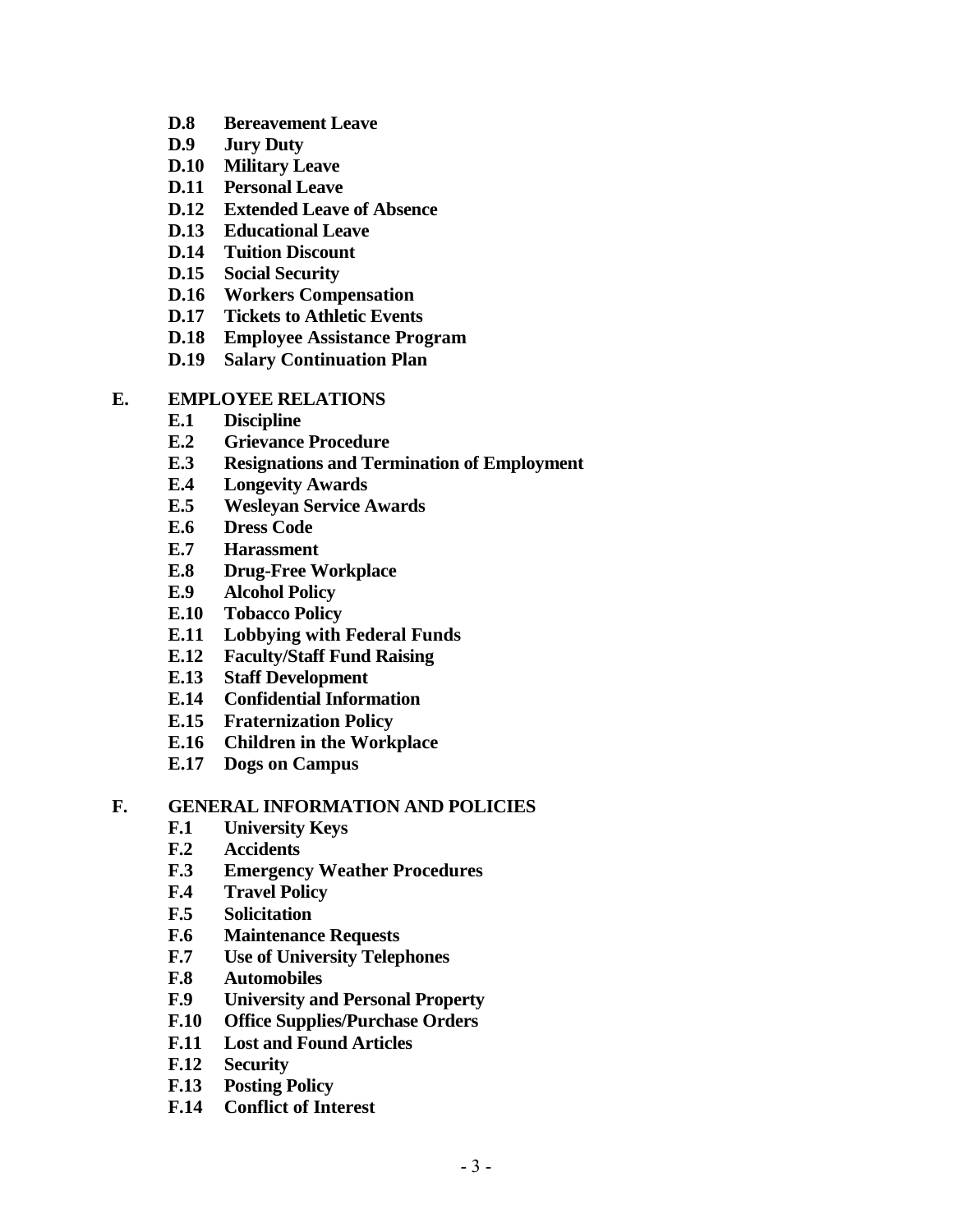- **D.8 Bereavement Leave**
- **D.9 Jury Duty**
- **D.10 Military Leave**
- **D.11 Personal Leave**
- **D.12 Extended Leave of Absence**
- **D.13 Educational Leave**
- **D.14 Tuition Discount**
- **D.15 Social Security**
- **D.16 Workers Compensation**
- **D.17 Tickets to Athletic Events**
- **D.18 Employee Assistance Program**
- **D.19 Salary Continuation Plan**

**E. EMPLOYEE RELATIONS**

- **E.1 Discipline**
- **E.2 Grievance Procedure**
- **E.3 Resignations and Termination of Employment**
- **E.4 Longevity Awards**
- **E.5 Wesleyan Service Awards**
- **E.6 Dress Code**
- **E.7 Harassment**
- **E.8 Drug-Free Workplace**
- **E.9 Alcohol Policy**
- **E.10 Tobacco Policy**
- **E.11 Lobbying with Federal Funds**
- **E.12 Faculty/Staff Fund Raising**
- **E.13 Staff Development**
- **E.14 Confidential Information**
- **E.15 Fraternization Policy**
- **E.16 Children in the Workplace**
- **E.17 Dogs on Campus**

**F. GENERAL INFORMATION AND POLICIES**

- **F.1 University Keys**
- **F.2 Accidents**
- **F.3 Emergency Weather Procedures**
- **F.4 Travel Policy**
- **F.5 Solicitation**
- **F.6 Maintenance Requests**
- **F.7 Use of University Telephones**
- **F.8 Automobiles**
- **F.9 University and Personal Property**
- **F.10 Office Supplies/Purchase Orders**
- **F.11 Lost and Found Articles**
- **F.12 Security**
- **F.13 Posting Policy**
- **F.14 Conflict of Interest**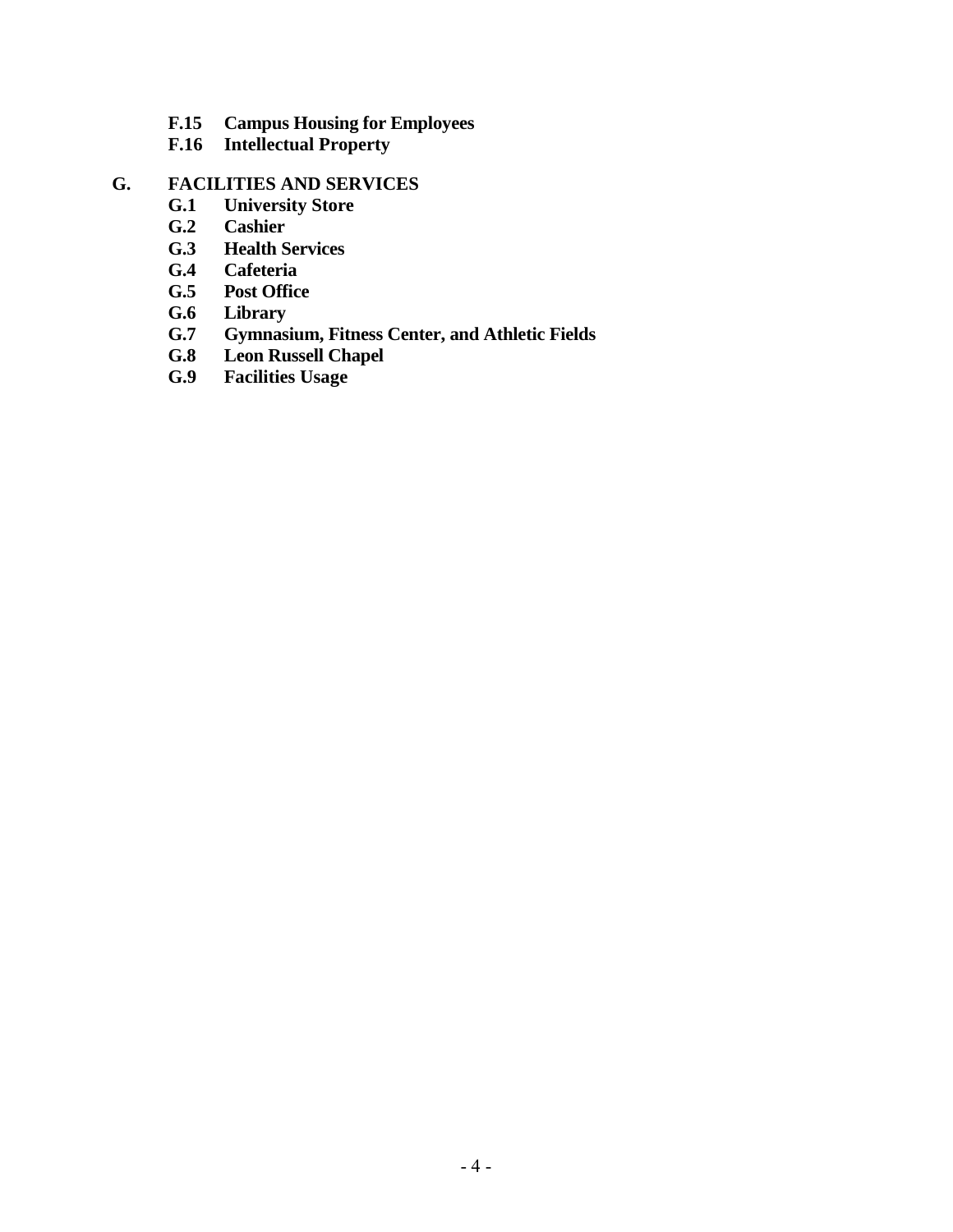- **F.15 Campus Housing for Employees**
- **F.16 Intellectual Property**

**G. FACILITIES AND SERVICES**

- **G.1 University Store**
- **G.2 Cashier**
- **G.3 Health Services**
- **G.4 Cafeteria**
- **G.5 Post Office**
- **G.6 Library**
- **G.7 Gymnasium, Fitness Center, and Athletic Fields**
- **G.8 Leon Russell Chapel**
- **G.9 Facilities Usage**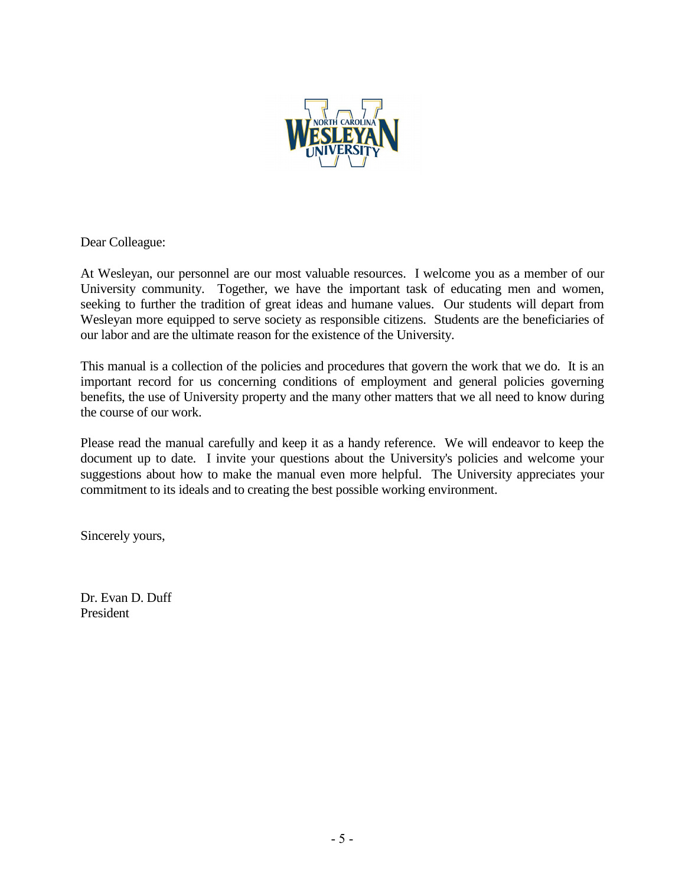Dear Colleague:

At Wesleyan, our personnel are our most valuable resources. I welcome you as a member of our University community. Together, we have the important task of educating men and women, seeking to further the tradition of great ideas and humane values. Our students will depart from Wesleyan more equipped to serve society as responsible citizens. Students are the beneficiaries of our labor and are the ultimate reason for the existence of the University.

This manual is a collection of the policies and procedures that govern the work that we do. It is an important record for us concerning conditions of employment and general policies governing benefits, the use of University property and the many other matters that we all need to know during the course of our work.

Please read the manual carefully and keep it as a handy reference. We will endeavor to keep the document up to date. I invite your questions about the University's policies and welcome your suggestions about how to make the manual even more helpful. The University appreciates your commitment to its ideals and to creating the best possible working environment.

Sincerely yours,

Dr. Evan D. Duff
President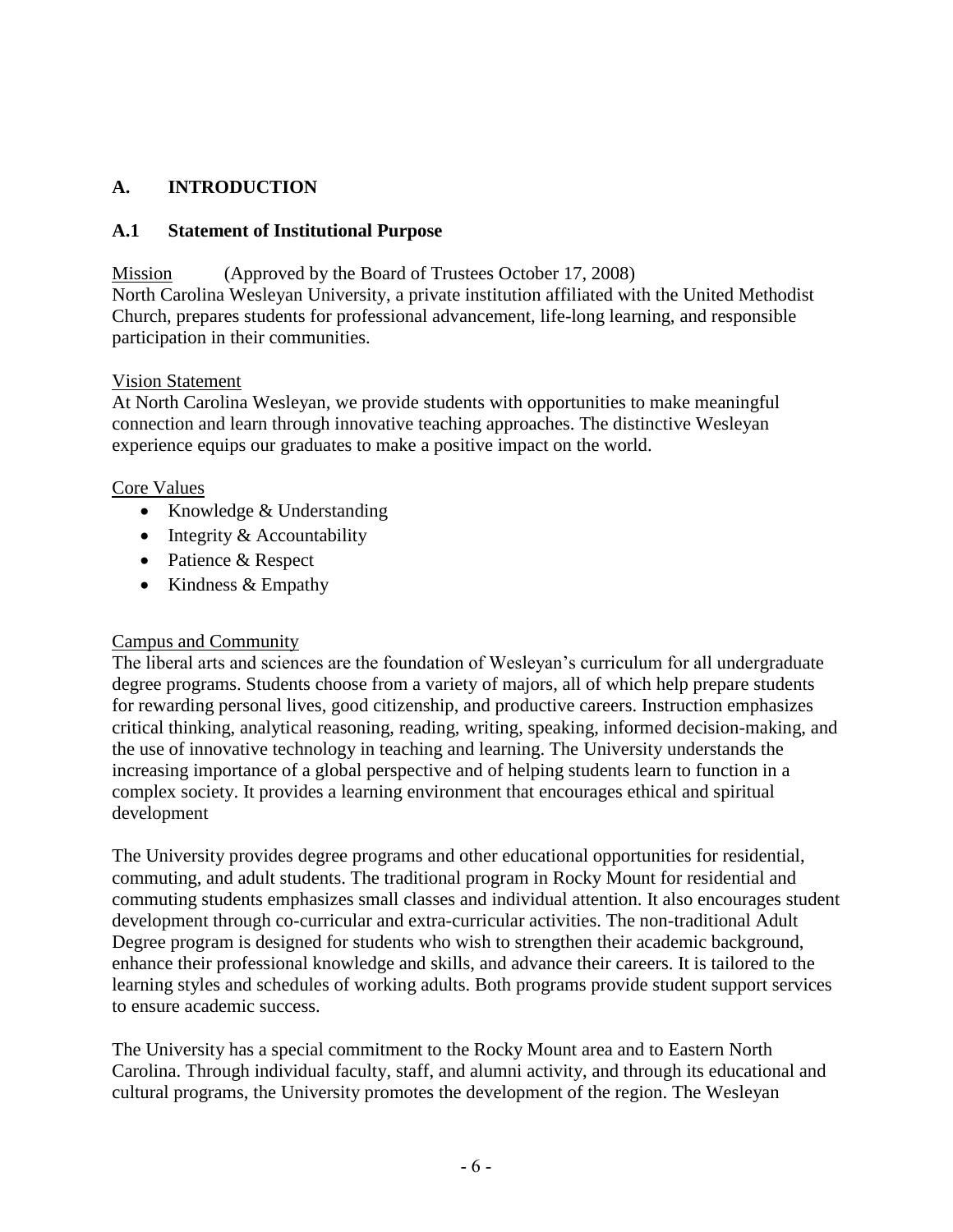## A. INTRODUCTION

### A.1 Statement of Institutional Purpose

Mission (Approved by the Board of Trustees October 17, 2008)
North Carolina Wesleyan University, a private institution affiliated with the United Methodist Church, prepares students for professional advancement, life-long learning, and responsible participation in their communities.

Vision Statement
At North Carolina Wesleyan, we provide students with opportunities to make meaningful connection and learn through innovative teaching approaches. The distinctive Wesleyan experience equips our graduates to make a positive impact on the world.

Core Values

- Knowledge & Understanding
- Integrity & Accountability
- Patience & Respect
- Kindness & Empathy

Campus and Community
The liberal arts and sciences are the foundation of Wesleyan's curriculum for all undergraduate degree programs. Students choose from a variety of majors, all of which help prepare students for rewarding personal lives, good citizenship, and productive careers. Instruction emphasizes critical thinking, analytical reasoning, reading, writing, speaking, informed decision-making, and the use of innovative technology in teaching and learning. The University understands the increasing importance of a global perspective and of helping students learn to function in a complex society. It provides a learning environment that encourages ethical and spiritual development

The University provides degree programs and other educational opportunities for residential, commuting, and adult students. The traditional program in Rocky Mount for residential and commuting students emphasizes small classes and individual attention. It also encourages student development through co-curricular and extra-curricular activities. The non-traditional Adult Degree program is designed for students who wish to strengthen their academic background, enhance their professional knowledge and skills, and advance their careers. It is tailored to the learning styles and schedules of working adults. Both programs provide student support services to ensure academic success.

The University has a special commitment to the Rocky Mount area and to Eastern North Carolina. Through individual faculty, staff, and alumni activity, and through its educational and cultural programs, the University promotes the development of the region. The Wesleyan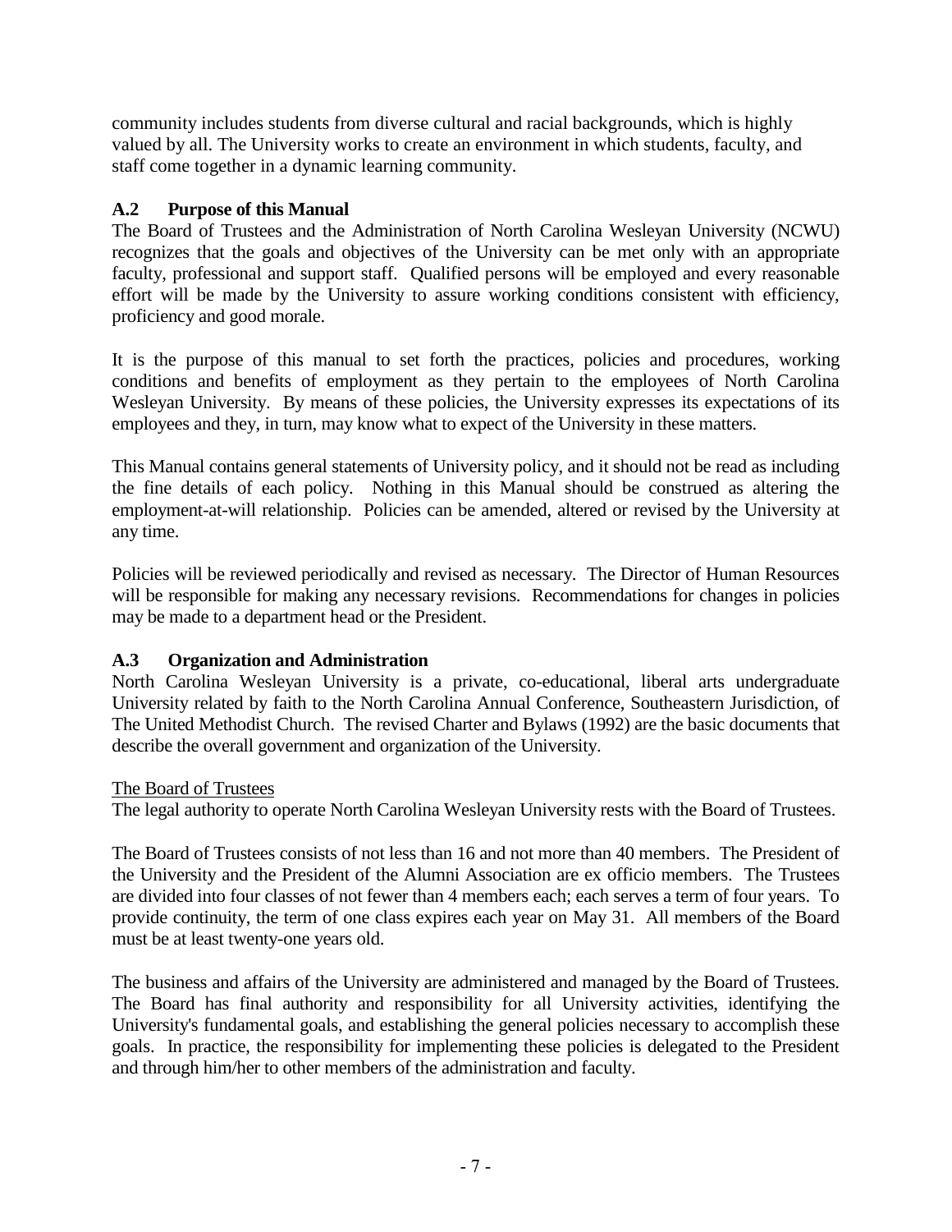community includes students from diverse cultural and racial backgrounds, which is highly valued by all. The University works to create an environment in which students, faculty, and staff come together in a dynamic learning community.

### A.2 Purpose of this Manual

The Board of Trustees and the Administration of North Carolina Wesleyan University (NCWU) recognizes that the goals and objectives of the University can be met only with an appropriate faculty, professional and support staff. Qualified persons will be employed and every reasonable effort will be made by the University to assure working conditions consistent with efficiency, proficiency and good morale.

It is the purpose of this manual to set forth the practices, policies and procedures, working conditions and benefits of employment as they pertain to the employees of North Carolina Wesleyan University. By means of these policies, the University expresses its expectations of its employees and they, in turn, may know what to expect of the University in these matters.

This Manual contains general statements of University policy, and it should not be read as including the fine details of each policy. Nothing in this Manual should be construed as altering the employment-at-will relationship. Policies can be amended, altered or revised by the University at any time.

Policies will be reviewed periodically and revised as necessary. The Director of Human Resources will be responsible for making any necessary revisions. Recommendations for changes in policies may be made to a department head or the President.

### A.3 Organization and Administration

North Carolina Wesleyan University is a private, co-educational, liberal arts undergraduate University related by faith to the North Carolina Annual Conference, Southeastern Jurisdiction, of The United Methodist Church. The revised Charter and Bylaws (1992) are the basic documents that describe the overall government and organization of the University.

<u>The Board of Trustees</u>

The legal authority to operate North Carolina Wesleyan University rests with the Board of Trustees.

The Board of Trustees consists of not less than 16 and not more than 40 members. The President of the University and the President of the Alumni Association are ex officio members. The Trustees are divided into four classes of not fewer than 4 members each; each serves a term of four years. To provide continuity, the term of one class expires each year on May 31. All members of the Board must be at least twenty-one years old.

The business and affairs of the University are administered and managed by the Board of Trustees. The Board has final authority and responsibility for all University activities, identifying the University's fundamental goals, and establishing the general policies necessary to accomplish these goals. In practice, the responsibility for implementing these policies is delegated to the President and through him/her to other members of the administration and faculty.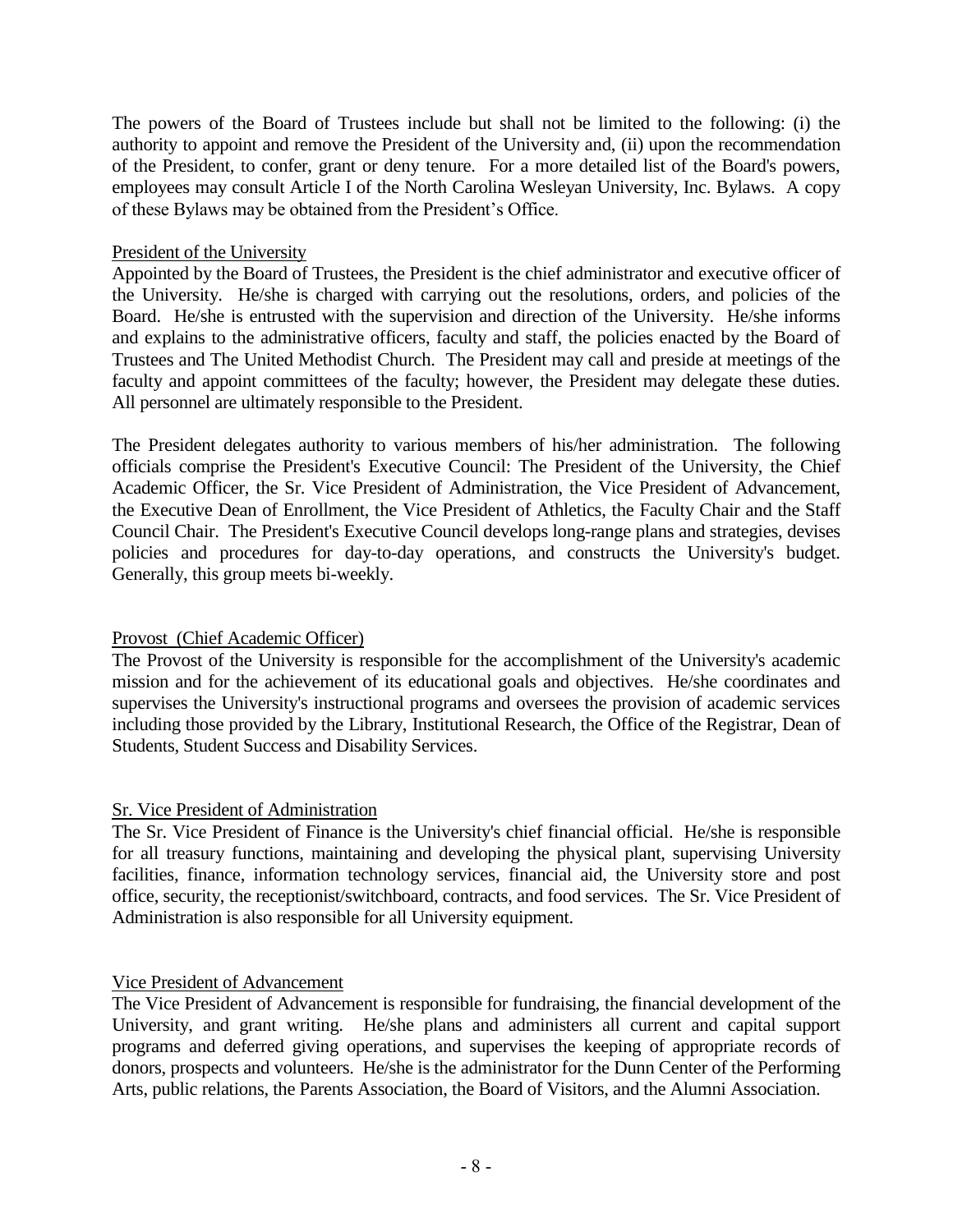The powers of the Board of Trustees include but shall not be limited to the following: (i) the authority to appoint and remove the President of the University and, (ii) upon the recommendation of the President, to confer, grant or deny tenure. For a more detailed list of the Board's powers, employees may consult Article I of the North Carolina Wesleyan University, Inc. Bylaws. A copy of these Bylaws may be obtained from the President's Office.

<u>President of the University</u>

Appointed by the Board of Trustees, the President is the chief administrator and executive officer of the University. He/she is charged with carrying out the resolutions, orders, and policies of the Board. He/she is entrusted with the supervision and direction of the University. He/she informs and explains to the administrative officers, faculty and staff, the policies enacted by the Board of Trustees and The United Methodist Church. The President may call and preside at meetings of the faculty and appoint committees of the faculty; however, the President may delegate these duties. All personnel are ultimately responsible to the President.

The President delegates authority to various members of his/her administration. The following officials comprise the President's Executive Council: The President of the University, the Chief Academic Officer, the Sr. Vice President of Administration, the Vice President of Advancement, the Executive Dean of Enrollment, the Vice President of Athletics, the Faculty Chair and the Staff Council Chair. The President's Executive Council develops long-range plans and strategies, devises policies and procedures for day-to-day operations, and constructs the University's budget. Generally, this group meets bi-weekly.

<u>Provost (Chief Academic Officer)</u>

The Provost of the University is responsible for the accomplishment of the University's academic mission and for the achievement of its educational goals and objectives. He/she coordinates and supervises the University's instructional programs and oversees the provision of academic services including those provided by the Library, Institutional Research, the Office of the Registrar, Dean of Students, Student Success and Disability Services.

<u>Sr. Vice President of Administration</u>

The Sr. Vice President of Finance is the University's chief financial official. He/she is responsible for all treasury functions, maintaining and developing the physical plant, supervising University facilities, finance, information technology services, financial aid, the University store and post office, security, the receptionist/switchboard, contracts, and food services. The Sr. Vice President of Administration is also responsible for all University equipment.

<u>Vice President of Advancement</u>

The Vice President of Advancement is responsible for fundraising, the financial development of the University, and grant writing. He/she plans and administers all current and capital support programs and deferred giving operations, and supervises the keeping of appropriate records of donors, prospects and volunteers. He/she is the administrator for the Dunn Center of the Performing Arts, public relations, the Parents Association, the Board of Visitors, and the Alumni Association.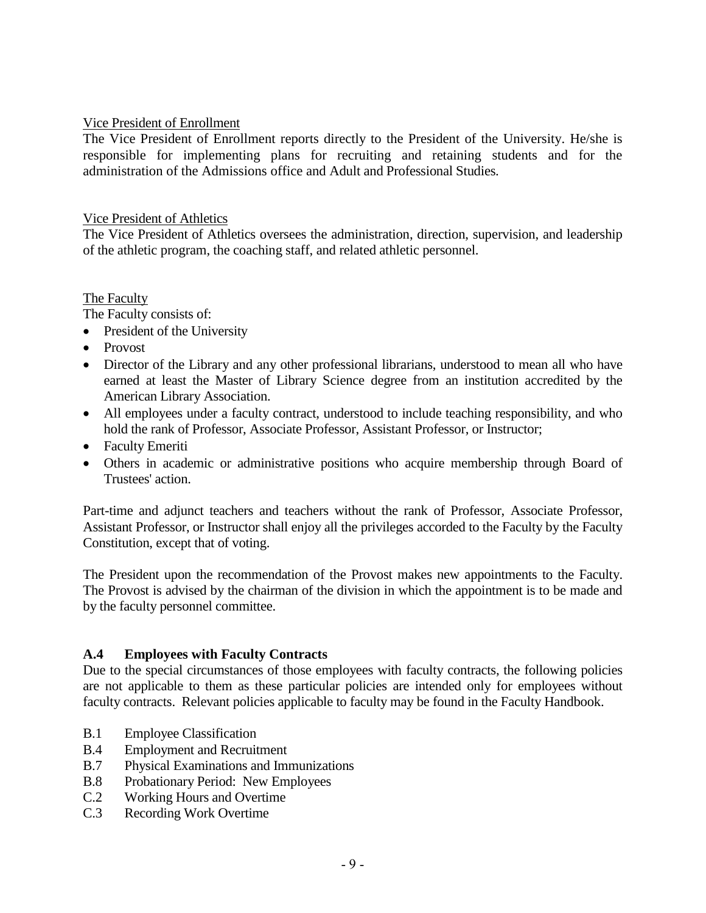Vice President of Enrollment

The Vice President of Enrollment reports directly to the President of the University. He/she is responsible for implementing plans for recruiting and retaining students and for the administration of the Admissions office and Adult and Professional Studies.

Vice President of Athletics

The Vice President of Athletics oversees the administration, direction, supervision, and leadership of the athletic program, the coaching staff, and related athletic personnel.

The Faculty

The Faculty consists of:

- President of the University
- Provost
- Director of the Library and any other professional librarians, understood to mean all who have earned at least the Master of Library Science degree from an institution accredited by the American Library Association.
- All employees under a faculty contract, understood to include teaching responsibility, and who hold the rank of Professor, Associate Professor, Assistant Professor, or Instructor;
- Faculty Emeriti
- Others in academic or administrative positions who acquire membership through Board of Trustees' action.

Part-time and adjunct teachers and teachers without the rank of Professor, Associate Professor, Assistant Professor, or Instructor shall enjoy all the privileges accorded to the Faculty by the Faculty Constitution, except that of voting.

The President upon the recommendation of the Provost makes new appointments to the Faculty. The Provost is advised by the chairman of the division in which the appointment is to be made and by the faculty personnel committee.

### A.4 Employees with Faculty Contracts

Due to the special circumstances of those employees with faculty contracts, the following policies are not applicable to them as these particular policies are intended only for employees without faculty contracts. Relevant policies applicable to faculty may be found in the Faculty Handbook.

- B.1 Employee Classification
- B.4 Employment and Recruitment
- B.7 Physical Examinations and Immunizations
- B.8 Probationary Period: New Employees
- C.2 Working Hours and Overtime
- C.3 Recording Work Overtime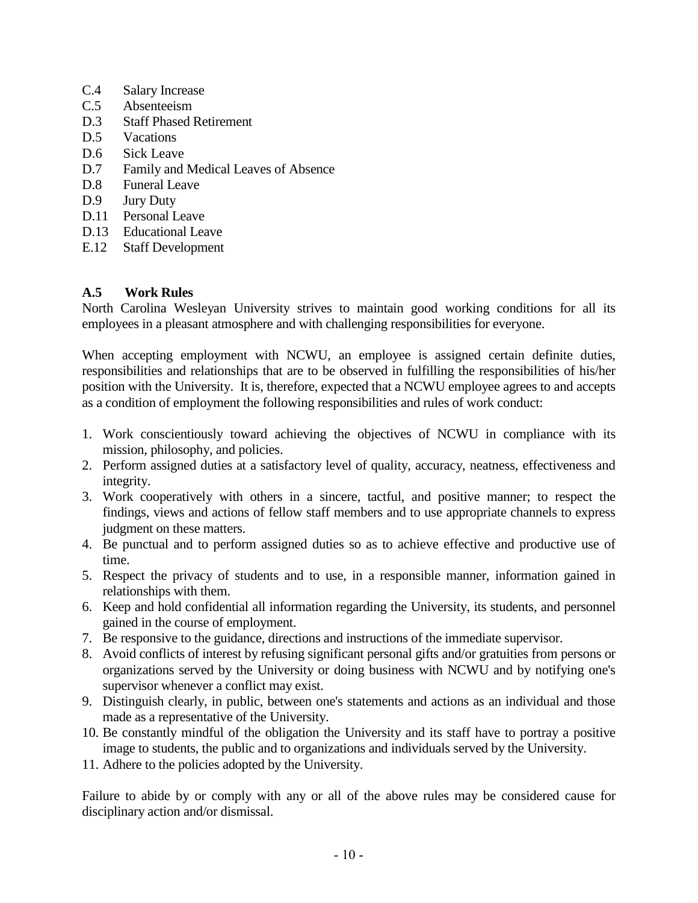C.4 Salary Increase
C.5 Absenteeism
D.3 Staff Phased Retirement
D.5 Vacations
D.6 Sick Leave
D.7 Family and Medical Leaves of Absence
D.8 Funeral Leave
D.9 Jury Duty
D.11 Personal Leave
D.13 Educational Leave
E.12 Staff Development

### A.5 Work Rules

North Carolina Wesleyan University strives to maintain good working conditions for all its employees in a pleasant atmosphere and with challenging responsibilities for everyone.

When accepting employment with NCWU, an employee is assigned certain definite duties, responsibilities and relationships that are to be observed in fulfilling the responsibilities of his/her position with the University. It is, therefore, expected that a NCWU employee agrees to and accepts as a condition of employment the following responsibilities and rules of work conduct:

1. Work conscientiously toward achieving the objectives of NCWU in compliance with its mission, philosophy, and policies.
2. Perform assigned duties at a satisfactory level of quality, accuracy, neatness, effectiveness and integrity.
3. Work cooperatively with others in a sincere, tactful, and positive manner; to respect the findings, views and actions of fellow staff members and to use appropriate channels to express judgment on these matters.
4. Be punctual and to perform assigned duties so as to achieve effective and productive use of time.
5. Respect the privacy of students and to use, in a responsible manner, information gained in relationships with them.
6. Keep and hold confidential all information regarding the University, its students, and personnel gained in the course of employment.
7. Be responsive to the guidance, directions and instructions of the immediate supervisor.
8. Avoid conflicts of interest by refusing significant personal gifts and/or gratuities from persons or organizations served by the University or doing business with NCWU and by notifying one's supervisor whenever a conflict may exist.
9. Distinguish clearly, in public, between one's statements and actions as an individual and those made as a representative of the University.
10. Be constantly mindful of the obligation the University and its staff have to portray a positive image to students, the public and to organizations and individuals served by the University.
11. Adhere to the policies adopted by the University.

Failure to abide by or comply with any or all of the above rules may be considered cause for disciplinary action and/or dismissal.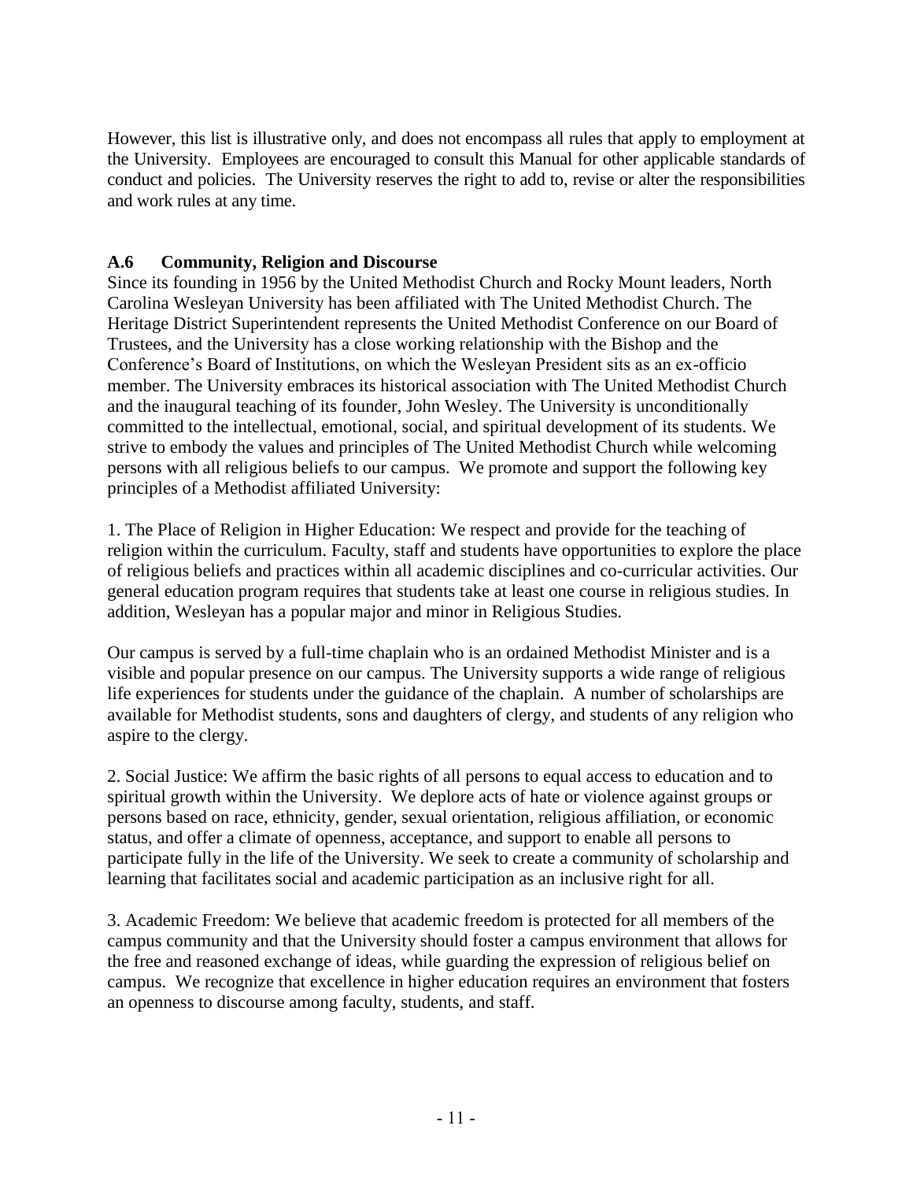However, this list is illustrative only, and does not encompass all rules that apply to employment at the University. Employees are encouraged to consult this Manual for other applicable standards of conduct and policies. The University reserves the right to add to, revise or alter the responsibilities and work rules at any time.

### A.6 Community, Religion and Discourse

Since its founding in 1956 by the United Methodist Church and Rocky Mount leaders, North Carolina Wesleyan University has been affiliated with The United Methodist Church. The Heritage District Superintendent represents the United Methodist Conference on our Board of Trustees, and the University has a close working relationship with the Bishop and the Conference's Board of Institutions, on which the Wesleyan President sits as an ex-officio member. The University embraces its historical association with The United Methodist Church and the inaugural teaching of its founder, John Wesley. The University is unconditionally committed to the intellectual, emotional, social, and spiritual development of its students. We strive to embody the values and principles of The United Methodist Church while welcoming persons with all religious beliefs to our campus. We promote and support the following key principles of a Methodist affiliated University:

1. The Place of Religion in Higher Education: We respect and provide for the teaching of religion within the curriculum. Faculty, staff and students have opportunities to explore the place of religious beliefs and practices within all academic disciplines and co-curricular activities. Our general education program requires that students take at least one course in religious studies. In addition, Wesleyan has a popular major and minor in Religious Studies.

Our campus is served by a full-time chaplain who is an ordained Methodist Minister and is a visible and popular presence on our campus. The University supports a wide range of religious life experiences for students under the guidance of the chaplain. A number of scholarships are available for Methodist students, sons and daughters of clergy, and students of any religion who aspire to the clergy.

2. Social Justice: We affirm the basic rights of all persons to equal access to education and to spiritual growth within the University. We deplore acts of hate or violence against groups or persons based on race, ethnicity, gender, sexual orientation, religious affiliation, or economic status, and offer a climate of openness, acceptance, and support to enable all persons to participate fully in the life of the University. We seek to create a community of scholarship and learning that facilitates social and academic participation as an inclusive right for all.

3. Academic Freedom: We believe that academic freedom is protected for all members of the campus community and that the University should foster a campus environment that allows for the free and reasoned exchange of ideas, while guarding the expression of religious belief on campus. We recognize that excellence in higher education requires an environment that fosters an openness to discourse among faculty, students, and staff.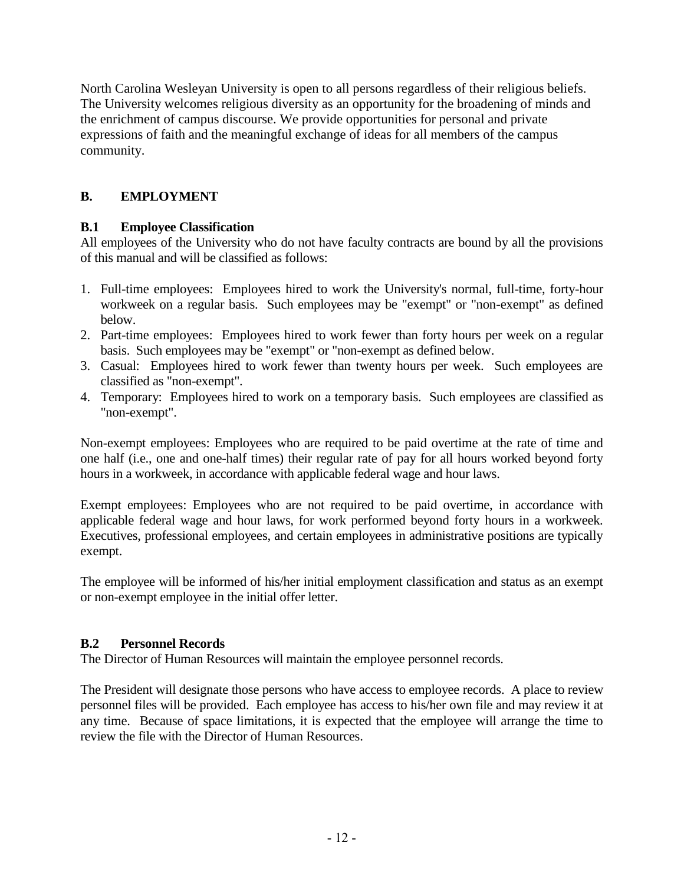North Carolina Wesleyan University is open to all persons regardless of their religious beliefs. The University welcomes religious diversity as an opportunity for the broadening of minds and the enrichment of campus discourse. We provide opportunities for personal and private expressions of faith and the meaningful exchange of ideas for all members of the campus community.

## B. EMPLOYMENT

### B.1 Employee Classification

All employees of the University who do not have faculty contracts are bound by all the provisions of this manual and will be classified as follows:

1. Full-time employees: Employees hired to work the University's normal, full-time, forty-hour workweek on a regular basis. Such employees may be "exempt" or "non-exempt" as defined below.
2. Part-time employees: Employees hired to work fewer than forty hours per week on a regular basis. Such employees may be "exempt" or "non-exempt as defined below.
3. Casual: Employees hired to work fewer than twenty hours per week. Such employees are classified as "non-exempt".
4. Temporary: Employees hired to work on a temporary basis. Such employees are classified as "non-exempt".

Non-exempt employees: Employees who are required to be paid overtime at the rate of time and one half (i.e., one and one-half times) their regular rate of pay for all hours worked beyond forty hours in a workweek, in accordance with applicable federal wage and hour laws.

Exempt employees: Employees who are not required to be paid overtime, in accordance with applicable federal wage and hour laws, for work performed beyond forty hours in a workweek. Executives, professional employees, and certain employees in administrative positions are typically exempt.

The employee will be informed of his/her initial employment classification and status as an exempt or non-exempt employee in the initial offer letter.

### B.2 Personnel Records

The Director of Human Resources will maintain the employee personnel records.

The President will designate those persons who have access to employee records. A place to review personnel files will be provided. Each employee has access to his/her own file and may review it at any time. Because of space limitations, it is expected that the employee will arrange the time to review the file with the Director of Human Resources.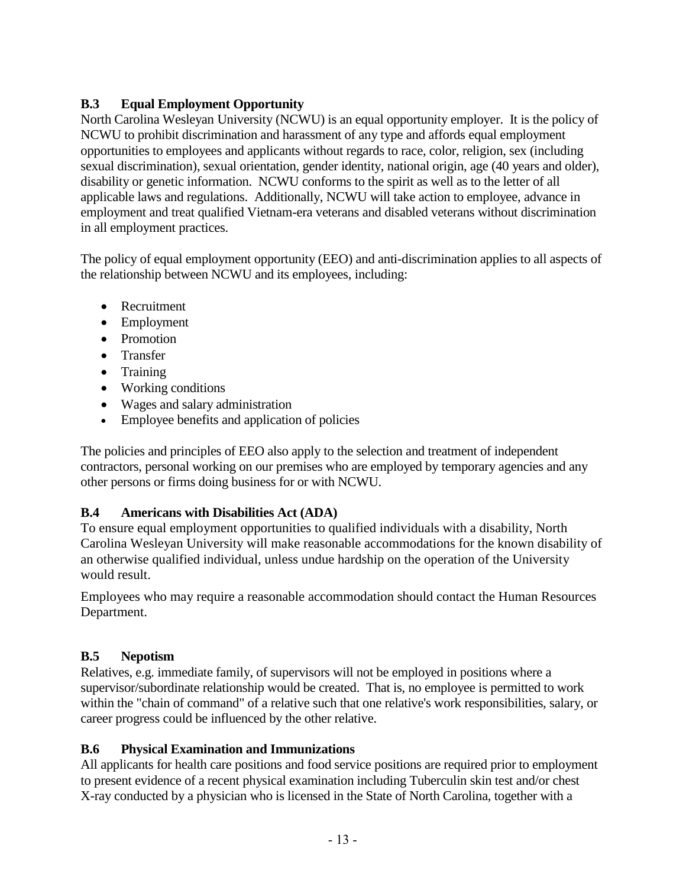### B.3 Equal Employment Opportunity

North Carolina Wesleyan University (NCWU) is an equal opportunity employer. It is the policy of NCWU to prohibit discrimination and harassment of any type and affords equal employment opportunities to employees and applicants without regards to race, color, religion, sex (including sexual discrimination), sexual orientation, gender identity, national origin, age (40 years and older), disability or genetic information. NCWU conforms to the spirit as well as to the letter of all applicable laws and regulations. Additionally, NCWU will take action to employee, advance in employment and treat qualified Vietnam-era veterans and disabled veterans without discrimination in all employment practices.

The policy of equal employment opportunity (EEO) and anti-discrimination applies to all aspects of the relationship between NCWU and its employees, including:

- Recruitment
- Employment
- Promotion
- Transfer
- Training
- Working conditions
- Wages and salary administration
- Employee benefits and application of policies

The policies and principles of EEO also apply to the selection and treatment of independent contractors, personal working on our premises who are employed by temporary agencies and any other persons or firms doing business for or with NCWU.

### B.4 Americans with Disabilities Act (ADA)

To ensure equal employment opportunities to qualified individuals with a disability, North Carolina Wesleyan University will make reasonable accommodations for the known disability of an otherwise qualified individual, unless undue hardship on the operation of the University would result.

Employees who may require a reasonable accommodation should contact the Human Resources Department.

### B.5 Nepotism

Relatives, e.g. immediate family, of supervisors will not be employed in positions where a supervisor/subordinate relationship would be created. That is, no employee is permitted to work within the "chain of command" of a relative such that one relative's work responsibilities, salary, or career progress could be influenced by the other relative.

### B.6 Physical Examination and Immunizations

All applicants for health care positions and food service positions are required prior to employment to present evidence of a recent physical examination including Tuberculin skin test and/or chest X-ray conducted by a physician who is licensed in the State of North Carolina, together with a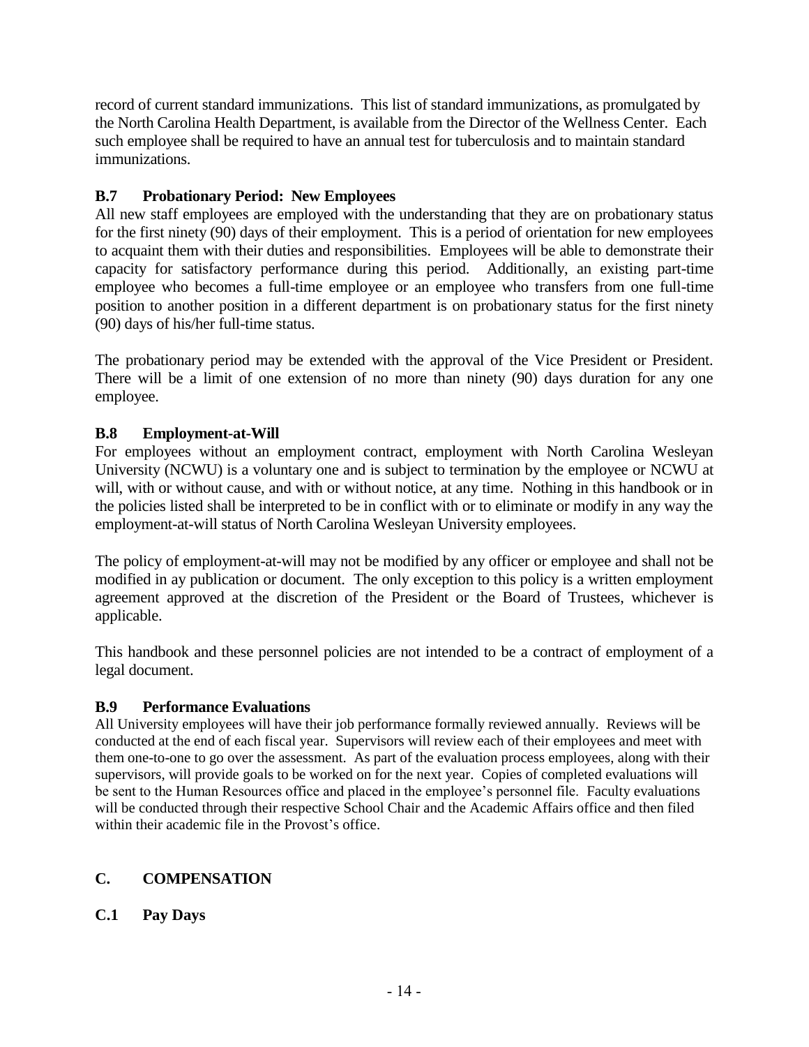record of current standard immunizations. This list of standard immunizations, as promulgated by the North Carolina Health Department, is available from the Director of the Wellness Center. Each such employee shall be required to have an annual test for tuberculosis and to maintain standard immunizations.

### B.7 Probationary Period: New Employees

All new staff employees are employed with the understanding that they are on probationary status for the first ninety (90) days of their employment. This is a period of orientation for new employees to acquaint them with their duties and responsibilities. Employees will be able to demonstrate their capacity for satisfactory performance during this period. Additionally, an existing part-time employee who becomes a full-time employee or an employee who transfers from one full-time position to another position in a different department is on probationary status for the first ninety (90) days of his/her full-time status.

The probationary period may be extended with the approval of the Vice President or President. There will be a limit of one extension of no more than ninety (90) days duration for any one employee.

### B.8 Employment-at-Will

For employees without an employment contract, employment with North Carolina Wesleyan University (NCWU) is a voluntary one and is subject to termination by the employee or NCWU at will, with or without cause, and with or without notice, at any time. Nothing in this handbook or in the policies listed shall be interpreted to be in conflict with or to eliminate or modify in any way the employment-at-will status of North Carolina Wesleyan University employees.

The policy of employment-at-will may not be modified by any officer or employee and shall not be modified in ay publication or document. The only exception to this policy is a written employment agreement approved at the discretion of the President or the Board of Trustees, whichever is applicable.

This handbook and these personnel policies are not intended to be a contract of employment of a legal document.

### B.9 Performance Evaluations

All University employees will have their job performance formally reviewed annually. Reviews will be conducted at the end of each fiscal year. Supervisors will review each of their employees and meet with them one-to-one to go over the assessment. As part of the evaluation process employees, along with their supervisors, will provide goals to be worked on for the next year. Copies of completed evaluations will be sent to the Human Resources office and placed in the employee's personnel file. Faculty evaluations will be conducted through their respective School Chair and the Academic Affairs office and then filed within their academic file in the Provost's office.

## C. COMPENSATION

### C.1 Pay Days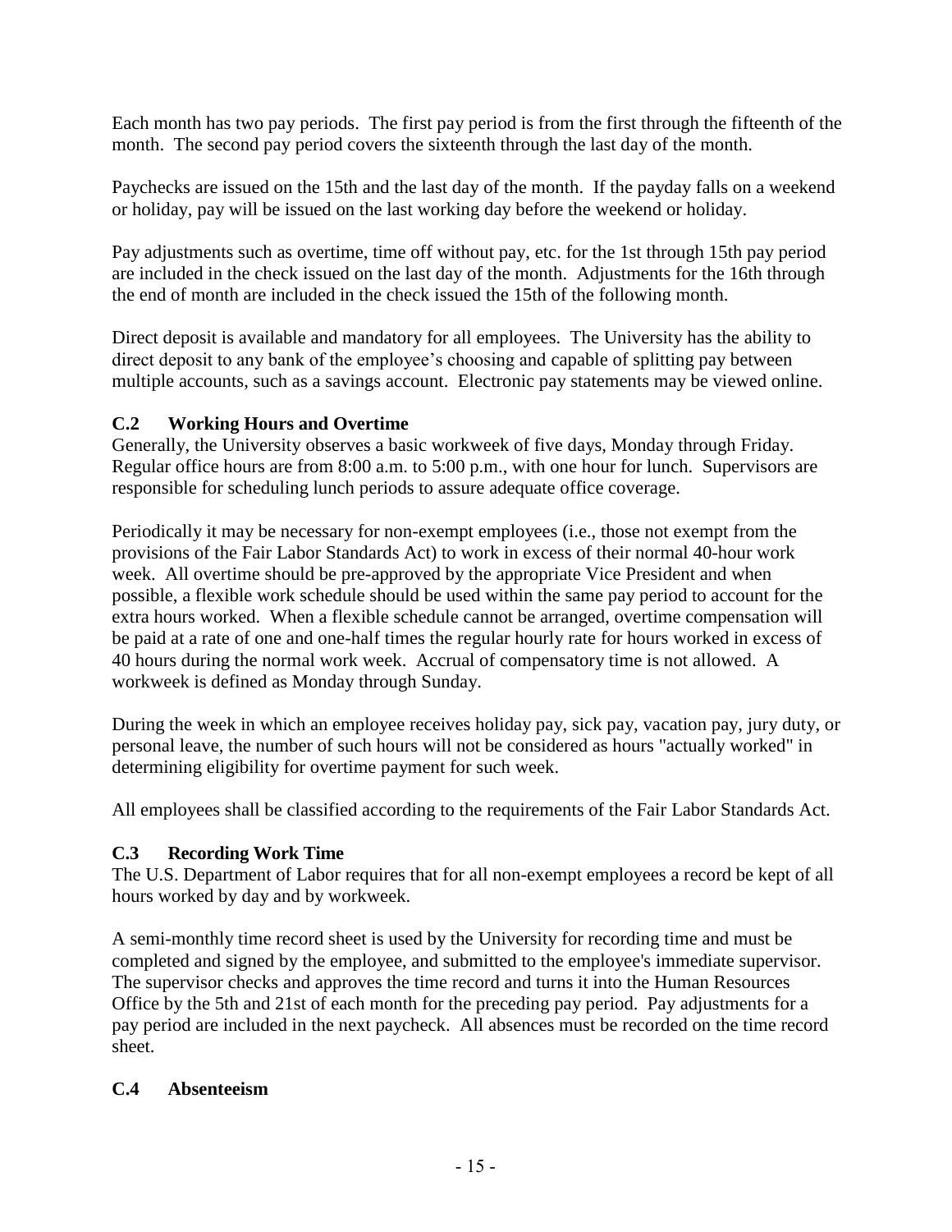Each month has two pay periods. The first pay period is from the first through the fifteenth of the month. The second pay period covers the sixteenth through the last day of the month.

Paychecks are issued on the 15th and the last day of the month. If the payday falls on a weekend or holiday, pay will be issued on the last working day before the weekend or holiday.

Pay adjustments such as overtime, time off without pay, etc. for the 1st through 15th pay period are included in the check issued on the last day of the month. Adjustments for the 16th through the end of month are included in the check issued the 15th of the following month.

Direct deposit is available and mandatory for all employees. The University has the ability to direct deposit to any bank of the employee's choosing and capable of splitting pay between multiple accounts, such as a savings account. Electronic pay statements may be viewed online.

### C.2 Working Hours and Overtime

Generally, the University observes a basic workweek of five days, Monday through Friday. Regular office hours are from 8:00 a.m. to 5:00 p.m., with one hour for lunch. Supervisors are responsible for scheduling lunch periods to assure adequate office coverage.

Periodically it may be necessary for non-exempt employees (i.e., those not exempt from the provisions of the Fair Labor Standards Act) to work in excess of their normal 40-hour work week. All overtime should be pre-approved by the appropriate Vice President and when possible, a flexible work schedule should be used within the same pay period to account for the extra hours worked. When a flexible schedule cannot be arranged, overtime compensation will be paid at a rate of one and one-half times the regular hourly rate for hours worked in excess of 40 hours during the normal work week. Accrual of compensatory time is not allowed. A workweek is defined as Monday through Sunday.

During the week in which an employee receives holiday pay, sick pay, vacation pay, jury duty, or personal leave, the number of such hours will not be considered as hours "actually worked" in determining eligibility for overtime payment for such week.

All employees shall be classified according to the requirements of the Fair Labor Standards Act.

### C.3 Recording Work Time

The U.S. Department of Labor requires that for all non-exempt employees a record be kept of all hours worked by day and by workweek.

A semi-monthly time record sheet is used by the University for recording time and must be completed and signed by the employee, and submitted to the employee's immediate supervisor. The supervisor checks and approves the time record and turns it into the Human Resources Office by the 5th and 21st of each month for the preceding pay period. Pay adjustments for a pay period are included in the next paycheck. All absences must be recorded on the time record sheet.

### C.4 Absenteeism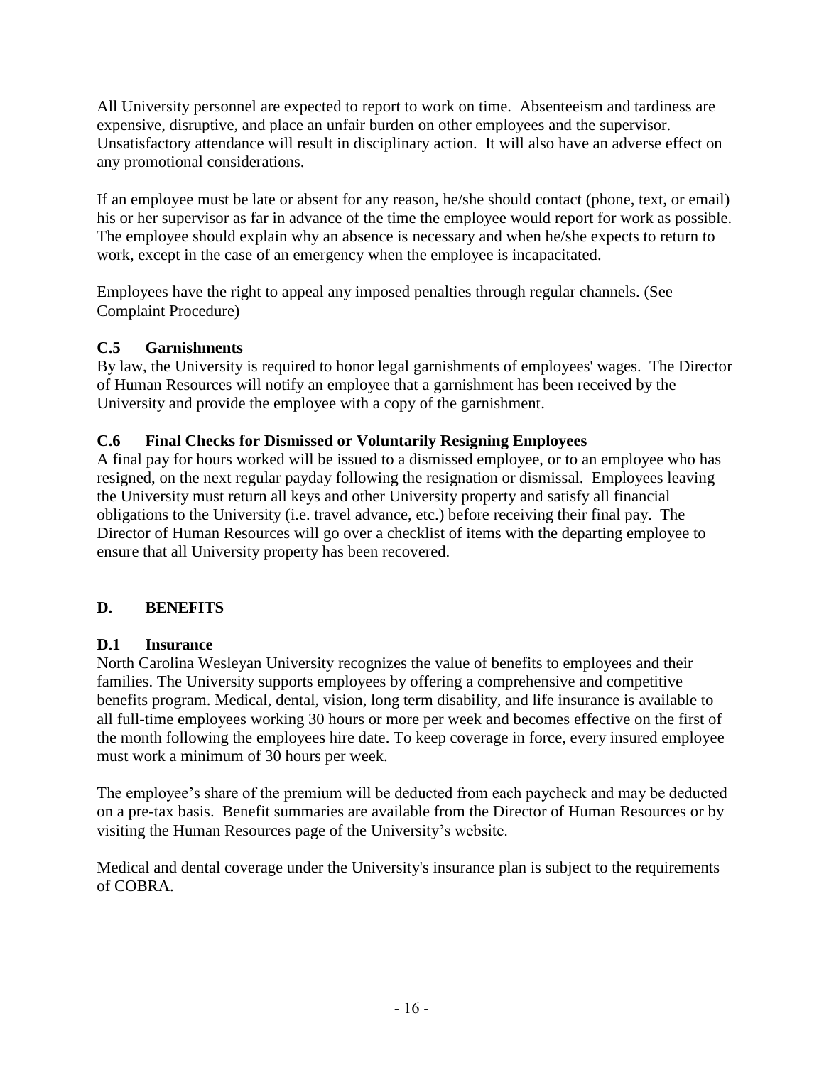All University personnel are expected to report to work on time. Absenteeism and tardiness are expensive, disruptive, and place an unfair burden on other employees and the supervisor. Unsatisfactory attendance will result in disciplinary action. It will also have an adverse effect on any promotional considerations.

If an employee must be late or absent for any reason, he/she should contact (phone, text, or email) his or her supervisor as far in advance of the time the employee would report for work as possible. The employee should explain why an absence is necessary and when he/she expects to return to work, except in the case of an emergency when the employee is incapacitated.

Employees have the right to appeal any imposed penalties through regular channels. (See Complaint Procedure)

### C.5 Garnishments

By law, the University is required to honor legal garnishments of employees' wages. The Director of Human Resources will notify an employee that a garnishment has been received by the University and provide the employee with a copy of the garnishment.

### C.6 Final Checks for Dismissed or Voluntarily Resigning Employees

A final pay for hours worked will be issued to a dismissed employee, or to an employee who has resigned, on the next regular payday following the resignation or dismissal. Employees leaving the University must return all keys and other University property and satisfy all financial obligations to the University (i.e. travel advance, etc.) before receiving their final pay. The Director of Human Resources will go over a checklist of items with the departing employee to ensure that all University property has been recovered.

## D. BENEFITS

### D.1 Insurance

North Carolina Wesleyan University recognizes the value of benefits to employees and their families. The University supports employees by offering a comprehensive and competitive benefits program. Medical, dental, vision, long term disability, and life insurance is available to all full-time employees working 30 hours or more per week and becomes effective on the first of the month following the employees hire date. To keep coverage in force, every insured employee must work a minimum of 30 hours per week.

The employee's share of the premium will be deducted from each paycheck and may be deducted on a pre-tax basis. Benefit summaries are available from the Director of Human Resources or by visiting the Human Resources page of the University's website.

Medical and dental coverage under the University's insurance plan is subject to the requirements of COBRA.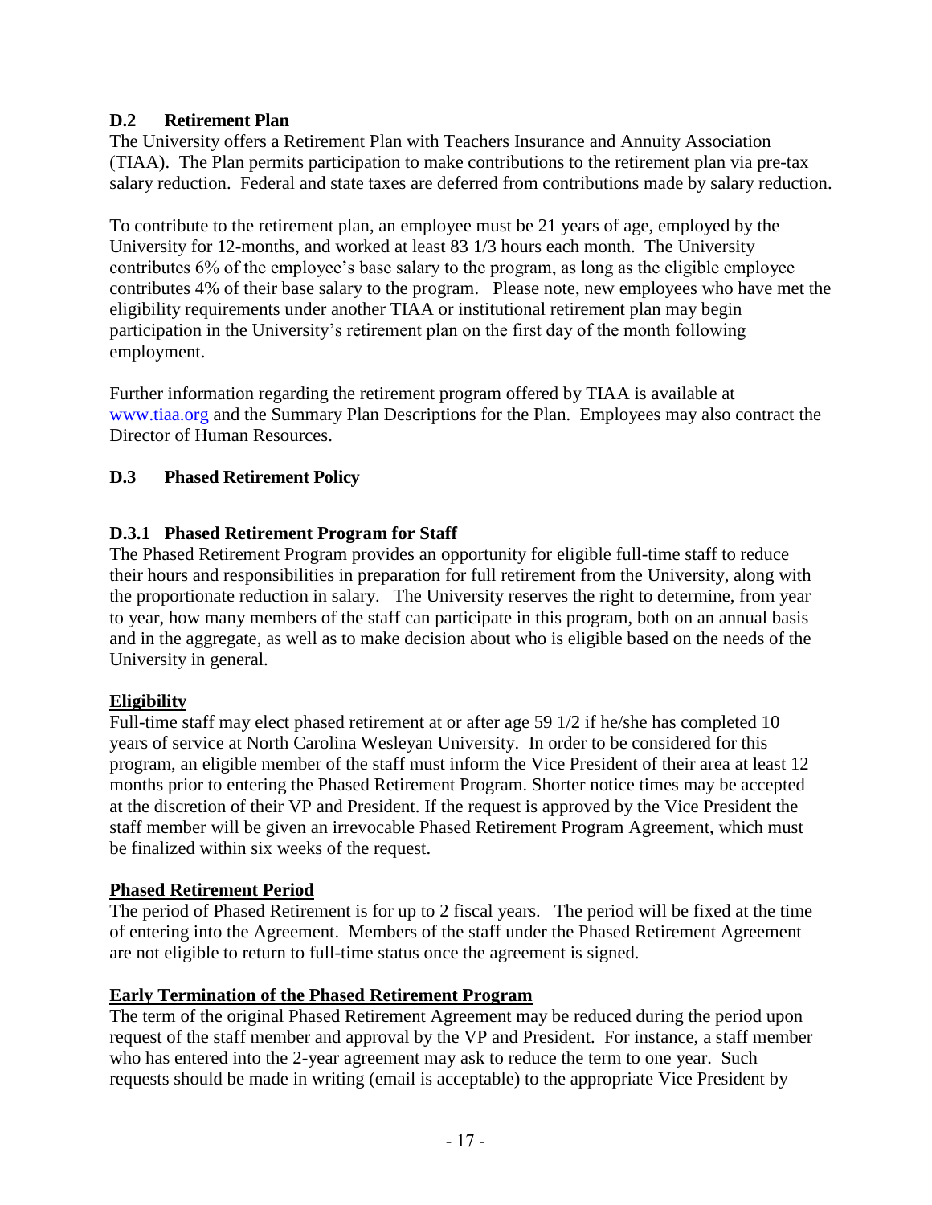### D.2 Retirement Plan

The University offers a Retirement Plan with Teachers Insurance and Annuity Association (TIAA). The Plan permits participation to make contributions to the retirement plan via pre-tax salary reduction. Federal and state taxes are deferred from contributions made by salary reduction.

To contribute to the retirement plan, an employee must be 21 years of age, employed by the University for 12-months, and worked at least 83 1/3 hours each month. The University contributes 6% of the employee's base salary to the program, as long as the eligible employee contributes 4% of their base salary to the program. Please note, new employees who have met the eligibility requirements under another TIAA or institutional retirement plan may begin participation in the University's retirement plan on the first day of the month following employment.

Further information regarding the retirement program offered by TIAA is available at [www.tiaa.org](http://www.tiaa.org) and the Summary Plan Descriptions for the Plan. Employees may also contract the Director of Human Resources.

### D.3 Phased Retirement Policy

#### D.3.1 Phased Retirement Program for Staff

The Phased Retirement Program provides an opportunity for eligible full-time staff to reduce their hours and responsibilities in preparation for full retirement from the University, along with the proportionate reduction in salary. The University reserves the right to determine, from year to year, how many members of the staff can participate in this program, both on an annual basis and in the aggregate, as well as to make decision about who is eligible based on the needs of the University in general.

**Eligibility**

Full-time staff may elect phased retirement at or after age 59 1/2 if he/she has completed 10 years of service at North Carolina Wesleyan University. In order to be considered for this program, an eligible member of the staff must inform the Vice President of their area at least 12 months prior to entering the Phased Retirement Program. Shorter notice times may be accepted at the discretion of their VP and President. If the request is approved by the Vice President the staff member will be given an irrevocable Phased Retirement Program Agreement, which must be finalized within six weeks of the request.

**Phased Retirement Period**

The period of Phased Retirement is for up to 2 fiscal years. The period will be fixed at the time of entering into the Agreement. Members of the staff under the Phased Retirement Agreement are not eligible to return to full-time status once the agreement is signed.

**Early Termination of the Phased Retirement Program**

The term of the original Phased Retirement Agreement may be reduced during the period upon request of the staff member and approval by the VP and President. For instance, a staff member who has entered into the 2-year agreement may ask to reduce the term to one year. Such requests should be made in writing (email is acceptable) to the appropriate Vice President by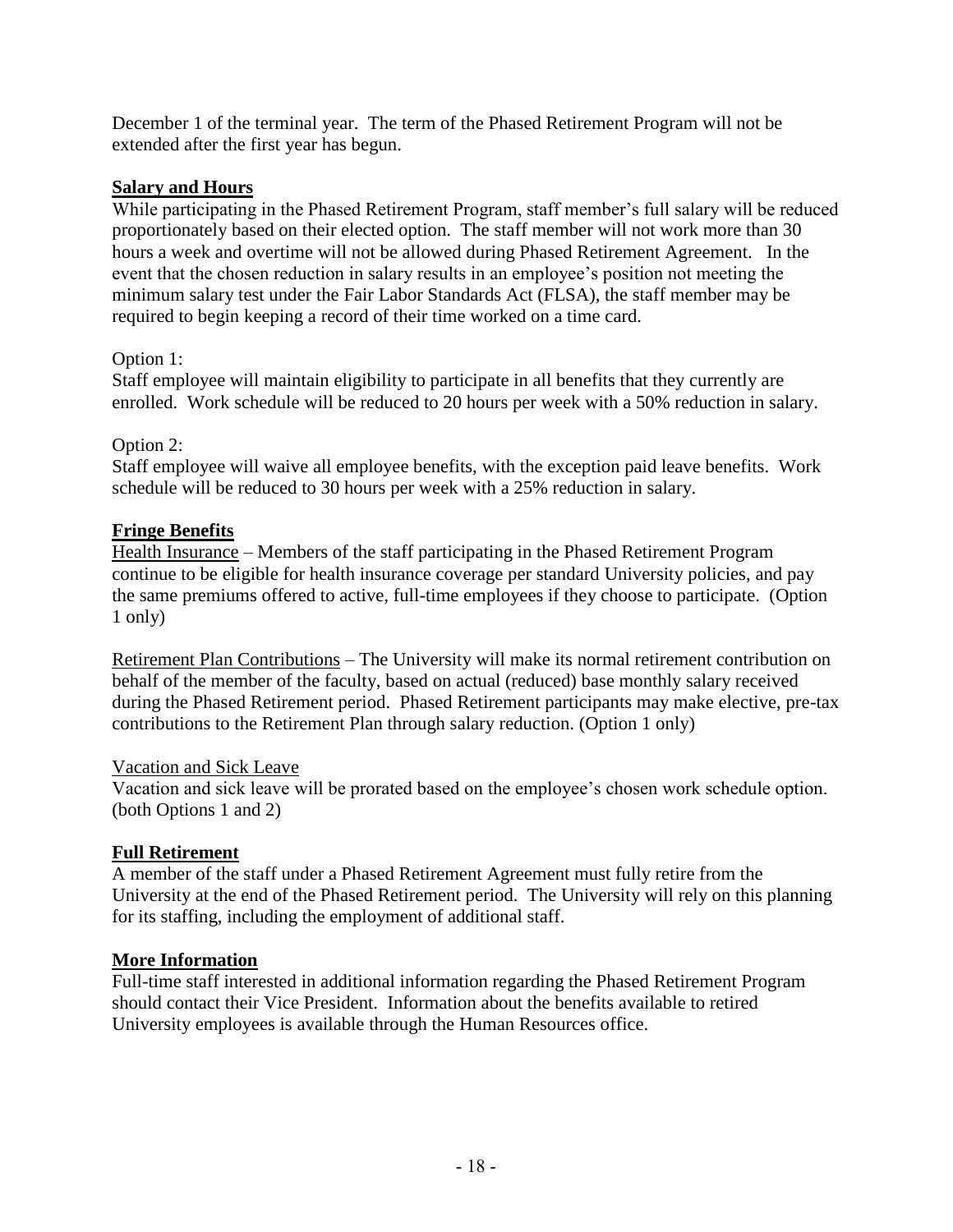December 1 of the terminal year. The term of the Phased Retirement Program will not be extended after the first year has begun.

## Salary and Hours

While participating in the Phased Retirement Program, staff member's full salary will be reduced proportionately based on their elected option. The staff member will not work more than 30 hours a week and overtime will not be allowed during Phased Retirement Agreement. In the event that the chosen reduction in salary results in an employee's position not meeting the minimum salary test under the Fair Labor Standards Act (FLSA), the staff member may be required to begin keeping a record of their time worked on a time card.

Option 1:

Staff employee will maintain eligibility to participate in all benefits that they currently are enrolled. Work schedule will be reduced to 20 hours per week with a 50% reduction in salary.

Option 2:

Staff employee will waive all employee benefits, with the exception paid leave benefits. Work schedule will be reduced to 30 hours per week with a 25% reduction in salary.

## Fringe Benefits

Health Insurance – Members of the staff participating in the Phased Retirement Program continue to be eligible for health insurance coverage per standard University policies, and pay the same premiums offered to active, full-time employees if they choose to participate. (Option 1 only)

Retirement Plan Contributions – The University will make its normal retirement contribution on behalf of the member of the faculty, based on actual (reduced) base monthly salary received during the Phased Retirement period. Phased Retirement participants may make elective, pre-tax contributions to the Retirement Plan through salary reduction. (Option 1 only)

Vacation and Sick Leave

Vacation and sick leave will be prorated based on the employee's chosen work schedule option. (both Options 1 and 2)

## Full Retirement

A member of the staff under a Phased Retirement Agreement must fully retire from the University at the end of the Phased Retirement period. The University will rely on this planning for its staffing, including the employment of additional staff.

## More Information

Full-time staff interested in additional information regarding the Phased Retirement Program should contact their Vice President. Information about the benefits available to retired University employees is available through the Human Resources office.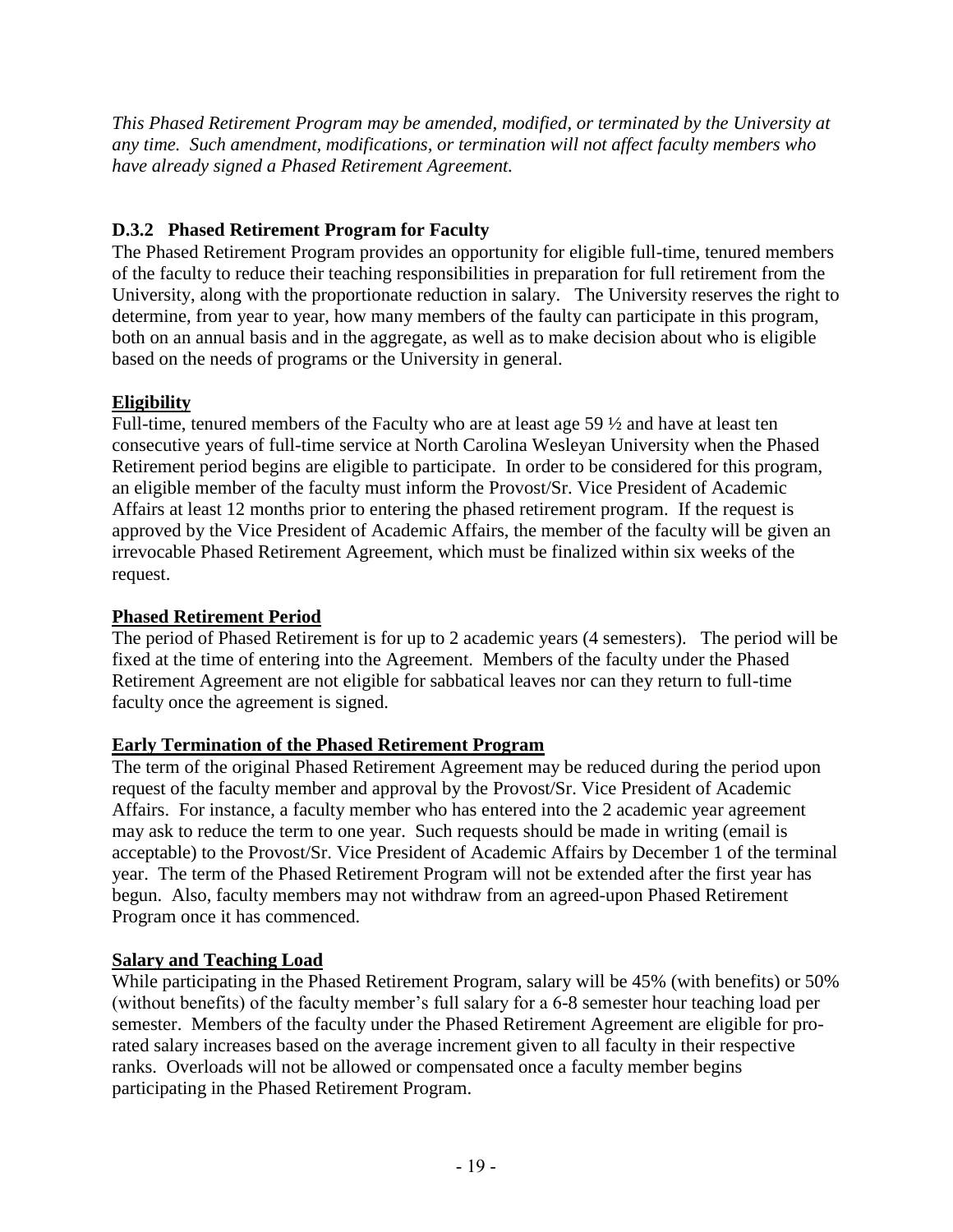*This Phased Retirement Program may be amended, modified, or terminated by the University at any time. Such amendment, modifications, or termination will not affect faculty members who have already signed a Phased Retirement Agreement.*

### D.3.2 Phased Retirement Program for Faculty

The Phased Retirement Program provides an opportunity for eligible full-time, tenured members of the faculty to reduce their teaching responsibilities in preparation for full retirement from the University, along with the proportionate reduction in salary. The University reserves the right to determine, from year to year, how many members of the faulty can participate in this program, both on an annual basis and in the aggregate, as well as to make decision about who is eligible based on the needs of programs or the University in general.

**Eligibility**

Full-time, tenured members of the Faculty who are at least age 59 ½ and have at least ten consecutive years of full-time service at North Carolina Wesleyan University when the Phased Retirement period begins are eligible to participate. In order to be considered for this program, an eligible member of the faculty must inform the Provost/Sr. Vice President of Academic Affairs at least 12 months prior to entering the phased retirement program. If the request is approved by the Vice President of Academic Affairs, the member of the faculty will be given an irrevocable Phased Retirement Agreement, which must be finalized within six weeks of the request.

**Phased Retirement Period**

The period of Phased Retirement is for up to 2 academic years (4 semesters). The period will be fixed at the time of entering into the Agreement. Members of the faculty under the Phased Retirement Agreement are not eligible for sabbatical leaves nor can they return to full-time faculty once the agreement is signed.

**Early Termination of the Phased Retirement Program**

The term of the original Phased Retirement Agreement may be reduced during the period upon request of the faculty member and approval by the Provost/Sr. Vice President of Academic Affairs. For instance, a faculty member who has entered into the 2 academic year agreement may ask to reduce the term to one year. Such requests should be made in writing (email is acceptable) to the Provost/Sr. Vice President of Academic Affairs by December 1 of the terminal year. The term of the Phased Retirement Program will not be extended after the first year has begun. Also, faculty members may not withdraw from an agreed-upon Phased Retirement Program once it has commenced.

**Salary and Teaching Load**

While participating in the Phased Retirement Program, salary will be 45% (with benefits) or 50% (without benefits) of the faculty member's full salary for a 6-8 semester hour teaching load per semester. Members of the faculty under the Phased Retirement Agreement are eligible for pro-rated salary increases based on the average increment given to all faculty in their respective ranks. Overloads will not be allowed or compensated once a faculty member begins participating in the Phased Retirement Program.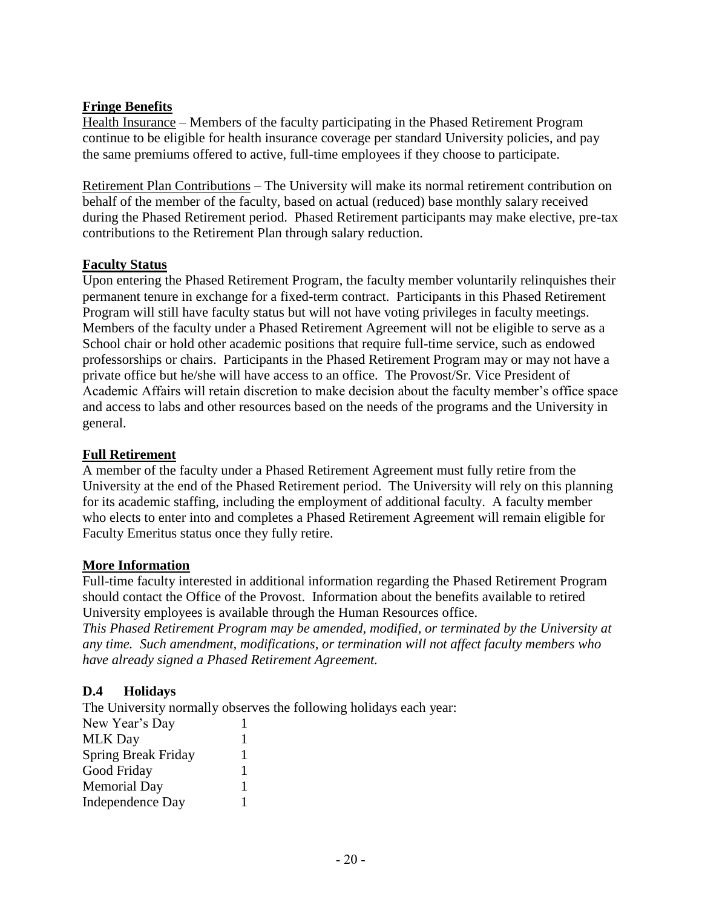**Fringe Benefits**

Health Insurance – Members of the faculty participating in the Phased Retirement Program continue to be eligible for health insurance coverage per standard University policies, and pay the same premiums offered to active, full-time employees if they choose to participate.

Retirement Plan Contributions – The University will make its normal retirement contribution on behalf of the member of the faculty, based on actual (reduced) base monthly salary received during the Phased Retirement period. Phased Retirement participants may make elective, pre-tax contributions to the Retirement Plan through salary reduction.

**Faculty Status**

Upon entering the Phased Retirement Program, the faculty member voluntarily relinquishes their permanent tenure in exchange for a fixed-term contract. Participants in this Phased Retirement Program will still have faculty status but will not have voting privileges in faculty meetings. Members of the faculty under a Phased Retirement Agreement will not be eligible to serve as a School chair or hold other academic positions that require full-time service, such as endowed professorships or chairs. Participants in the Phased Retirement Program may or may not have a private office but he/she will have access to an office. The Provost/Sr. Vice President of Academic Affairs will retain discretion to make decision about the faculty member's office space and access to labs and other resources based on the needs of the programs and the University in general.

**Full Retirement**

A member of the faculty under a Phased Retirement Agreement must fully retire from the University at the end of the Phased Retirement period. The University will rely on this planning for its academic staffing, including the employment of additional faculty. A faculty member who elects to enter into and completes a Phased Retirement Agreement will remain eligible for Faculty Emeritus status once they fully retire.

**More Information**

Full-time faculty interested in additional information regarding the Phased Retirement Program should contact the Office of the Provost. Information about the benefits available to retired University employees is available through the Human Resources office.

*This Phased Retirement Program may be amended, modified, or terminated by the University at any time. Such amendment, modifications, or termination will not affect faculty members who have already signed a Phased Retirement Agreement.*

### D.4 Holidays

The University normally observes the following holidays each year:

| | |
|---|---|
| New Year's Day | 1 |
| MLK Day | 1 |
| Spring Break Friday | 1 |
| Good Friday | 1 |
| Memorial Day | 1 |
| Independence Day | 1 |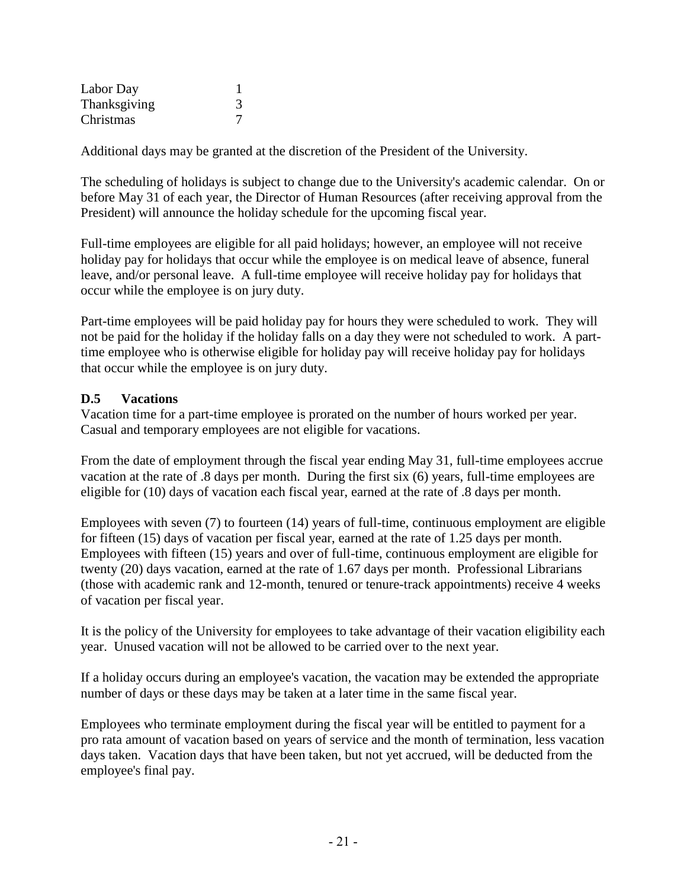| | |
|---|---|
| Labor Day | 1 |
| Thanksgiving | 3 |
| Christmas | 7 |

Additional days may be granted at the discretion of the President of the University.

The scheduling of holidays is subject to change due to the University's academic calendar. On or before May 31 of each year, the Director of Human Resources (after receiving approval from the President) will announce the holiday schedule for the upcoming fiscal year.

Full-time employees are eligible for all paid holidays; however, an employee will not receive holiday pay for holidays that occur while the employee is on medical leave of absence, funeral leave, and/or personal leave. A full-time employee will receive holiday pay for holidays that occur while the employee is on jury duty.

Part-time employees will be paid holiday pay for hours they were scheduled to work. They will not be paid for the holiday if the holiday falls on a day they were not scheduled to work. A part-time employee who is otherwise eligible for holiday pay will receive holiday pay for holidays that occur while the employee is on jury duty.

### D.5 Vacations

Vacation time for a part-time employee is prorated on the number of hours worked per year. Casual and temporary employees are not eligible for vacations.

From the date of employment through the fiscal year ending May 31, full-time employees accrue vacation at the rate of .8 days per month. During the first six (6) years, full-time employees are eligible for (10) days of vacation each fiscal year, earned at the rate of .8 days per month.

Employees with seven (7) to fourteen (14) years of full-time, continuous employment are eligible for fifteen (15) days of vacation per fiscal year, earned at the rate of 1.25 days per month. Employees with fifteen (15) years and over of full-time, continuous employment are eligible for twenty (20) days vacation, earned at the rate of 1.67 days per month. Professional Librarians (those with academic rank and 12-month, tenured or tenure-track appointments) receive 4 weeks of vacation per fiscal year.

It is the policy of the University for employees to take advantage of their vacation eligibility each year. Unused vacation will not be allowed to be carried over to the next year.

If a holiday occurs during an employee's vacation, the vacation may be extended the appropriate number of days or these days may be taken at a later time in the same fiscal year.

Employees who terminate employment during the fiscal year will be entitled to payment for a pro rata amount of vacation based on years of service and the month of termination, less vacation days taken. Vacation days that have been taken, but not yet accrued, will be deducted from the employee's final pay.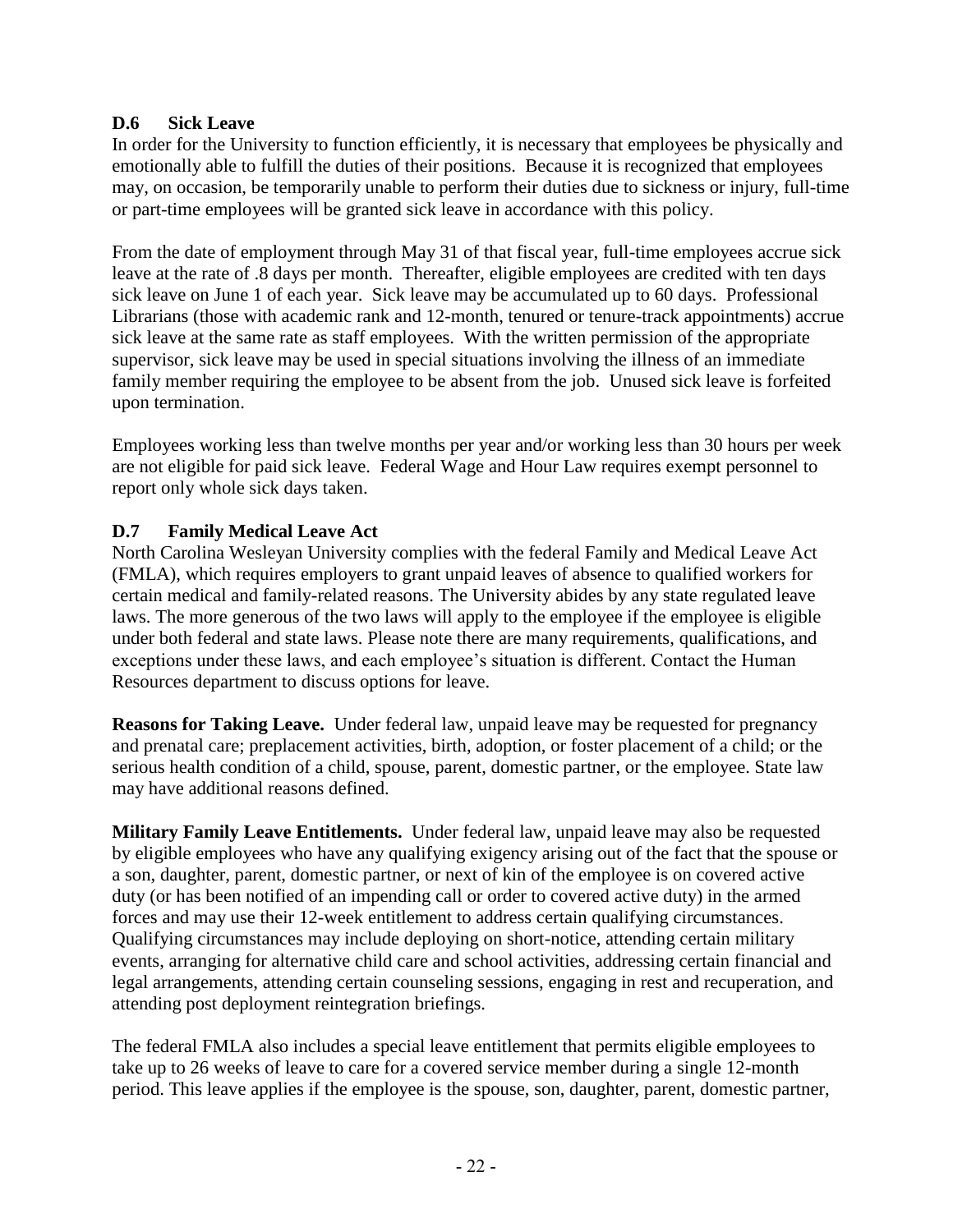### D.6 Sick Leave

In order for the University to function efficiently, it is necessary that employees be physically and emotionally able to fulfill the duties of their positions. Because it is recognized that employees may, on occasion, be temporarily unable to perform their duties due to sickness or injury, full-time or part-time employees will be granted sick leave in accordance with this policy.

From the date of employment through May 31 of that fiscal year, full-time employees accrue sick leave at the rate of .8 days per month. Thereafter, eligible employees are credited with ten days sick leave on June 1 of each year. Sick leave may be accumulated up to 60 days. Professional Librarians (those with academic rank and 12-month, tenured or tenure-track appointments) accrue sick leave at the same rate as staff employees. With the written permission of the appropriate supervisor, sick leave may be used in special situations involving the illness of an immediate family member requiring the employee to be absent from the job. Unused sick leave is forfeited upon termination.

Employees working less than twelve months per year and/or working less than 30 hours per week are not eligible for paid sick leave. Federal Wage and Hour Law requires exempt personnel to report only whole sick days taken.

### D.7 Family Medical Leave Act

North Carolina Wesleyan University complies with the federal Family and Medical Leave Act (FMLA), which requires employers to grant unpaid leaves of absence to qualified workers for certain medical and family-related reasons. The University abides by any state regulated leave laws. The more generous of the two laws will apply to the employee if the employee is eligible under both federal and state laws. Please note there are many requirements, qualifications, and exceptions under these laws, and each employee's situation is different. Contact the Human Resources department to discuss options for leave.

**Reasons for Taking Leave.** Under federal law, unpaid leave may be requested for pregnancy and prenatal care; preplacement activities, birth, adoption, or foster placement of a child; or the serious health condition of a child, spouse, parent, domestic partner, or the employee. State law may have additional reasons defined.

**Military Family Leave Entitlements.** Under federal law, unpaid leave may also be requested by eligible employees who have any qualifying exigency arising out of the fact that the spouse or a son, daughter, parent, domestic partner, or next of kin of the employee is on covered active duty (or has been notified of an impending call or order to covered active duty) in the armed forces and may use their 12-week entitlement to address certain qualifying circumstances. Qualifying circumstances may include deploying on short-notice, attending certain military events, arranging for alternative child care and school activities, addressing certain financial and legal arrangements, attending certain counseling sessions, engaging in rest and recuperation, and attending post deployment reintegration briefings.

The federal FMLA also includes a special leave entitlement that permits eligible employees to take up to 26 weeks of leave to care for a covered service member during a single 12-month period. This leave applies if the employee is the spouse, son, daughter, parent, domestic partner,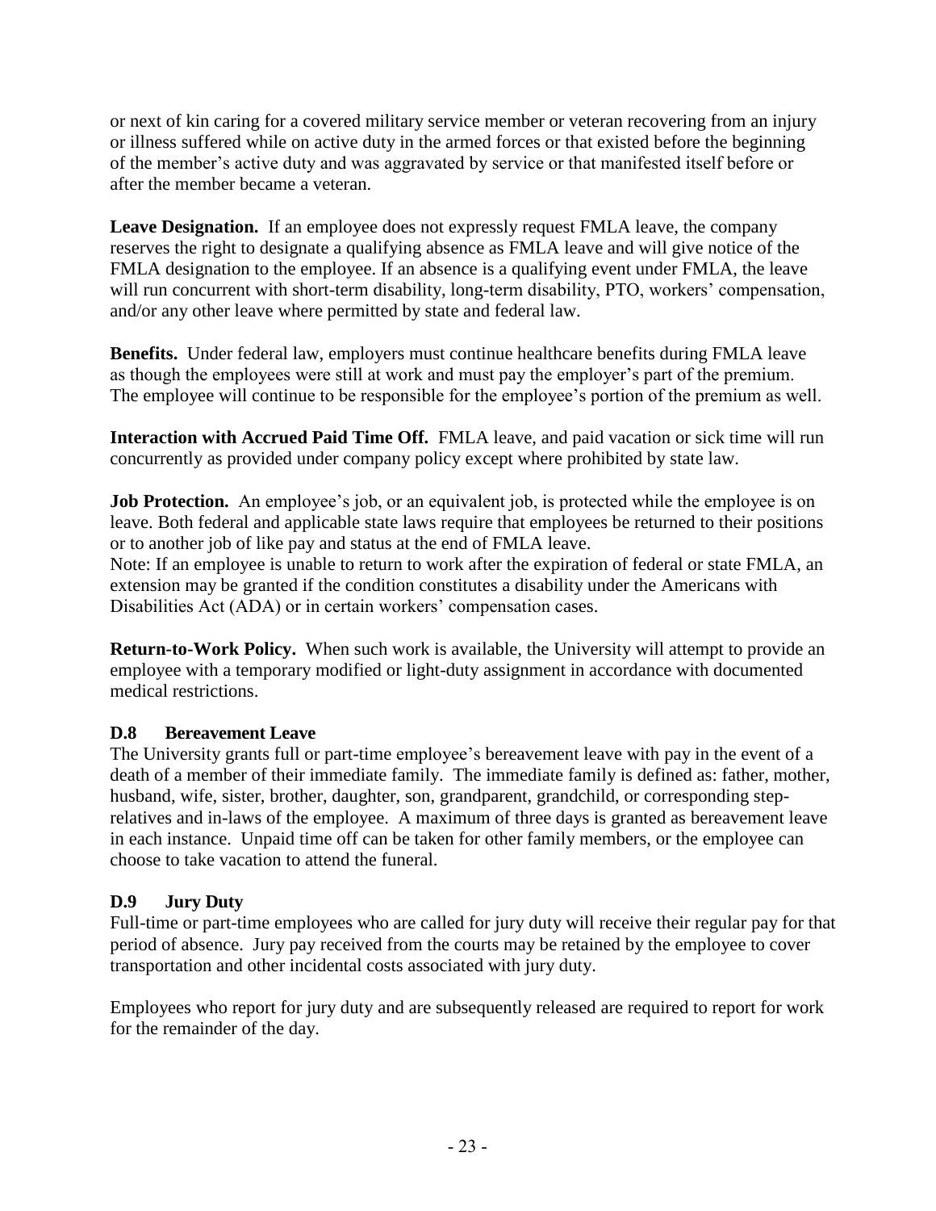or next of kin caring for a covered military service member or veteran recovering from an injury or illness suffered while on active duty in the armed forces or that existed before the beginning of the member's active duty and was aggravated by service or that manifested itself before or after the member became a veteran.

**Leave Designation.** If an employee does not expressly request FMLA leave, the company reserves the right to designate a qualifying absence as FMLA leave and will give notice of the FMLA designation to the employee. If an absence is a qualifying event under FMLA, the leave will run concurrent with short-term disability, long-term disability, PTO, workers' compensation, and/or any other leave where permitted by state and federal law.

**Benefits.** Under federal law, employers must continue healthcare benefits during FMLA leave as though the employees were still at work and must pay the employer's part of the premium. The employee will continue to be responsible for the employee's portion of the premium as well.

**Interaction with Accrued Paid Time Off.** FMLA leave, and paid vacation or sick time will run concurrently as provided under company policy except where prohibited by state law.

**Job Protection.** An employee's job, or an equivalent job, is protected while the employee is on leave. Both federal and applicable state laws require that employees be returned to their positions or to another job of like pay and status at the end of FMLA leave.
Note: If an employee is unable to return to work after the expiration of federal or state FMLA, an extension may be granted if the condition constitutes a disability under the Americans with Disabilities Act (ADA) or in certain workers' compensation cases.

**Return-to-Work Policy.** When such work is available, the University will attempt to provide an employee with a temporary modified or light-duty assignment in accordance with documented medical restrictions.

### D.8 Bereavement Leave

The University grants full or part-time employee's bereavement leave with pay in the event of a death of a member of their immediate family. The immediate family is defined as: father, mother, husband, wife, sister, brother, daughter, son, grandparent, grandchild, or corresponding step-relatives and in-laws of the employee. A maximum of three days is granted as bereavement leave in each instance. Unpaid time off can be taken for other family members, or the employee can choose to take vacation to attend the funeral.

### D.9 Jury Duty

Full-time or part-time employees who are called for jury duty will receive their regular pay for that period of absence. Jury pay received from the courts may be retained by the employee to cover transportation and other incidental costs associated with jury duty.

Employees who report for jury duty and are subsequently released are required to report for work for the remainder of the day.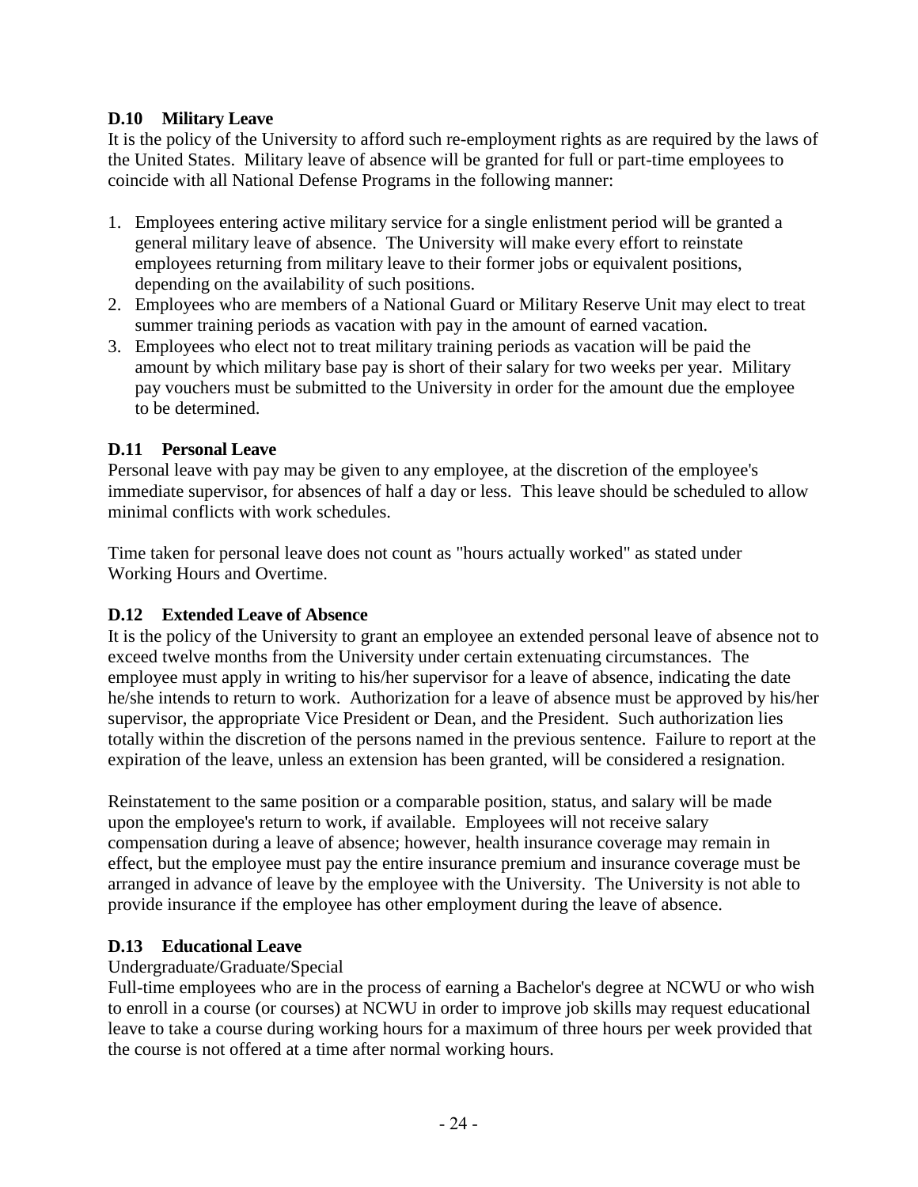### D.10 Military Leave

It is the policy of the University to afford such re-employment rights as are required by the laws of the United States. Military leave of absence will be granted for full or part-time employees to coincide with all National Defense Programs in the following manner:

1. Employees entering active military service for a single enlistment period will be granted a general military leave of absence. The University will make every effort to reinstate employees returning from military leave to their former jobs or equivalent positions, depending on the availability of such positions.
2. Employees who are members of a National Guard or Military Reserve Unit may elect to treat summer training periods as vacation with pay in the amount of earned vacation.
3. Employees who elect not to treat military training periods as vacation will be paid the amount by which military base pay is short of their salary for two weeks per year. Military pay vouchers must be submitted to the University in order for the amount due the employee to be determined.

### D.11 Personal Leave

Personal leave with pay may be given to any employee, at the discretion of the employee's immediate supervisor, for absences of half a day or less. This leave should be scheduled to allow minimal conflicts with work schedules.

Time taken for personal leave does not count as "hours actually worked" as stated under Working Hours and Overtime.

### D.12 Extended Leave of Absence

It is the policy of the University to grant an employee an extended personal leave of absence not to exceed twelve months from the University under certain extenuating circumstances. The employee must apply in writing to his/her supervisor for a leave of absence, indicating the date he/she intends to return to work. Authorization for a leave of absence must be approved by his/her supervisor, the appropriate Vice President or Dean, and the President. Such authorization lies totally within the discretion of the persons named in the previous sentence. Failure to report at the expiration of the leave, unless an extension has been granted, will be considered a resignation.

Reinstatement to the same position or a comparable position, status, and salary will be made upon the employee's return to work, if available. Employees will not receive salary compensation during a leave of absence; however, health insurance coverage may remain in effect, but the employee must pay the entire insurance premium and insurance coverage must be arranged in advance of leave by the employee with the University. The University is not able to provide insurance if the employee has other employment during the leave of absence.

### D.13 Educational Leave

Undergraduate/Graduate/Special

Full-time employees who are in the process of earning a Bachelor's degree at NCWU or who wish to enroll in a course (or courses) at NCWU in order to improve job skills may request educational leave to take a course during working hours for a maximum of three hours per week provided that the course is not offered at a time after normal working hours.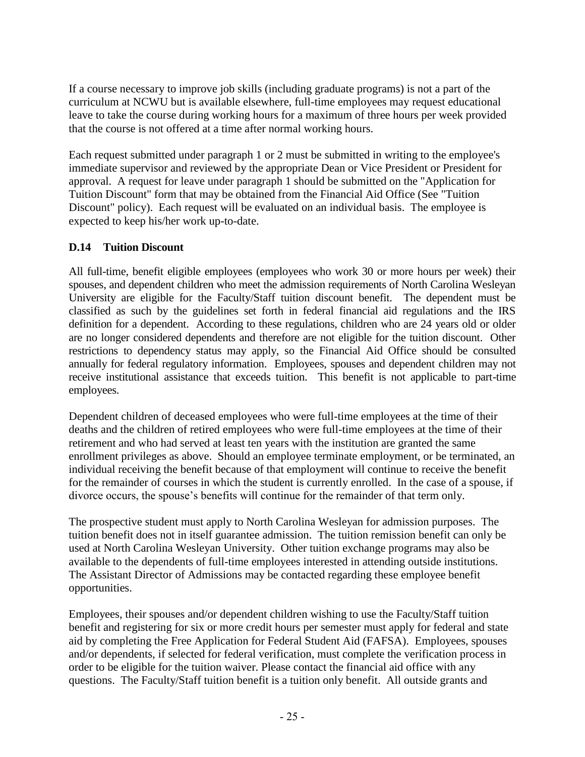If a course necessary to improve job skills (including graduate programs) is not a part of the curriculum at NCWU but is available elsewhere, full-time employees may request educational leave to take the course during working hours for a maximum of three hours per week provided that the course is not offered at a time after normal working hours.

Each request submitted under paragraph 1 or 2 must be submitted in writing to the employee's immediate supervisor and reviewed by the appropriate Dean or Vice President or President for approval. A request for leave under paragraph 1 should be submitted on the "Application for Tuition Discount" form that may be obtained from the Financial Aid Office (See "Tuition Discount" policy). Each request will be evaluated on an individual basis. The employee is expected to keep his/her work up-to-date.

### D.14 Tuition Discount

All full-time, benefit eligible employees (employees who work 30 or more hours per week) their spouses, and dependent children who meet the admission requirements of North Carolina Wesleyan University are eligible for the Faculty/Staff tuition discount benefit. The dependent must be classified as such by the guidelines set forth in federal financial aid regulations and the IRS definition for a dependent. According to these regulations, children who are 24 years old or older are no longer considered dependents and therefore are not eligible for the tuition discount. Other restrictions to dependency status may apply, so the Financial Aid Office should be consulted annually for federal regulatory information. Employees, spouses and dependent children may not receive institutional assistance that exceeds tuition. This benefit is not applicable to part-time employees.

Dependent children of deceased employees who were full-time employees at the time of their deaths and the children of retired employees who were full-time employees at the time of their retirement and who had served at least ten years with the institution are granted the same enrollment privileges as above. Should an employee terminate employment, or be terminated, an individual receiving the benefit because of that employment will continue to receive the benefit for the remainder of courses in which the student is currently enrolled. In the case of a spouse, if divorce occurs, the spouse's benefits will continue for the remainder of that term only.

The prospective student must apply to North Carolina Wesleyan for admission purposes. The tuition benefit does not in itself guarantee admission. The tuition remission benefit can only be used at North Carolina Wesleyan University. Other tuition exchange programs may also be available to the dependents of full-time employees interested in attending outside institutions. The Assistant Director of Admissions may be contacted regarding these employee benefit opportunities.

Employees, their spouses and/or dependent children wishing to use the Faculty/Staff tuition benefit and registering for six or more credit hours per semester must apply for federal and state aid by completing the Free Application for Federal Student Aid (FAFSA). Employees, spouses and/or dependents, if selected for federal verification, must complete the verification process in order to be eligible for the tuition waiver. Please contact the financial aid office with any questions. The Faculty/Staff tuition benefit is a tuition only benefit. All outside grants and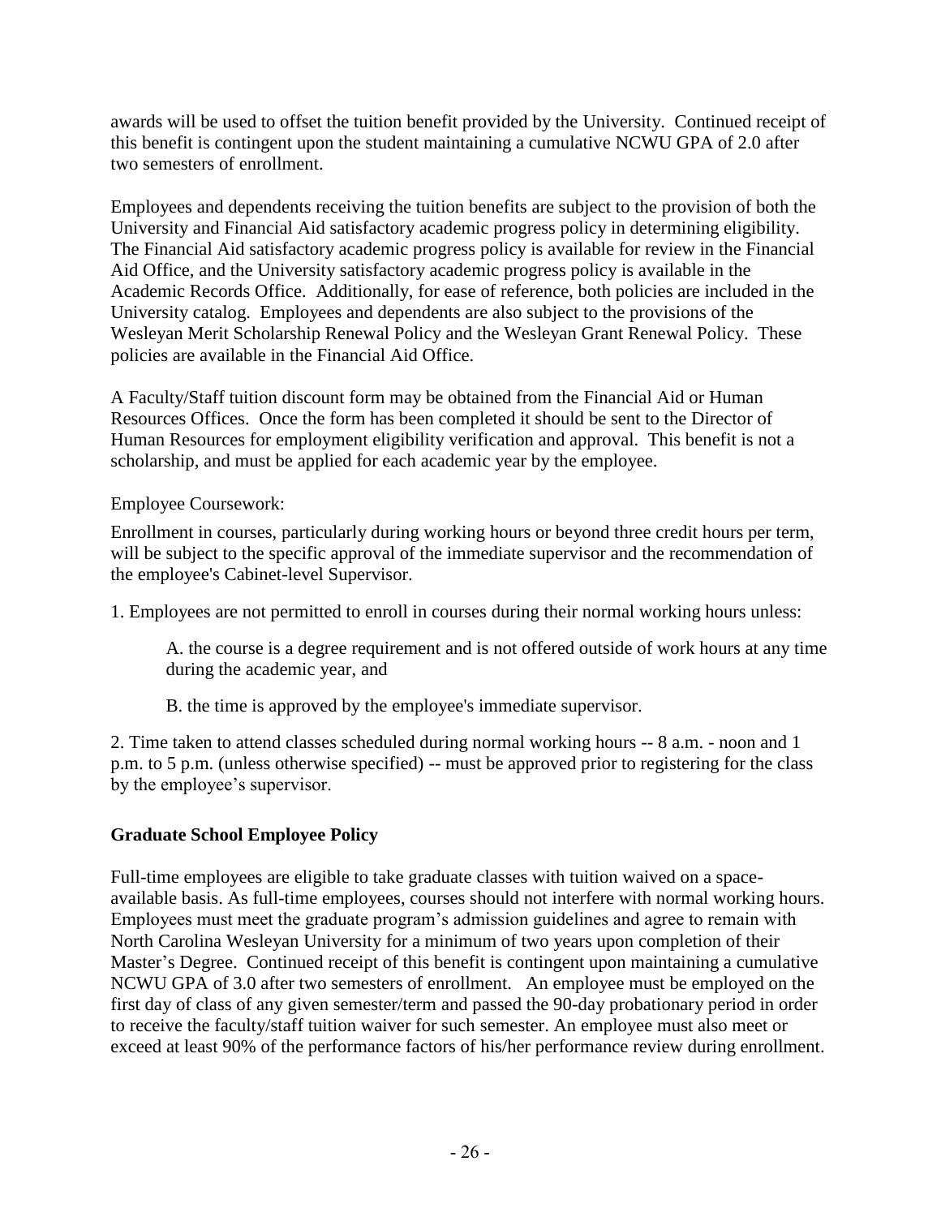awards will be used to offset the tuition benefit provided by the University. Continued receipt of this benefit is contingent upon the student maintaining a cumulative NCWU GPA of 2.0 after two semesters of enrollment.

Employees and dependents receiving the tuition benefits are subject to the provision of both the University and Financial Aid satisfactory academic progress policy in determining eligibility. The Financial Aid satisfactory academic progress policy is available for review in the Financial Aid Office, and the University satisfactory academic progress policy is available in the Academic Records Office. Additionally, for ease of reference, both policies are included in the University catalog. Employees and dependents are also subject to the provisions of the Wesleyan Merit Scholarship Renewal Policy and the Wesleyan Grant Renewal Policy. These policies are available in the Financial Aid Office.

A Faculty/Staff tuition discount form may be obtained from the Financial Aid or Human Resources Offices. Once the form has been completed it should be sent to the Director of Human Resources for employment eligibility verification and approval. This benefit is not a scholarship, and must be applied for each academic year by the employee.

Employee Coursework:

Enrollment in courses, particularly during working hours or beyond three credit hours per term, will be subject to the specific approval of the immediate supervisor and the recommendation of the employee's Cabinet-level Supervisor.

1. Employees are not permitted to enroll in courses during their normal working hours unless:

   A. the course is a degree requirement and is not offered outside of work hours at any time during the academic year, and

   B. the time is approved by the employee's immediate supervisor.

2. Time taken to attend classes scheduled during normal working hours -- 8 a.m. - noon and 1 p.m. to 5 p.m. (unless otherwise specified) -- must be approved prior to registering for the class by the employee's supervisor.

**Graduate School Employee Policy**

Full-time employees are eligible to take graduate classes with tuition waived on a space-available basis. As full-time employees, courses should not interfere with normal working hours. Employees must meet the graduate program's admission guidelines and agree to remain with North Carolina Wesleyan University for a minimum of two years upon completion of their Master's Degree. Continued receipt of this benefit is contingent upon maintaining a cumulative NCWU GPA of 3.0 after two semesters of enrollment. An employee must be employed on the first day of class of any given semester/term and passed the 90-day probationary period in order to receive the faculty/staff tuition waiver for such semester. An employee must also meet or exceed at least 90% of the performance factors of his/her performance review during enrollment.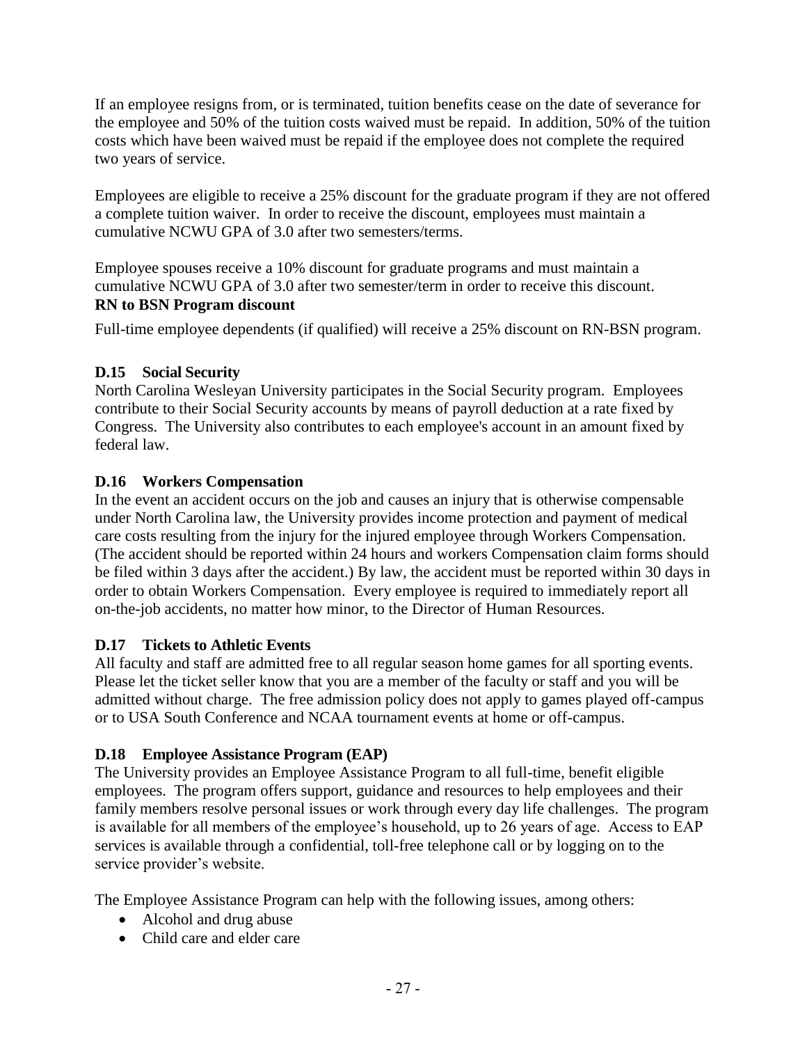If an employee resigns from, or is terminated, tuition benefits cease on the date of severance for the employee and 50% of the tuition costs waived must be repaid. In addition, 50% of the tuition costs which have been waived must be repaid if the employee does not complete the required two years of service.

Employees are eligible to receive a 25% discount for the graduate program if they are not offered a complete tuition waiver. In order to receive the discount, employees must maintain a cumulative NCWU GPA of 3.0 after two semesters/terms.

Employee spouses receive a 10% discount for graduate programs and must maintain a cumulative NCWU GPA of 3.0 after two semester/term in order to receive this discount.

**RN to BSN Program discount**

Full-time employee dependents (if qualified) will receive a 25% discount on RN-BSN program.

### D.15 Social Security

North Carolina Wesleyan University participates in the Social Security program. Employees contribute to their Social Security accounts by means of payroll deduction at a rate fixed by Congress. The University also contributes to each employee's account in an amount fixed by federal law.

### D.16 Workers Compensation

In the event an accident occurs on the job and causes an injury that is otherwise compensable under North Carolina law, the University provides income protection and payment of medical care costs resulting from the injury for the injured employee through Workers Compensation. (The accident should be reported within 24 hours and workers Compensation claim forms should be filed within 3 days after the accident.) By law, the accident must be reported within 30 days in order to obtain Workers Compensation. Every employee is required to immediately report all on-the-job accidents, no matter how minor, to the Director of Human Resources.

### D.17 Tickets to Athletic Events

All faculty and staff are admitted free to all regular season home games for all sporting events. Please let the ticket seller know that you are a member of the faculty or staff and you will be admitted without charge. The free admission policy does not apply to games played off-campus or to USA South Conference and NCAA tournament events at home or off-campus.

### D.18 Employee Assistance Program (EAP)

The University provides an Employee Assistance Program to all full-time, benefit eligible employees. The program offers support, guidance and resources to help employees and their family members resolve personal issues or work through every day life challenges. The program is available for all members of the employee's household, up to 26 years of age. Access to EAP services is available through a confidential, toll-free telephone call or by logging on to the service provider's website.

The Employee Assistance Program can help with the following issues, among others:

- Alcohol and drug abuse
- Child care and elder care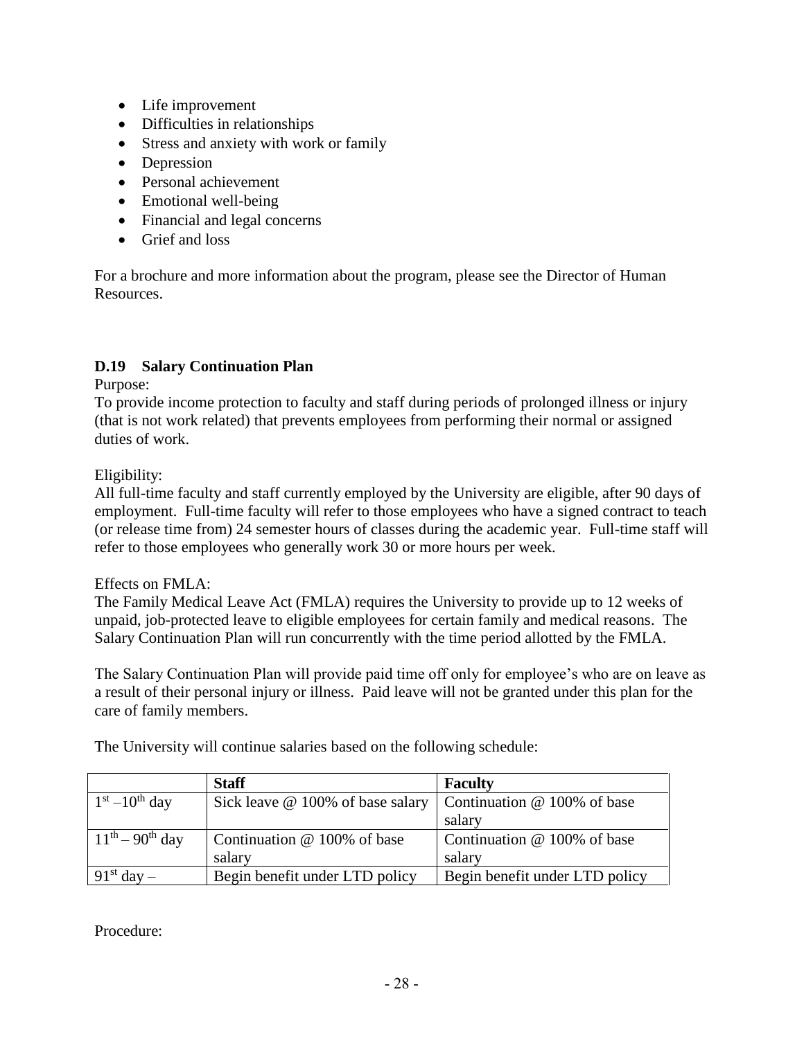- Life improvement
- Difficulties in relationships
- Stress and anxiety with work or family
- Depression
- Personal achievement
- Emotional well-being
- Financial and legal concerns
- Grief and loss

For a brochure and more information about the program, please see the Director of Human Resources.

### D.19 Salary Continuation Plan

Purpose:
To provide income protection to faculty and staff during periods of prolonged illness or injury (that is not work related) that prevents employees from performing their normal or assigned duties of work.

Eligibility:
All full-time faculty and staff currently employed by the University are eligible, after 90 days of employment. Full-time faculty will refer to those employees who have a signed contract to teach (or release time from) 24 semester hours of classes during the academic year. Full-time staff will refer to those employees who generally work 30 or more hours per week.

Effects on FMLA:
The Family Medical Leave Act (FMLA) requires the University to provide up to 12 weeks of unpaid, job-protected leave to eligible employees for certain family and medical reasons. The Salary Continuation Plan will run concurrently with the time period allotted by the FMLA.

The Salary Continuation Plan will provide paid time off only for employee's who are on leave as a result of their personal injury or illness. Paid leave will not be granted under this plan for the care of family members.

The University will continue salaries based on the following schedule:

| | **Staff** | **Faculty** |
|---|---|---|
| 1st – 10th day | Sick leave @ 100% of base salary | Continuation @ 100% of base salary |
| 11th – 90th day | Continuation @ 100% of base salary | Continuation @ 100% of base salary |
| 91st day – | Begin benefit under LTD policy | Begin benefit under LTD policy |

Procedure: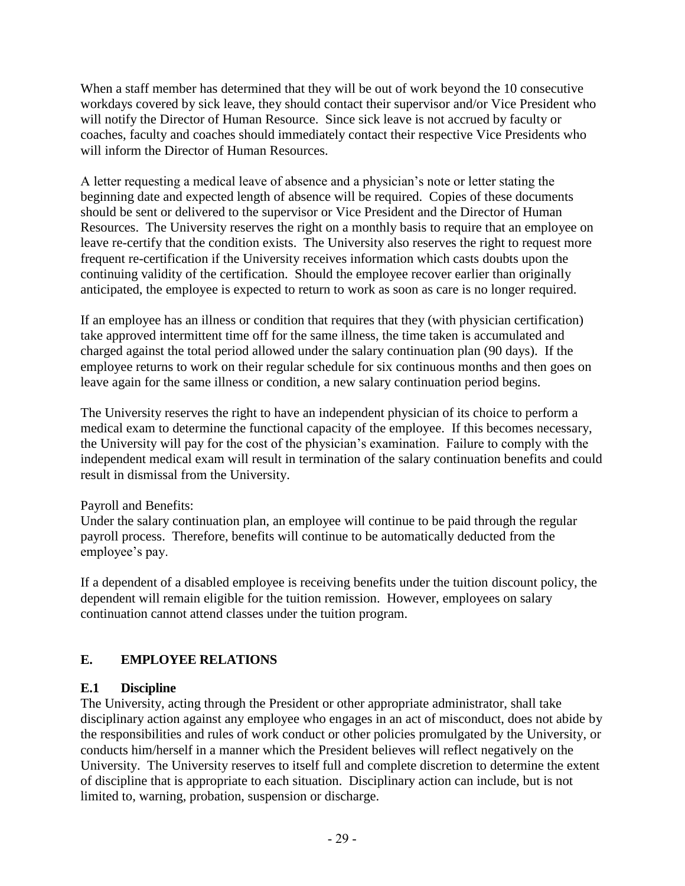When a staff member has determined that they will be out of work beyond the 10 consecutive workdays covered by sick leave, they should contact their supervisor and/or Vice President who will notify the Director of Human Resource. Since sick leave is not accrued by faculty or coaches, faculty and coaches should immediately contact their respective Vice Presidents who will inform the Director of Human Resources.

A letter requesting a medical leave of absence and a physician's note or letter stating the beginning date and expected length of absence will be required. Copies of these documents should be sent or delivered to the supervisor or Vice President and the Director of Human Resources. The University reserves the right on a monthly basis to require that an employee on leave re-certify that the condition exists. The University also reserves the right to request more frequent re-certification if the University receives information which casts doubts upon the continuing validity of the certification. Should the employee recover earlier than originally anticipated, the employee is expected to return to work as soon as care is no longer required.

If an employee has an illness or condition that requires that they (with physician certification) take approved intermittent time off for the same illness, the time taken is accumulated and charged against the total period allowed under the salary continuation plan (90 days). If the employee returns to work on their regular schedule for six continuous months and then goes on leave again for the same illness or condition, a new salary continuation period begins.

The University reserves the right to have an independent physician of its choice to perform a medical exam to determine the functional capacity of the employee. If this becomes necessary, the University will pay for the cost of the physician's examination. Failure to comply with the independent medical exam will result in termination of the salary continuation benefits and could result in dismissal from the University.

Payroll and Benefits:
Under the salary continuation plan, an employee will continue to be paid through the regular payroll process. Therefore, benefits will continue to be automatically deducted from the employee's pay.

If a dependent of a disabled employee is receiving benefits under the tuition discount policy, the dependent will remain eligible for the tuition remission. However, employees on salary continuation cannot attend classes under the tuition program.

## E. EMPLOYEE RELATIONS

### E.1 Discipline

The University, acting through the President or other appropriate administrator, shall take disciplinary action against any employee who engages in an act of misconduct, does not abide by the responsibilities and rules of work conduct or other policies promulgated by the University, or conducts him/herself in a manner which the President believes will reflect negatively on the University. The University reserves to itself full and complete discretion to determine the extent of discipline that is appropriate to each situation. Disciplinary action can include, but is not limited to, warning, probation, suspension or discharge.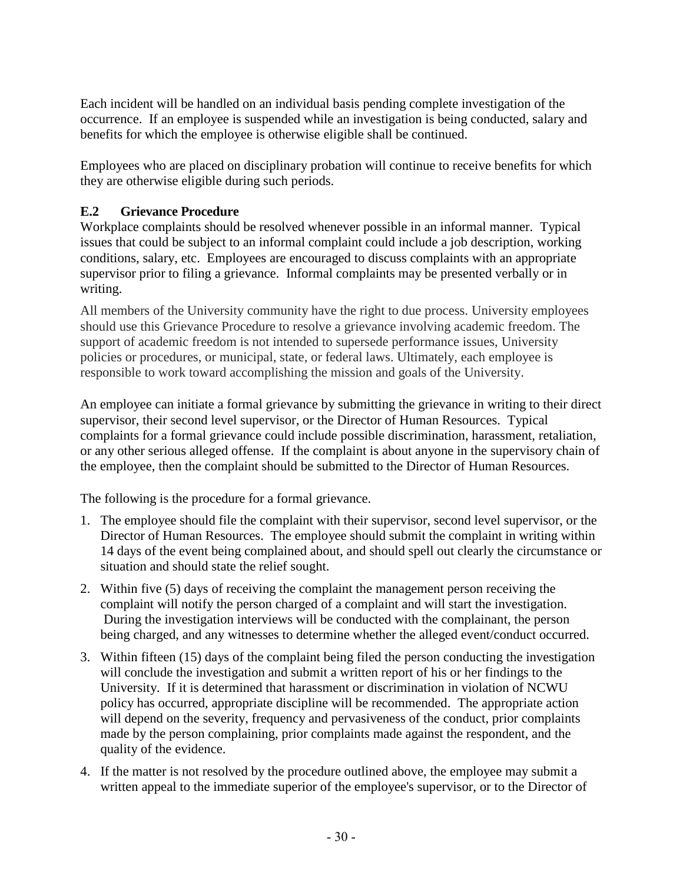Each incident will be handled on an individual basis pending complete investigation of the occurrence. If an employee is suspended while an investigation is being conducted, salary and benefits for which the employee is otherwise eligible shall be continued.

Employees who are placed on disciplinary probation will continue to receive benefits for which they are otherwise eligible during such periods.

### E.2 Grievance Procedure

Workplace complaints should be resolved whenever possible in an informal manner. Typical issues that could be subject to an informal complaint could include a job description, working conditions, salary, etc. Employees are encouraged to discuss complaints with an appropriate supervisor prior to filing a grievance. Informal complaints may be presented verbally or in writing.

All members of the University community have the right to due process. University employees should use this Grievance Procedure to resolve a grievance involving academic freedom. The support of academic freedom is not intended to supersede performance issues, University policies or procedures, or municipal, state, or federal laws. Ultimately, each employee is responsible to work toward accomplishing the mission and goals of the University.

An employee can initiate a formal grievance by submitting the grievance in writing to their direct supervisor, their second level supervisor, or the Director of Human Resources. Typical complaints for a formal grievance could include possible discrimination, harassment, retaliation, or any other serious alleged offense. If the complaint is about anyone in the supervisory chain of the employee, then the complaint should be submitted to the Director of Human Resources.

The following is the procedure for a formal grievance.

1. The employee should file the complaint with their supervisor, second level supervisor, or the Director of Human Resources. The employee should submit the complaint in writing within 14 days of the event being complained about, and should spell out clearly the circumstance or situation and should state the relief sought.
2. Within five (5) days of receiving the complaint the management person receiving the complaint will notify the person charged of a complaint and will start the investigation. During the investigation interviews will be conducted with the complainant, the person being charged, and any witnesses to determine whether the alleged event/conduct occurred.
3. Within fifteen (15) days of the complaint being filed the person conducting the investigation will conclude the investigation and submit a written report of his or her findings to the University. If it is determined that harassment or discrimination in violation of NCWU policy has occurred, appropriate discipline will be recommended. The appropriate action will depend on the severity, frequency and pervasiveness of the conduct, prior complaints made by the person complaining, prior complaints made against the respondent, and the quality of the evidence.
4. If the matter is not resolved by the procedure outlined above, the employee may submit a written appeal to the immediate superior of the employee's supervisor, or to the Director of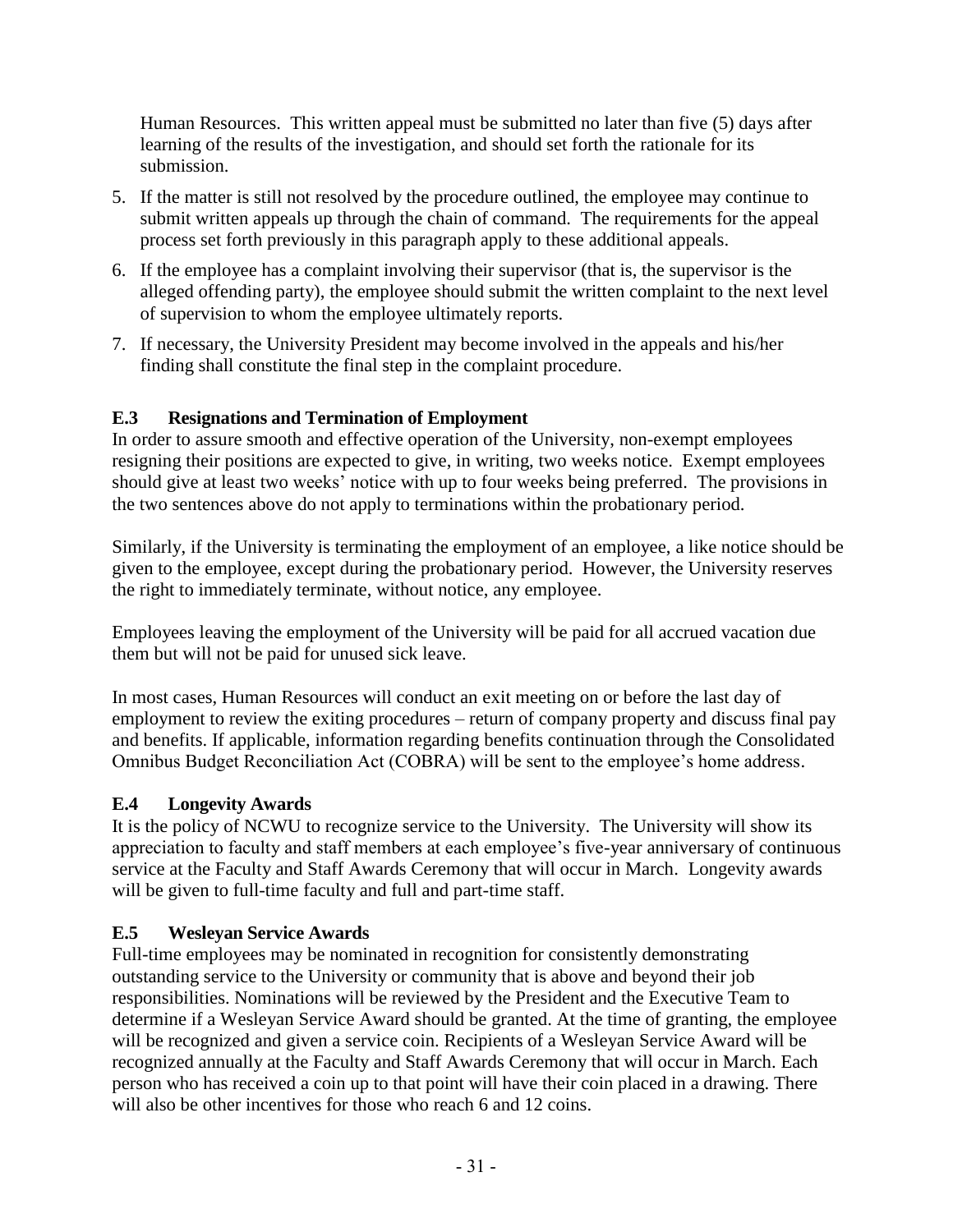Human Resources. This written appeal must be submitted no later than five (5) days after learning of the results of the investigation, and should set forth the rationale for its submission.

5. If the matter is still not resolved by the procedure outlined, the employee may continue to submit written appeals up through the chain of command. The requirements for the appeal process set forth previously in this paragraph apply to these additional appeals.
6. If the employee has a complaint involving their supervisor (that is, the supervisor is the alleged offending party), the employee should submit the written complaint to the next level of supervision to whom the employee ultimately reports.
7. If necessary, the University President may become involved in the appeals and his/her finding shall constitute the final step in the complaint procedure.

### E.3 Resignations and Termination of Employment

In order to assure smooth and effective operation of the University, non-exempt employees resigning their positions are expected to give, in writing, two weeks notice. Exempt employees should give at least two weeks' notice with up to four weeks being preferred. The provisions in the two sentences above do not apply to terminations within the probationary period.

Similarly, if the University is terminating the employment of an employee, a like notice should be given to the employee, except during the probationary period. However, the University reserves the right to immediately terminate, without notice, any employee.

Employees leaving the employment of the University will be paid for all accrued vacation due them but will not be paid for unused sick leave.

In most cases, Human Resources will conduct an exit meeting on or before the last day of employment to review the exiting procedures – return of company property and discuss final pay and benefits. If applicable, information regarding benefits continuation through the Consolidated Omnibus Budget Reconciliation Act (COBRA) will be sent to the employee's home address.

### E.4 Longevity Awards

It is the policy of NCWU to recognize service to the University. The University will show its appreciation to faculty and staff members at each employee's five-year anniversary of continuous service at the Faculty and Staff Awards Ceremony that will occur in March. Longevity awards will be given to full-time faculty and full and part-time staff.

### E.5 Wesleyan Service Awards

Full-time employees may be nominated in recognition for consistently demonstrating outstanding service to the University or community that is above and beyond their job responsibilities. Nominations will be reviewed by the President and the Executive Team to determine if a Wesleyan Service Award should be granted. At the time of granting, the employee will be recognized and given a service coin. Recipients of a Wesleyan Service Award will be recognized annually at the Faculty and Staff Awards Ceremony that will occur in March. Each person who has received a coin up to that point will have their coin placed in a drawing. There will also be other incentives for those who reach 6 and 12 coins.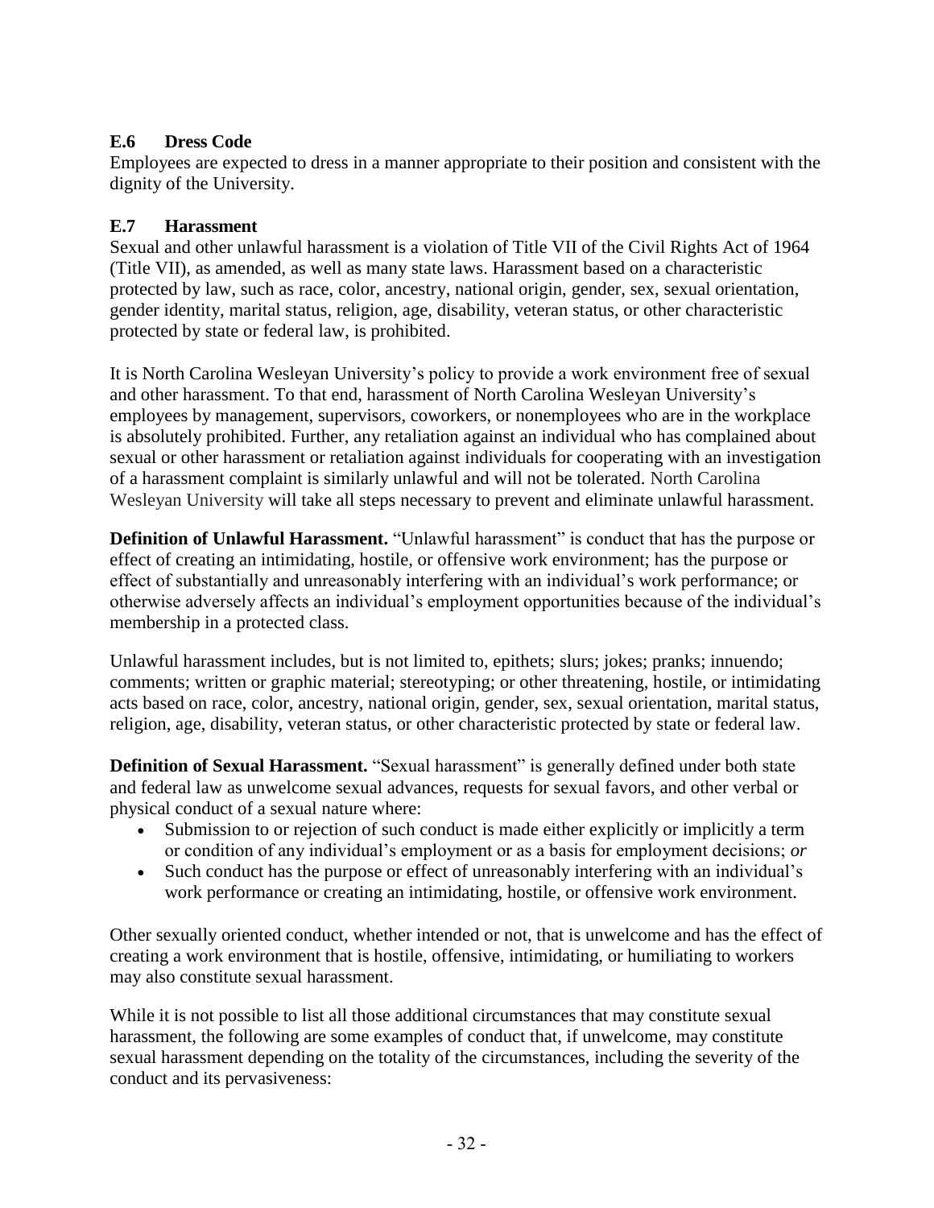### E.6 Dress Code

Employees are expected to dress in a manner appropriate to their position and consistent with the dignity of the University.

### E.7 Harassment

Sexual and other unlawful harassment is a violation of Title VII of the Civil Rights Act of 1964 (Title VII), as amended, as well as many state laws. Harassment based on a characteristic protected by law, such as race, color, ancestry, national origin, gender, sex, sexual orientation, gender identity, marital status, religion, age, disability, veteran status, or other characteristic protected by state or federal law, is prohibited.

It is North Carolina Wesleyan University's policy to provide a work environment free of sexual and other harassment. To that end, harassment of North Carolina Wesleyan University's employees by management, supervisors, coworkers, or nonemployees who are in the workplace is absolutely prohibited. Further, any retaliation against an individual who has complained about sexual or other harassment or retaliation against individuals for cooperating with an investigation of a harassment complaint is similarly unlawful and will not be tolerated. North Carolina Wesleyan University will take all steps necessary to prevent and eliminate unlawful harassment.

**Definition of Unlawful Harassment.** "Unlawful harassment" is conduct that has the purpose or effect of creating an intimidating, hostile, or offensive work environment; has the purpose or effect of substantially and unreasonably interfering with an individual's work performance; or otherwise adversely affects an individual's employment opportunities because of the individual's membership in a protected class.

Unlawful harassment includes, but is not limited to, epithets; slurs; jokes; pranks; innuendo; comments; written or graphic material; stereotyping; or other threatening, hostile, or intimidating acts based on race, color, ancestry, national origin, gender, sex, sexual orientation, marital status, religion, age, disability, veteran status, or other characteristic protected by state or federal law.

**Definition of Sexual Harassment.** "Sexual harassment" is generally defined under both state and federal law as unwelcome sexual advances, requests for sexual favors, and other verbal or physical conduct of a sexual nature where:

- Submission to or rejection of such conduct is made either explicitly or implicitly a term or condition of any individual's employment or as a basis for employment decisions; *or*
- Such conduct has the purpose or effect of unreasonably interfering with an individual's work performance or creating an intimidating, hostile, or offensive work environment.

Other sexually oriented conduct, whether intended or not, that is unwelcome and has the effect of creating a work environment that is hostile, offensive, intimidating, or humiliating to workers may also constitute sexual harassment.

While it is not possible to list all those additional circumstances that may constitute sexual harassment, the following are some examples of conduct that, if unwelcome, may constitute sexual harassment depending on the totality of the circumstances, including the severity of the conduct and its pervasiveness: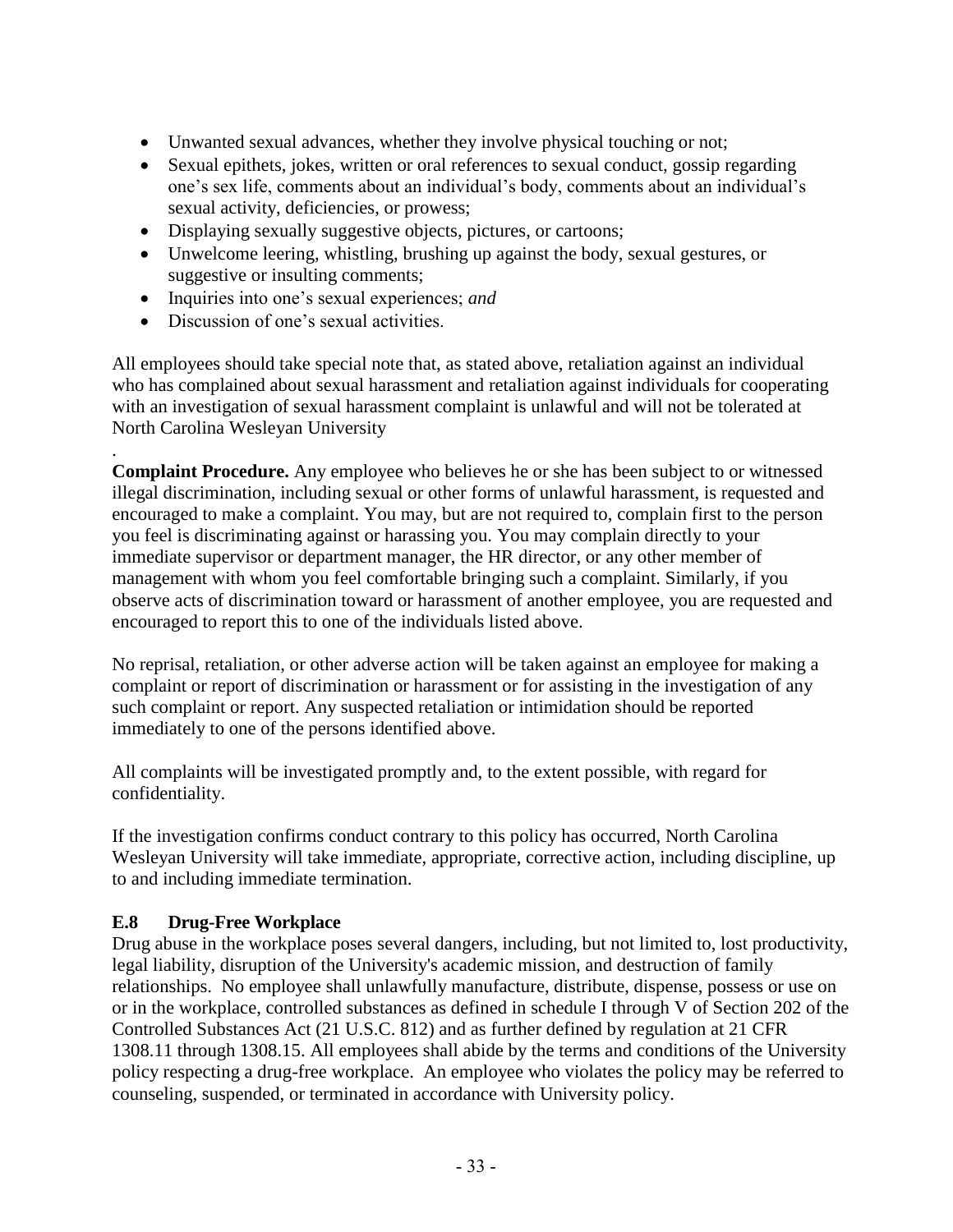- Unwanted sexual advances, whether they involve physical touching or not;
- Sexual epithets, jokes, written or oral references to sexual conduct, gossip regarding one's sex life, comments about an individual's body, comments about an individual's sexual activity, deficiencies, or prowess;
- Displaying sexually suggestive objects, pictures, or cartoons;
- Unwelcome leering, whistling, brushing up against the body, sexual gestures, or suggestive or insulting comments;
- Inquiries into one's sexual experiences; *and*
- Discussion of one's sexual activities.

All employees should take special note that, as stated above, retaliation against an individual who has complained about sexual harassment and retaliation against individuals for cooperating with an investigation of sexual harassment complaint is unlawful and will not be tolerated at North Carolina Wesleyan University

.

**Complaint Procedure.** Any employee who believes he or she has been subject to or witnessed illegal discrimination, including sexual or other forms of unlawful harassment, is requested and encouraged to make a complaint. You may, but are not required to, complain first to the person you feel is discriminating against or harassing you. You may complain directly to your immediate supervisor or department manager, the HR director, or any other member of management with whom you feel comfortable bringing such a complaint. Similarly, if you observe acts of discrimination toward or harassment of another employee, you are requested and encouraged to report this to one of the individuals listed above.

No reprisal, retaliation, or other adverse action will be taken against an employee for making a complaint or report of discrimination or harassment or for assisting in the investigation of any such complaint or report. Any suspected retaliation or intimidation should be reported immediately to one of the persons identified above.

All complaints will be investigated promptly and, to the extent possible, with regard for confidentiality.

If the investigation confirms conduct contrary to this policy has occurred, North Carolina Wesleyan University will take immediate, appropriate, corrective action, including discipline, up to and including immediate termination.

### E.8 Drug-Free Workplace

Drug abuse in the workplace poses several dangers, including, but not limited to, lost productivity, legal liability, disruption of the University's academic mission, and destruction of family relationships. No employee shall unlawfully manufacture, distribute, dispense, possess or use on or in the workplace, controlled substances as defined in schedule I through V of Section 202 of the Controlled Substances Act (21 U.S.C. 812) and as further defined by regulation at 21 CFR 1308.11 through 1308.15. All employees shall abide by the terms and conditions of the University policy respecting a drug-free workplace. An employee who violates the policy may be referred to counseling, suspended, or terminated in accordance with University policy.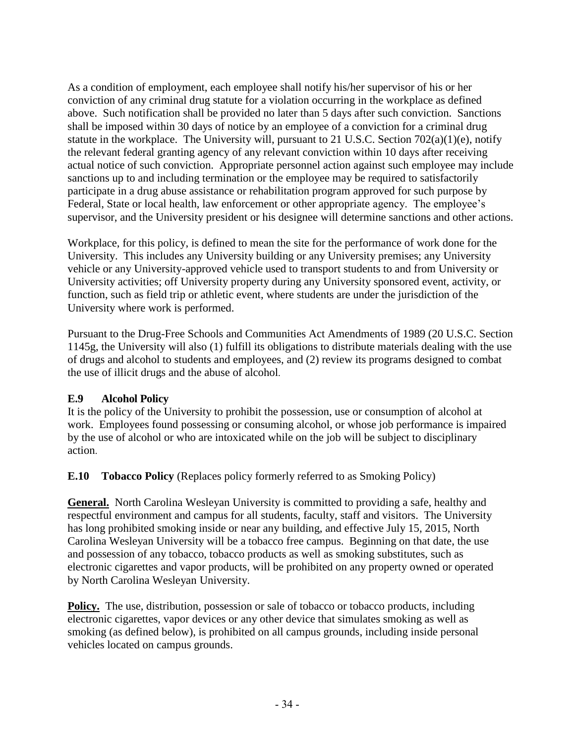As a condition of employment, each employee shall notify his/her supervisor of his or her conviction of any criminal drug statute for a violation occurring in the workplace as defined above. Such notification shall be provided no later than 5 days after such conviction. Sanctions shall be imposed within 30 days of notice by an employee of a conviction for a criminal drug statute in the workplace. The University will, pursuant to 21 U.S.C. Section 702(a)(1)(e), notify the relevant federal granting agency of any relevant conviction within 10 days after receiving actual notice of such conviction. Appropriate personnel action against such employee may include sanctions up to and including termination or the employee may be required to satisfactorily participate in a drug abuse assistance or rehabilitation program approved for such purpose by Federal, State or local health, law enforcement or other appropriate agency. The employee's supervisor, and the University president or his designee will determine sanctions and other actions.

Workplace, for this policy, is defined to mean the site for the performance of work done for the University. This includes any University building or any University premises; any University vehicle or any University-approved vehicle used to transport students to and from University or University activities; off University property during any University sponsored event, activity, or function, such as field trip or athletic event, where students are under the jurisdiction of the University where work is performed.

Pursuant to the Drug-Free Schools and Communities Act Amendments of 1989 (20 U.S.C. Section 1145g, the University will also (1) fulfill its obligations to distribute materials dealing with the use of drugs and alcohol to students and employees, and (2) review its programs designed to combat the use of illicit drugs and the abuse of alcohol.

**E.9 Alcohol Policy**

It is the policy of the University to prohibit the possession, use or consumption of alcohol at work. Employees found possessing or consuming alcohol, or whose job performance is impaired by the use of alcohol or who are intoxicated while on the job will be subject to disciplinary action.

**E.10 Tobacco Policy** (Replaces policy formerly referred to as Smoking Policy)

**General.** North Carolina Wesleyan University is committed to providing a safe, healthy and respectful environment and campus for all students, faculty, staff and visitors. The University has long prohibited smoking inside or near any building, and effective July 15, 2015, North Carolina Wesleyan University will be a tobacco free campus. Beginning on that date, the use and possession of any tobacco, tobacco products as well as smoking substitutes, such as electronic cigarettes and vapor products, will be prohibited on any property owned or operated by North Carolina Wesleyan University.

**Policy.** The use, distribution, possession or sale of tobacco or tobacco products, including electronic cigarettes, vapor devices or any other device that simulates smoking as well as smoking (as defined below), is prohibited on all campus grounds, including inside personal vehicles located on campus grounds.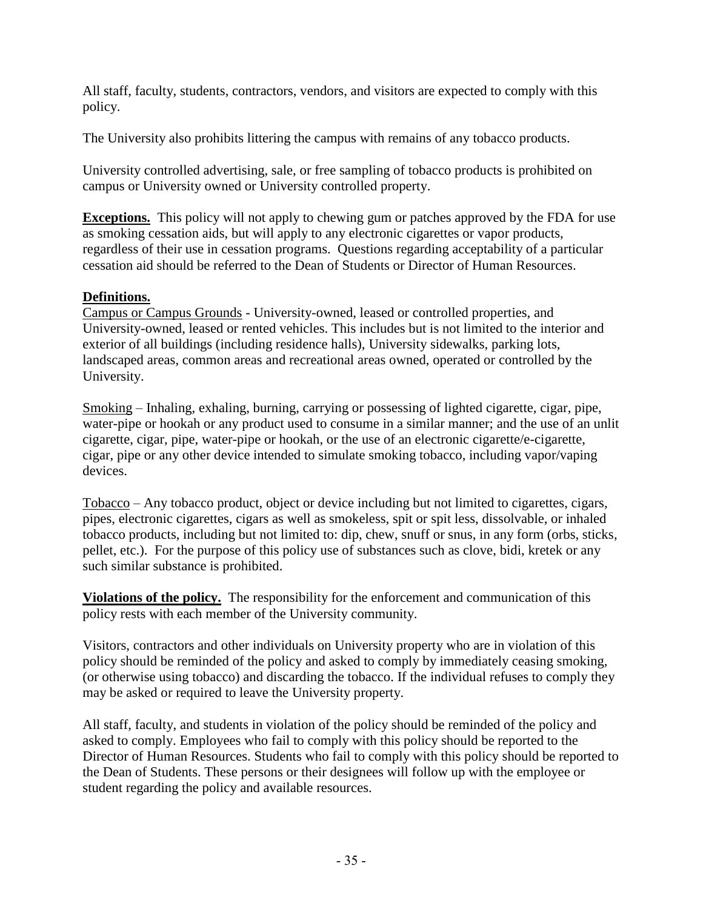All staff, faculty, students, contractors, vendors, and visitors are expected to comply with this policy.

The University also prohibits littering the campus with remains of any tobacco products.

University controlled advertising, sale, or free sampling of tobacco products is prohibited on campus or University owned or University controlled property.

**Exceptions.** This policy will not apply to chewing gum or patches approved by the FDA for use as smoking cessation aids, but will apply to any electronic cigarettes or vapor products, regardless of their use in cessation programs. Questions regarding acceptability of a particular cessation aid should be referred to the Dean of Students or Director of Human Resources.

**Definitions.**

Campus or Campus Grounds - University-owned, leased or controlled properties, and University-owned, leased or rented vehicles. This includes but is not limited to the interior and exterior of all buildings (including residence halls), University sidewalks, parking lots, landscaped areas, common areas and recreational areas owned, operated or controlled by the University.

Smoking – Inhaling, exhaling, burning, carrying or possessing of lighted cigarette, cigar, pipe, water-pipe or hookah or any product used to consume in a similar manner; and the use of an unlit cigarette, cigar, pipe, water-pipe or hookah, or the use of an electronic cigarette/e-cigarette, cigar, pipe or any other device intended to simulate smoking tobacco, including vapor/vaping devices.

Tobacco – Any tobacco product, object or device including but not limited to cigarettes, cigars, pipes, electronic cigarettes, cigars as well as smokeless, spit or spit less, dissolvable, or inhaled tobacco products, including but not limited to: dip, chew, snuff or snus, in any form (orbs, sticks, pellet, etc.). For the purpose of this policy use of substances such as clove, bidi, kretek or any such similar substance is prohibited.

**Violations of the policy.** The responsibility for the enforcement and communication of this policy rests with each member of the University community.

Visitors, contractors and other individuals on University property who are in violation of this policy should be reminded of the policy and asked to comply by immediately ceasing smoking, (or otherwise using tobacco) and discarding the tobacco. If the individual refuses to comply they may be asked or required to leave the University property.

All staff, faculty, and students in violation of the policy should be reminded of the policy and asked to comply. Employees who fail to comply with this policy should be reported to the Director of Human Resources. Students who fail to comply with this policy should be reported to the Dean of Students. These persons or their designees will follow up with the employee or student regarding the policy and available resources.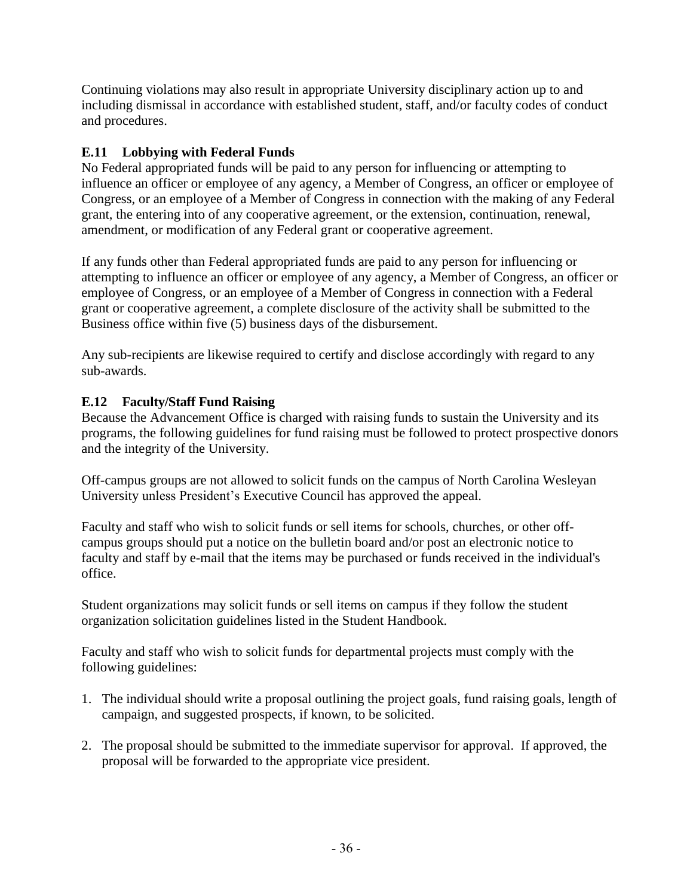Continuing violations may also result in appropriate University disciplinary action up to and including dismissal in accordance with established student, staff, and/or faculty codes of conduct and procedures.

### E.11 Lobbying with Federal Funds

No Federal appropriated funds will be paid to any person for influencing or attempting to influence an officer or employee of any agency, a Member of Congress, an officer or employee of Congress, or an employee of a Member of Congress in connection with the making of any Federal grant, the entering into of any cooperative agreement, or the extension, continuation, renewal, amendment, or modification of any Federal grant or cooperative agreement.

If any funds other than Federal appropriated funds are paid to any person for influencing or attempting to influence an officer or employee of any agency, a Member of Congress, an officer or employee of Congress, or an employee of a Member of Congress in connection with a Federal grant or cooperative agreement, a complete disclosure of the activity shall be submitted to the Business office within five (5) business days of the disbursement.

Any sub-recipients are likewise required to certify and disclose accordingly with regard to any sub-awards.

### E.12 Faculty/Staff Fund Raising

Because the Advancement Office is charged with raising funds to sustain the University and its programs, the following guidelines for fund raising must be followed to protect prospective donors and the integrity of the University.

Off-campus groups are not allowed to solicit funds on the campus of North Carolina Wesleyan University unless President's Executive Council has approved the appeal.

Faculty and staff who wish to solicit funds or sell items for schools, churches, or other off-campus groups should put a notice on the bulletin board and/or post an electronic notice to faculty and staff by e-mail that the items may be purchased or funds received in the individual's office.

Student organizations may solicit funds or sell items on campus if they follow the student organization solicitation guidelines listed in the Student Handbook.

Faculty and staff who wish to solicit funds for departmental projects must comply with the following guidelines:

1. The individual should write a proposal outlining the project goals, fund raising goals, length of campaign, and suggested prospects, if known, to be solicited.

2. The proposal should be submitted to the immediate supervisor for approval. If approved, the proposal will be forwarded to the appropriate vice president.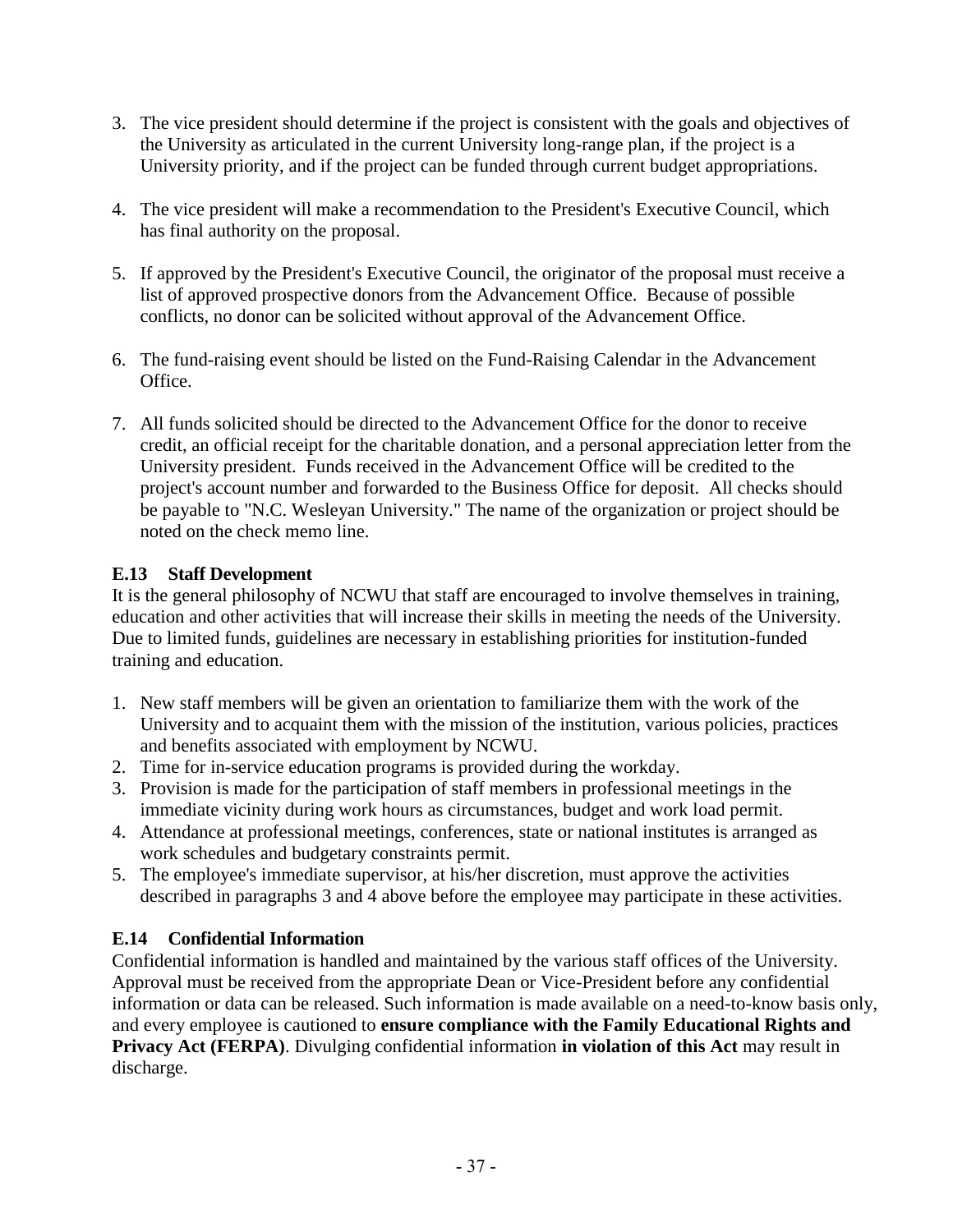3. The vice president should determine if the project is consistent with the goals and objectives of the University as articulated in the current University long-range plan, if the project is a University priority, and if the project can be funded through current budget appropriations.

4. The vice president will make a recommendation to the President's Executive Council, which has final authority on the proposal.

5. If approved by the President's Executive Council, the originator of the proposal must receive a list of approved prospective donors from the Advancement Office. Because of possible conflicts, no donor can be solicited without approval of the Advancement Office.

6. The fund-raising event should be listed on the Fund-Raising Calendar in the Advancement Office.

7. All funds solicited should be directed to the Advancement Office for the donor to receive credit, an official receipt for the charitable donation, and a personal appreciation letter from the University president. Funds received in the Advancement Office will be credited to the project's account number and forwarded to the Business Office for deposit. All checks should be payable to "N.C. Wesleyan University." The name of the organization or project should be noted on the check memo line.

### E.13 Staff Development

It is the general philosophy of NCWU that staff are encouraged to involve themselves in training, education and other activities that will increase their skills in meeting the needs of the University. Due to limited funds, guidelines are necessary in establishing priorities for institution-funded training and education.

1. New staff members will be given an orientation to familiarize them with the work of the University and to acquaint them with the mission of the institution, various policies, practices and benefits associated with employment by NCWU.
2. Time for in-service education programs is provided during the workday.
3. Provision is made for the participation of staff members in professional meetings in the immediate vicinity during work hours as circumstances, budget and work load permit.
4. Attendance at professional meetings, conferences, state or national institutes is arranged as work schedules and budgetary constraints permit.
5. The employee's immediate supervisor, at his/her discretion, must approve the activities described in paragraphs 3 and 4 above before the employee may participate in these activities.

### E.14 Confidential Information

Confidential information is handled and maintained by the various staff offices of the University. Approval must be received from the appropriate Dean or Vice-President before any confidential information or data can be released. Such information is made available on a need-to-know basis only, and every employee is cautioned to **ensure compliance with the Family Educational Rights and Privacy Act (FERPA)**. Divulging confidential information **in violation of this Act** may result in discharge.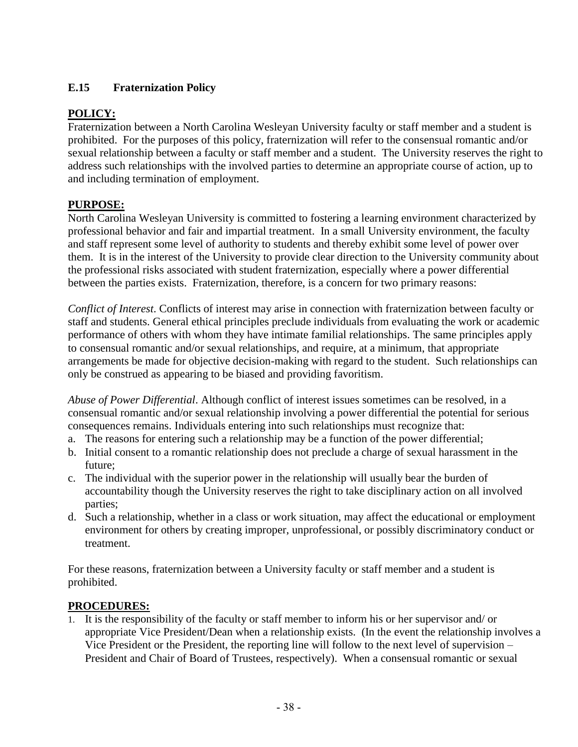### E.15 Fraternization Policy

**POLICY:**

Fraternization between a North Carolina Wesleyan University faculty or staff member and a student is prohibited. For the purposes of this policy, fraternization will refer to the consensual romantic and/or sexual relationship between a faculty or staff member and a student. The University reserves the right to address such relationships with the involved parties to determine an appropriate course of action, up to and including termination of employment.

**PURPOSE:**

North Carolina Wesleyan University is committed to fostering a learning environment characterized by professional behavior and fair and impartial treatment. In a small University environment, the faculty and staff represent some level of authority to students and thereby exhibit some level of power over them. It is in the interest of the University to provide clear direction to the University community about the professional risks associated with student fraternization, especially where a power differential between the parties exists. Fraternization, therefore, is a concern for two primary reasons:

*Conflict of Interest*. Conflicts of interest may arise in connection with fraternization between faculty or staff and students. General ethical principles preclude individuals from evaluating the work or academic performance of others with whom they have intimate familial relationships. The same principles apply to consensual romantic and/or sexual relationships, and require, at a minimum, that appropriate arrangements be made for objective decision-making with regard to the student. Such relationships can only be construed as appearing to be biased and providing favoritism.

*Abuse of Power Differential*. Although conflict of interest issues sometimes can be resolved, in a consensual romantic and/or sexual relationship involving a power differential the potential for serious consequences remains. Individuals entering into such relationships must recognize that:

a. The reasons for entering such a relationship may be a function of the power differential;
b. Initial consent to a romantic relationship does not preclude a charge of sexual harassment in the future;
c. The individual with the superior power in the relationship will usually bear the burden of accountability though the University reserves the right to take disciplinary action on all involved parties;
d. Such a relationship, whether in a class or work situation, may affect the educational or employment environment for others by creating improper, unprofessional, or possibly discriminatory conduct or treatment.

For these reasons, fraternization between a University faculty or staff member and a student is prohibited.

**PROCEDURES:**

1. It is the responsibility of the faculty or staff member to inform his or her supervisor and/ or appropriate Vice President/Dean when a relationship exists. (In the event the relationship involves a Vice President or the President, the reporting line will follow to the next level of supervision – President and Chair of Board of Trustees, respectively). When a consensual romantic or sexual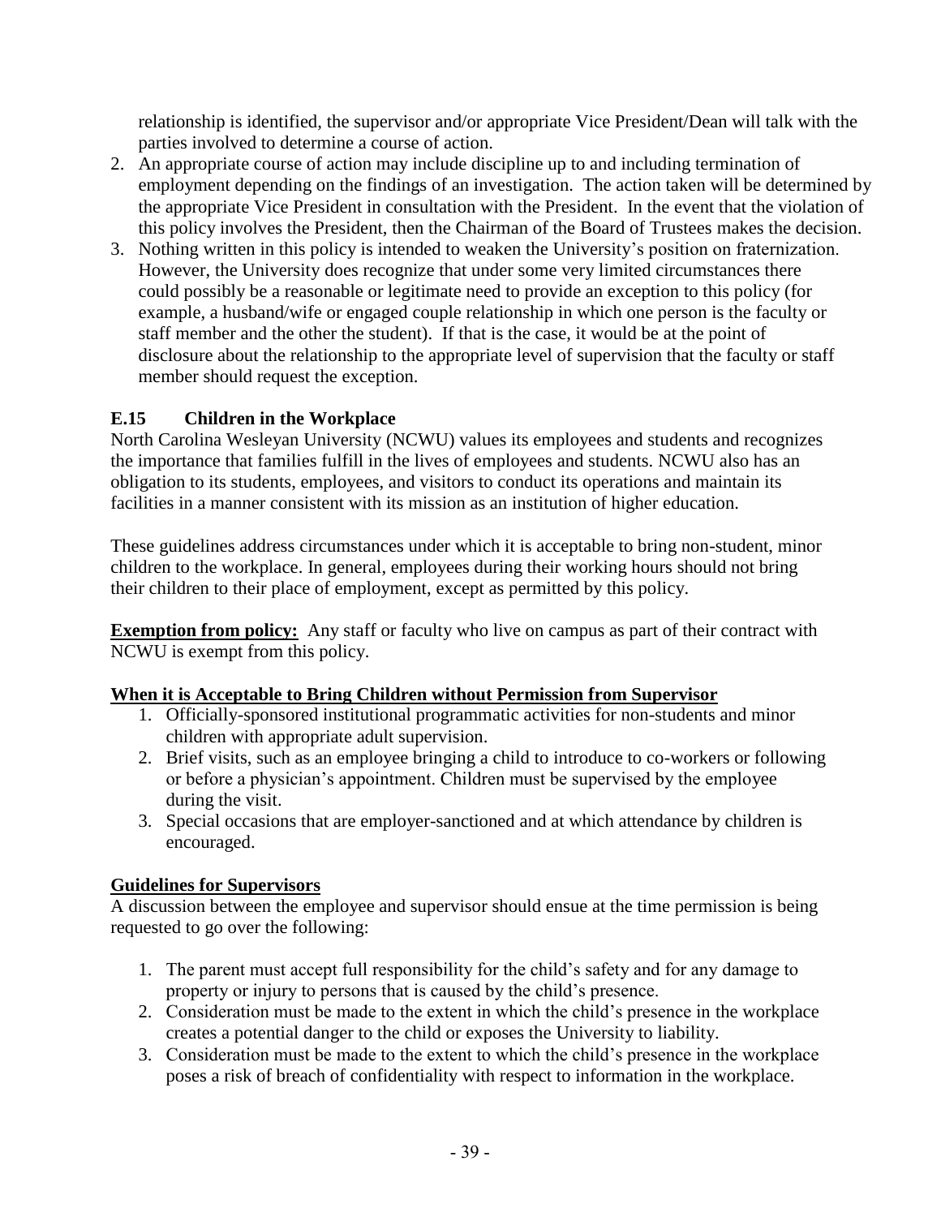relationship is identified, the supervisor and/or appropriate Vice President/Dean will talk with the parties involved to determine a course of action.

2. An appropriate course of action may include discipline up to and including termination of employment depending on the findings of an investigation. The action taken will be determined by the appropriate Vice President in consultation with the President. In the event that the violation of this policy involves the President, then the Chairman of the Board of Trustees makes the decision.
3. Nothing written in this policy is intended to weaken the University's position on fraternization. However, the University does recognize that under some very limited circumstances there could possibly be a reasonable or legitimate need to provide an exception to this policy (for example, a husband/wife or engaged couple relationship in which one person is the faculty or staff member and the other the student). If that is the case, it would be at the point of disclosure about the relationship to the appropriate level of supervision that the faculty or staff member should request the exception.

### E.15 Children in the Workplace

North Carolina Wesleyan University (NCWU) values its employees and students and recognizes the importance that families fulfill in the lives of employees and students. NCWU also has an obligation to its students, employees, and visitors to conduct its operations and maintain its facilities in a manner consistent with its mission as an institution of higher education.

These guidelines address circumstances under which it is acceptable to bring non-student, minor children to the workplace. In general, employees during their working hours should not bring their children to their place of employment, except as permitted by this policy.

**Exemption from policy:** Any staff or faculty who live on campus as part of their contract with NCWU is exempt from this policy.

**When it is Acceptable to Bring Children without Permission from Supervisor**

1. Officially-sponsored institutional programmatic activities for non-students and minor children with appropriate adult supervision.
2. Brief visits, such as an employee bringing a child to introduce to co-workers or following or before a physician's appointment. Children must be supervised by the employee during the visit.
3. Special occasions that are employer-sanctioned and at which attendance by children is encouraged.

**Guidelines for Supervisors**

A discussion between the employee and supervisor should ensue at the time permission is being requested to go over the following:

1. The parent must accept full responsibility for the child's safety and for any damage to property or injury to persons that is caused by the child's presence.
2. Consideration must be made to the extent in which the child's presence in the workplace creates a potential danger to the child or exposes the University to liability.
3. Consideration must be made to the extent to which the child's presence in the workplace poses a risk of breach of confidentiality with respect to information in the workplace.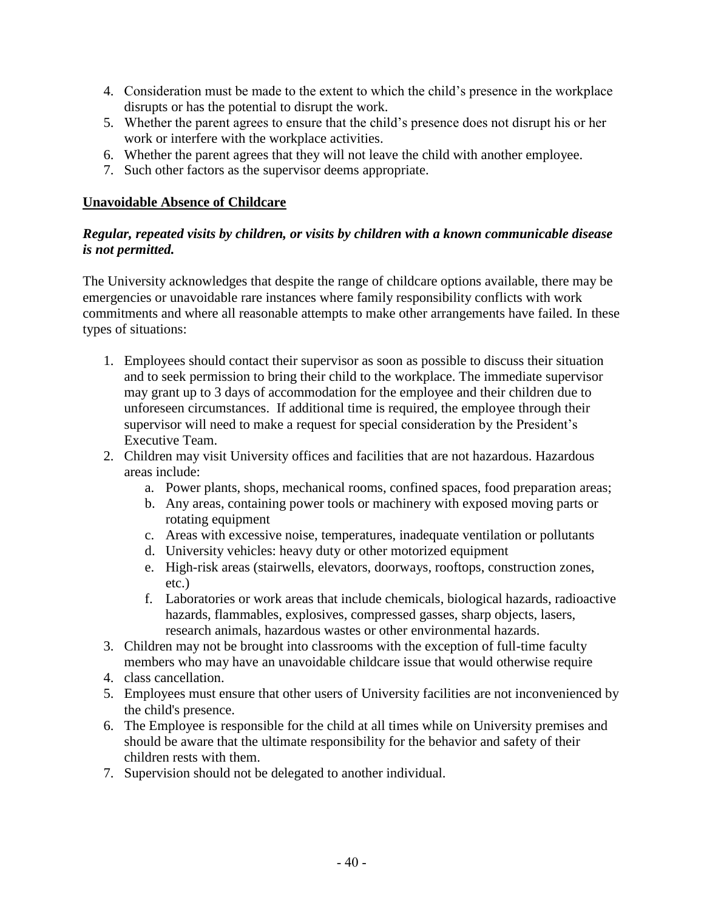4. Consideration must be made to the extent to which the child's presence in the workplace disrupts or has the potential to disrupt the work.
5. Whether the parent agrees to ensure that the child's presence does not disrupt his or her work or interfere with the workplace activities.
6. Whether the parent agrees that they will not leave the child with another employee.
7. Such other factors as the supervisor deems appropriate.

## Unavoidable Absence of Childcare

***Regular, repeated visits by children, or visits by children with a known communicable disease is not permitted.***

The University acknowledges that despite the range of childcare options available, there may be emergencies or unavoidable rare instances where family responsibility conflicts with work commitments and where all reasonable attempts to make other arrangements have failed. In these types of situations:

1. Employees should contact their supervisor as soon as possible to discuss their situation and to seek permission to bring their child to the workplace. The immediate supervisor may grant up to 3 days of accommodation for the employee and their children due to unforeseen circumstances. If additional time is required, the employee through their supervisor will need to make a request for special consideration by the President's Executive Team.
2. Children may visit University offices and facilities that are not hazardous. Hazardous areas include:
    a. Power plants, shops, mechanical rooms, confined spaces, food preparation areas;
    b. Any areas, containing power tools or machinery with exposed moving parts or rotating equipment
    c. Areas with excessive noise, temperatures, inadequate ventilation or pollutants
    d. University vehicles: heavy duty or other motorized equipment
    e. High-risk areas (stairwells, elevators, doorways, rooftops, construction zones, etc.)
    f. Laboratories or work areas that include chemicals, biological hazards, radioactive hazards, flammables, explosives, compressed gasses, sharp objects, lasers, research animals, hazardous wastes or other environmental hazards.
3. Children may not be brought into classrooms with the exception of full-time faculty members who may have an unavoidable childcare issue that would otherwise require
4. class cancellation.
5. Employees must ensure that other users of University facilities are not inconvenienced by the child's presence.
6. The Employee is responsible for the child at all times while on University premises and should be aware that the ultimate responsibility for the behavior and safety of their children rests with them.
7. Supervision should not be delegated to another individual.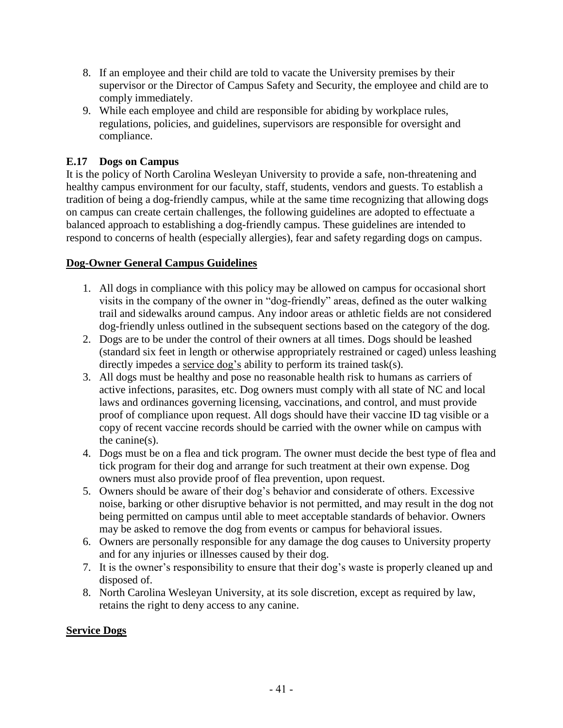8. If an employee and their child are told to vacate the University premises by their supervisor or the Director of Campus Safety and Security, the employee and child are to comply immediately.
9. While each employee and child are responsible for abiding by workplace rules, regulations, policies, and guidelines, supervisors are responsible for oversight and compliance.

### E.17 Dogs on Campus

It is the policy of North Carolina Wesleyan University to provide a safe, non-threatening and healthy campus environment for our faculty, staff, students, vendors and guests. To establish a tradition of being a dog-friendly campus, while at the same time recognizing that allowing dogs on campus can create certain challenges, the following guidelines are adopted to effectuate a balanced approach to establishing a dog-friendly campus. These guidelines are intended to respond to concerns of health (especially allergies), fear and safety regarding dogs on campus.

**Dog-Owner General Campus Guidelines**

1. All dogs in compliance with this policy may be allowed on campus for occasional short visits in the company of the owner in "dog-friendly" areas, defined as the outer walking trail and sidewalks around campus. Any indoor areas or athletic fields are not considered dog-friendly unless outlined in the subsequent sections based on the category of the dog.
2. Dogs are to be under the control of their owners at all times. Dogs should be leashed (standard six feet in length or otherwise appropriately restrained or caged) unless leashing directly impedes a service dog's ability to perform its trained task(s).
3. All dogs must be healthy and pose no reasonable health risk to humans as carriers of active infections, parasites, etc. Dog owners must comply with all state of NC and local laws and ordinances governing licensing, vaccinations, and control, and must provide proof of compliance upon request. All dogs should have their vaccine ID tag visible or a copy of recent vaccine records should be carried with the owner while on campus with the canine(s).
4. Dogs must be on a flea and tick program. The owner must decide the best type of flea and tick program for their dog and arrange for such treatment at their own expense. Dog owners must also provide proof of flea prevention, upon request.
5. Owners should be aware of their dog's behavior and considerate of others. Excessive noise, barking or other disruptive behavior is not permitted, and may result in the dog not being permitted on campus until able to meet acceptable standards of behavior. Owners may be asked to remove the dog from events or campus for behavioral issues.
6. Owners are personally responsible for any damage the dog causes to University property and for any injuries or illnesses caused by their dog.
7. It is the owner's responsibility to ensure that their dog's waste is properly cleaned up and disposed of.
8. North Carolina Wesleyan University, at its sole discretion, except as required by law, retains the right to deny access to any canine.

**Service Dogs**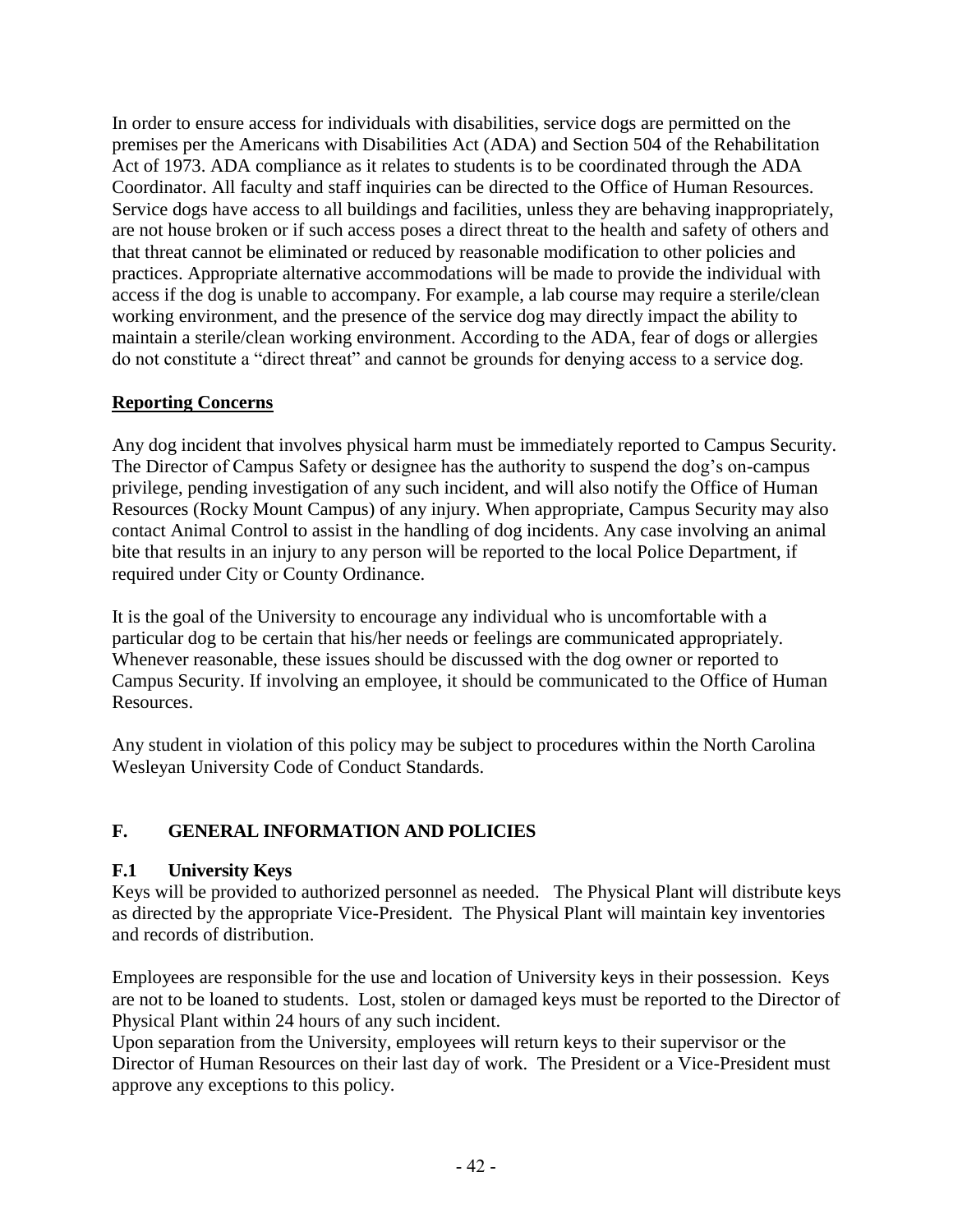In order to ensure access for individuals with disabilities, service dogs are permitted on the premises per the Americans with Disabilities Act (ADA) and Section 504 of the Rehabilitation Act of 1973. ADA compliance as it relates to students is to be coordinated through the ADA Coordinator. All faculty and staff inquiries can be directed to the Office of Human Resources. Service dogs have access to all buildings and facilities, unless they are behaving inappropriately, are not house broken or if such access poses a direct threat to the health and safety of others and that threat cannot be eliminated or reduced by reasonable modification to other policies and practices. Appropriate alternative accommodations will be made to provide the individual with access if the dog is unable to accompany. For example, a lab course may require a sterile/clean working environment, and the presence of the service dog may directly impact the ability to maintain a sterile/clean working environment. According to the ADA, fear of dogs or allergies do not constitute a "direct threat" and cannot be grounds for denying access to a service dog.

**Reporting Concerns**

Any dog incident that involves physical harm must be immediately reported to Campus Security. The Director of Campus Safety or designee has the authority to suspend the dog's on-campus privilege, pending investigation of any such incident, and will also notify the Office of Human Resources (Rocky Mount Campus) of any injury. When appropriate, Campus Security may also contact Animal Control to assist in the handling of dog incidents. Any case involving an animal bite that results in an injury to any person will be reported to the local Police Department, if required under City or County Ordinance.

It is the goal of the University to encourage any individual who is uncomfortable with a particular dog to be certain that his/her needs or feelings are communicated appropriately. Whenever reasonable, these issues should be discussed with the dog owner or reported to Campus Security. If involving an employee, it should be communicated to the Office of Human Resources.

Any student in violation of this policy may be subject to procedures within the North Carolina Wesleyan University Code of Conduct Standards.

## F. GENERAL INFORMATION AND POLICIES

### F.1 University Keys

Keys will be provided to authorized personnel as needed. The Physical Plant will distribute keys as directed by the appropriate Vice-President. The Physical Plant will maintain key inventories and records of distribution.

Employees are responsible for the use and location of University keys in their possession. Keys are not to be loaned to students. Lost, stolen or damaged keys must be reported to the Director of Physical Plant within 24 hours of any such incident.

Upon separation from the University, employees will return keys to their supervisor or the Director of Human Resources on their last day of work. The President or a Vice-President must approve any exceptions to this policy.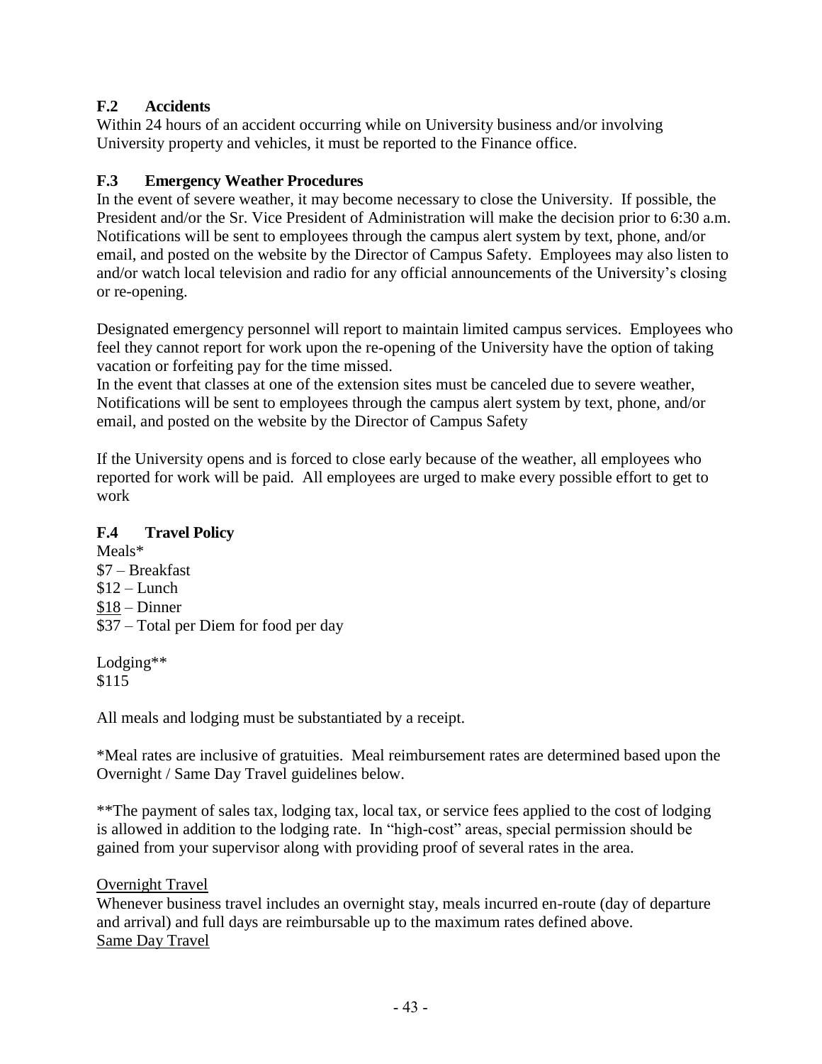### F.2 Accidents

Within 24 hours of an accident occurring while on University business and/or involving University property and vehicles, it must be reported to the Finance office.

### F.3 Emergency Weather Procedures

In the event of severe weather, it may become necessary to close the University. If possible, the President and/or the Sr. Vice President of Administration will make the decision prior to 6:30 a.m. Notifications will be sent to employees through the campus alert system by text, phone, and/or email, and posted on the website by the Director of Campus Safety. Employees may also listen to and/or watch local television and radio for any official announcements of the University's closing or re-opening.

Designated emergency personnel will report to maintain limited campus services. Employees who feel they cannot report for work upon the re-opening of the University have the option of taking vacation or forfeiting pay for the time missed.
In the event that classes at one of the extension sites must be canceled due to severe weather, Notifications will be sent to employees through the campus alert system by text, phone, and/or email, and posted on the website by the Director of Campus Safety

If the University opens and is forced to close early because of the weather, all employees who reported for work will be paid. All employees are urged to make every possible effort to get to work

### F.4 Travel Policy

Meals*
$7 – Breakfast
$12 – Lunch
<u>$18</u> – Dinner
$37 – Total per Diem for food per day

Lodging**
$115

All meals and lodging must be substantiated by a receipt.

*Meal rates are inclusive of gratuities. Meal reimbursement rates are determined based upon the Overnight / Same Day Travel guidelines below.

**The payment of sales tax, lodging tax, local tax, or service fees applied to the cost of lodging is allowed in addition to the lodging rate. In "high-cost" areas, special permission should be gained from your supervisor along with providing proof of several rates in the area.

<u>Overnight Travel</u>
Whenever business travel includes an overnight stay, meals incurred en-route (day of departure and arrival) and full days are reimbursable up to the maximum rates defined above.
<u>Same Day Travel</u>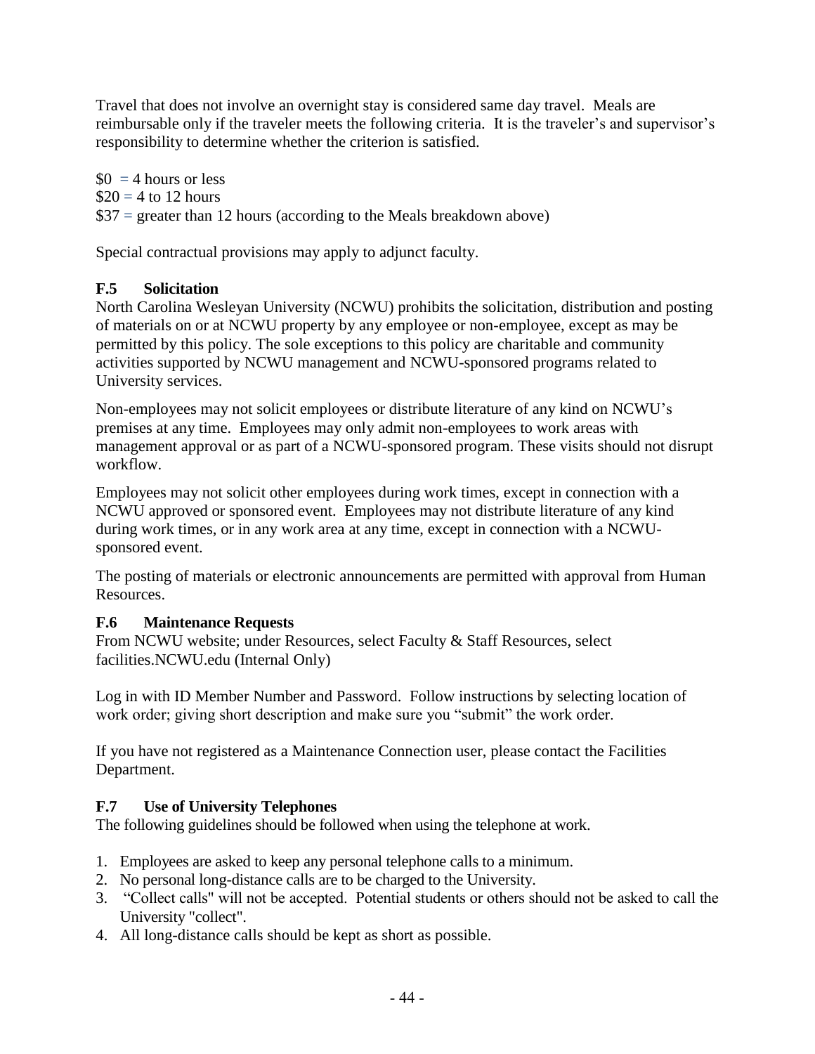Travel that does not involve an overnight stay is considered same day travel. Meals are reimbursable only if the traveler meets the following criteria. It is the traveler's and supervisor's responsibility to determine whether the criterion is satisfied.

$0 = 4 hours or less
$20 = 4 to 12 hours
$37 = greater than 12 hours (according to the Meals breakdown above)

Special contractual provisions may apply to adjunct faculty.

### F.5 Solicitation

North Carolina Wesleyan University (NCWU) prohibits the solicitation, distribution and posting of materials on or at NCWU property by any employee or non-employee, except as may be permitted by this policy. The sole exceptions to this policy are charitable and community activities supported by NCWU management and NCWU-sponsored programs related to University services.

Non-employees may not solicit employees or distribute literature of any kind on NCWU's premises at any time. Employees may only admit non-employees to work areas with management approval or as part of a NCWU-sponsored program. These visits should not disrupt workflow.

Employees may not solicit other employees during work times, except in connection with a NCWU approved or sponsored event. Employees may not distribute literature of any kind during work times, or in any work area at any time, except in connection with a NCWU-sponsored event.

The posting of materials or electronic announcements are permitted with approval from Human Resources.

### F.6 Maintenance Requests

From NCWU website; under Resources, select Faculty & Staff Resources, select facilities.NCWU.edu (Internal Only)

Log in with ID Member Number and Password. Follow instructions by selecting location of work order; giving short description and make sure you "submit" the work order.

If you have not registered as a Maintenance Connection user, please contact the Facilities Department.

### F.7 Use of University Telephones

The following guidelines should be followed when using the telephone at work.

1. Employees are asked to keep any personal telephone calls to a minimum.
2. No personal long-distance calls are to be charged to the University.
3. "Collect calls" will not be accepted. Potential students or others should not be asked to call the University "collect".
4. All long-distance calls should be kept as short as possible.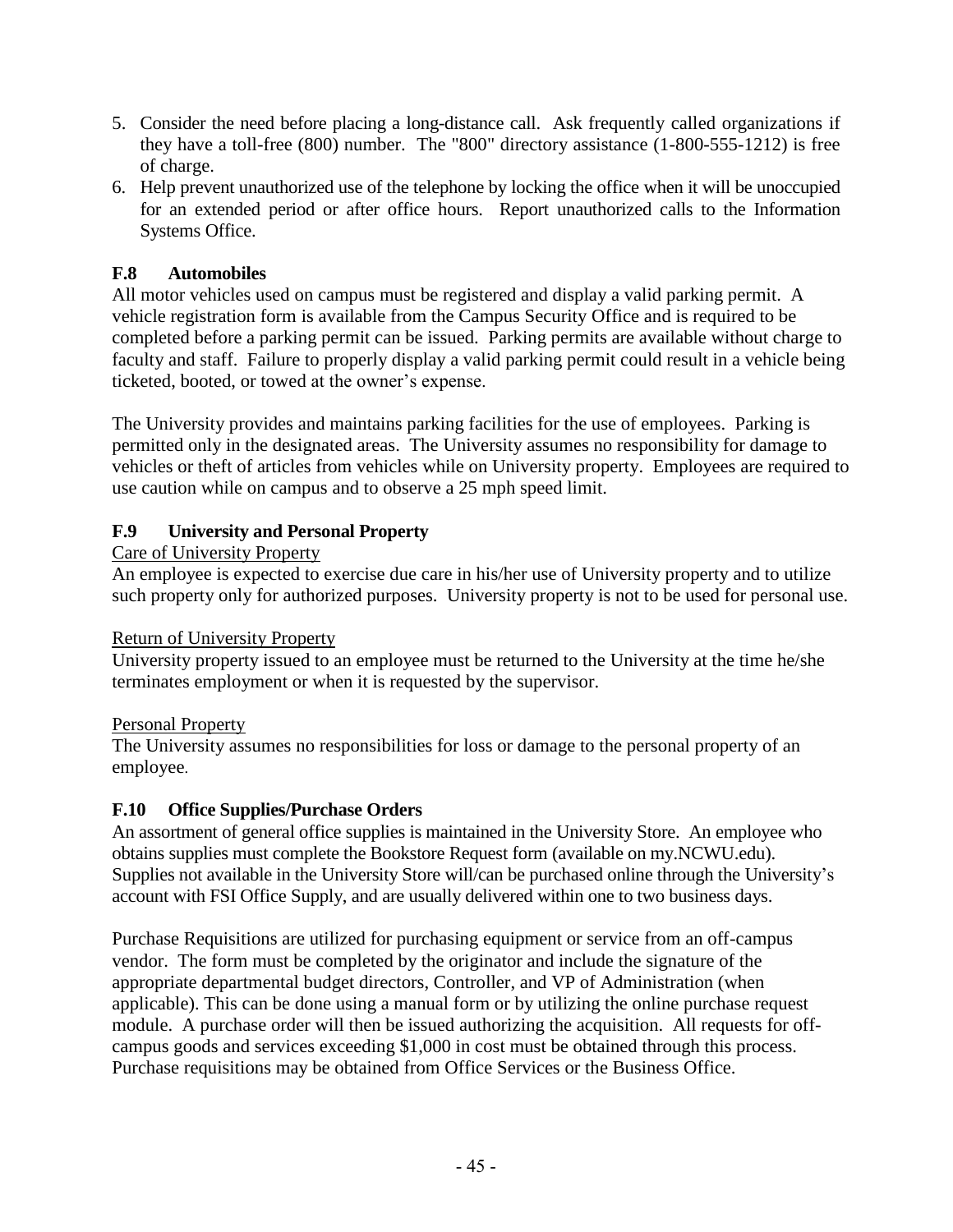5. Consider the need before placing a long-distance call. Ask frequently called organizations if they have a toll-free (800) number. The "800" directory assistance (1-800-555-1212) is free of charge.
6. Help prevent unauthorized use of the telephone by locking the office when it will be unoccupied for an extended period or after office hours. Report unauthorized calls to the Information Systems Office.

### F.8 Automobiles

All motor vehicles used on campus must be registered and display a valid parking permit. A vehicle registration form is available from the Campus Security Office and is required to be completed before a parking permit can be issued. Parking permits are available without charge to faculty and staff. Failure to properly display a valid parking permit could result in a vehicle being ticketed, booted, or towed at the owner's expense.

The University provides and maintains parking facilities for the use of employees. Parking is permitted only in the designated areas. The University assumes no responsibility for damage to vehicles or theft of articles from vehicles while on University property. Employees are required to use caution while on campus and to observe a 25 mph speed limit.

### F.9 University and Personal Property

<u>Care of University Property</u>

An employee is expected to exercise due care in his/her use of University property and to utilize such property only for authorized purposes. University property is not to be used for personal use.

<u>Return of University Property</u>

University property issued to an employee must be returned to the University at the time he/she terminates employment or when it is requested by the supervisor.

<u>Personal Property</u>

The University assumes no responsibilities for loss or damage to the personal property of an employee.

### F.10 Office Supplies/Purchase Orders

An assortment of general office supplies is maintained in the University Store. An employee who obtains supplies must complete the Bookstore Request form (available on my.NCWU.edu). Supplies not available in the University Store will/can be purchased online through the University's account with FSI Office Supply, and are usually delivered within one to two business days.

Purchase Requisitions are utilized for purchasing equipment or service from an off-campus vendor. The form must be completed by the originator and include the signature of the appropriate departmental budget directors, Controller, and VP of Administration (when applicable). This can be done using a manual form or by utilizing the online purchase request module. A purchase order will then be issued authorizing the acquisition. All requests for off-campus goods and services exceeding $1,000 in cost must be obtained through this process. Purchase requisitions may be obtained from Office Services or the Business Office.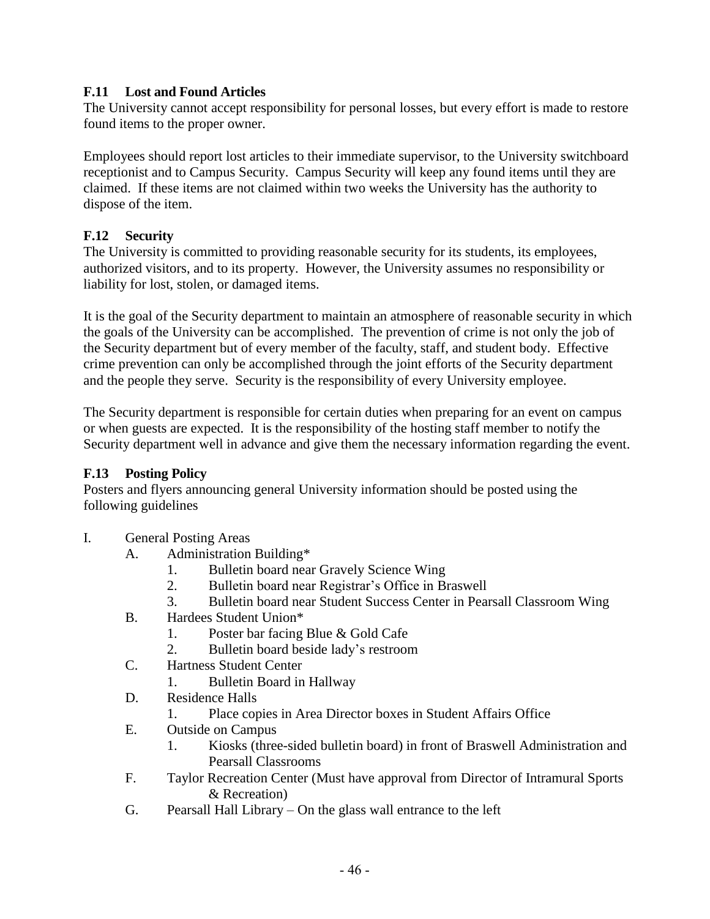### F.11 Lost and Found Articles

The University cannot accept responsibility for personal losses, but every effort is made to restore found items to the proper owner.

Employees should report lost articles to their immediate supervisor, to the University switchboard receptionist and to Campus Security. Campus Security will keep any found items until they are claimed. If these items are not claimed within two weeks the University has the authority to dispose of the item.

### F.12 Security

The University is committed to providing reasonable security for its students, its employees, authorized visitors, and to its property. However, the University assumes no responsibility or liability for lost, stolen, or damaged items.

It is the goal of the Security department to maintain an atmosphere of reasonable security in which the goals of the University can be accomplished. The prevention of crime is not only the job of the Security department but of every member of the faculty, staff, and student body. Effective crime prevention can only be accomplished through the joint efforts of the Security department and the people they serve. Security is the responsibility of every University employee.

The Security department is responsible for certain duties when preparing for an event on campus or when guests are expected. It is the responsibility of the hosting staff member to notify the Security department well in advance and give them the necessary information regarding the event.

### F.13 Posting Policy

Posters and flyers announcing general University information should be posted using the following guidelines

I. General Posting Areas
   - A. Administration Building*
     1. Bulletin board near Gravely Science Wing
     2. Bulletin board near Registrar's Office in Braswell
     3. Bulletin board near Student Success Center in Pearsall Classroom Wing
   - B. Hardees Student Union*
     1. Poster bar facing Blue & Gold Cafe
     2. Bulletin board beside lady's restroom
   - C. Hartness Student Center
     1. Bulletin Board in Hallway
   - D. Residence Halls
     1. Place copies in Area Director boxes in Student Affairs Office
   - E. Outside on Campus
     1. Kiosks (three-sided bulletin board) in front of Braswell Administration and Pearsall Classrooms
   - F. Taylor Recreation Center (Must have approval from Director of Intramural Sports & Recreation)
   - G. Pearsall Hall Library – On the glass wall entrance to the left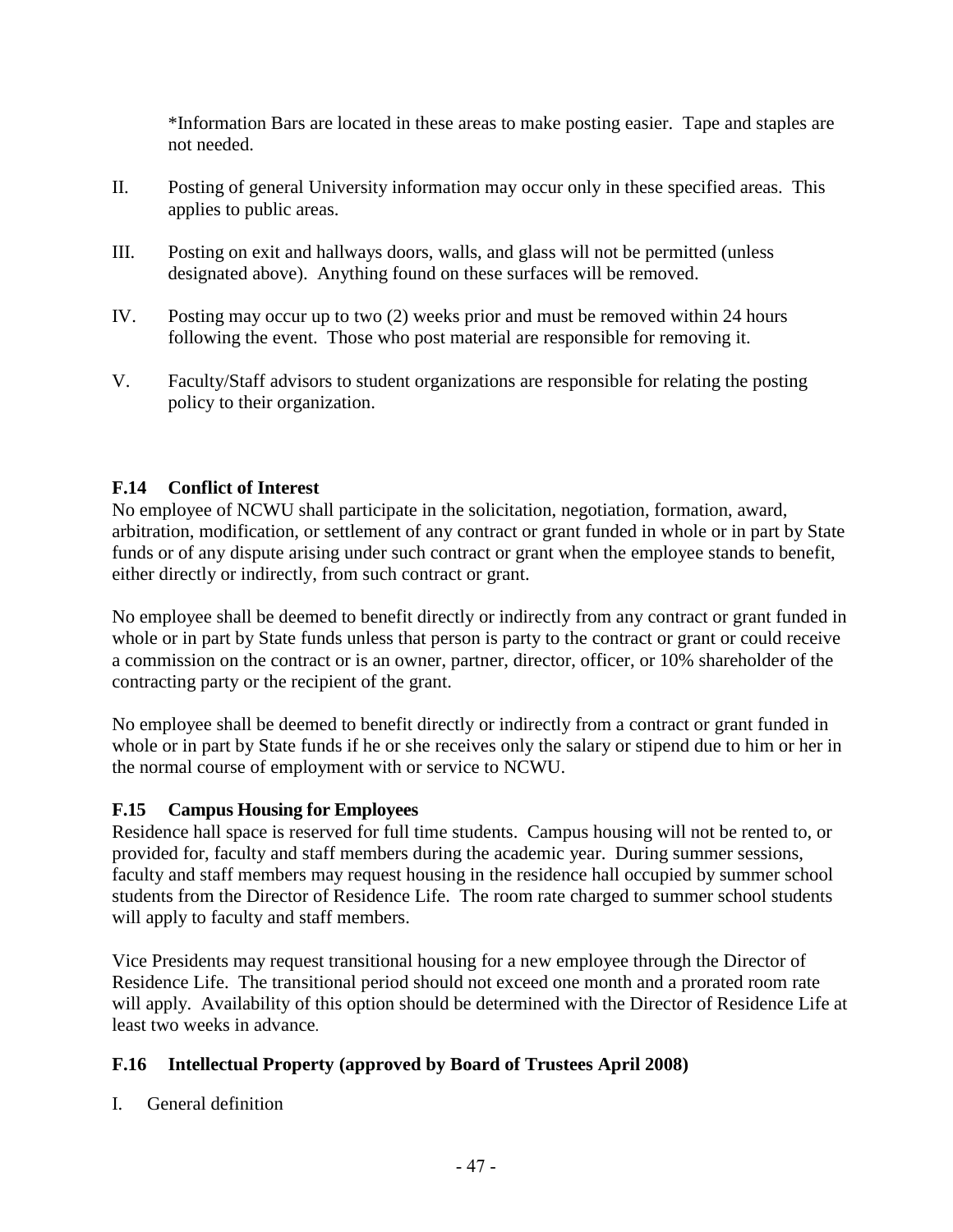*Information Bars are located in these areas to make posting easier. Tape and staples are not needed.

II. Posting of general University information may occur only in these specified areas. This applies to public areas.

III. Posting on exit and hallways doors, walls, and glass will not be permitted (unless designated above). Anything found on these surfaces will be removed.

IV. Posting may occur up to two (2) weeks prior and must be removed within 24 hours following the event. Those who post material are responsible for removing it.

V. Faculty/Staff advisors to student organizations are responsible for relating the posting policy to their organization.

### F.14 Conflict of Interest

No employee of NCWU shall participate in the solicitation, negotiation, formation, award, arbitration, modification, or settlement of any contract or grant funded in whole or in part by State funds or of any dispute arising under such contract or grant when the employee stands to benefit, either directly or indirectly, from such contract or grant.

No employee shall be deemed to benefit directly or indirectly from any contract or grant funded in whole or in part by State funds unless that person is party to the contract or grant or could receive a commission on the contract or is an owner, partner, director, officer, or 10% shareholder of the contracting party or the recipient of the grant.

No employee shall be deemed to benefit directly or indirectly from a contract or grant funded in whole or in part by State funds if he or she receives only the salary or stipend due to him or her in the normal course of employment with or service to NCWU.

### F.15 Campus Housing for Employees

Residence hall space is reserved for full time students. Campus housing will not be rented to, or provided for, faculty and staff members during the academic year. During summer sessions, faculty and staff members may request housing in the residence hall occupied by summer school students from the Director of Residence Life. The room rate charged to summer school students will apply to faculty and staff members.

Vice Presidents may request transitional housing for a new employee through the Director of Residence Life. The transitional period should not exceed one month and a prorated room rate will apply. Availability of this option should be determined with the Director of Residence Life at least two weeks in advance.

### F.16 Intellectual Property (approved by Board of Trustees April 2008)

I. General definition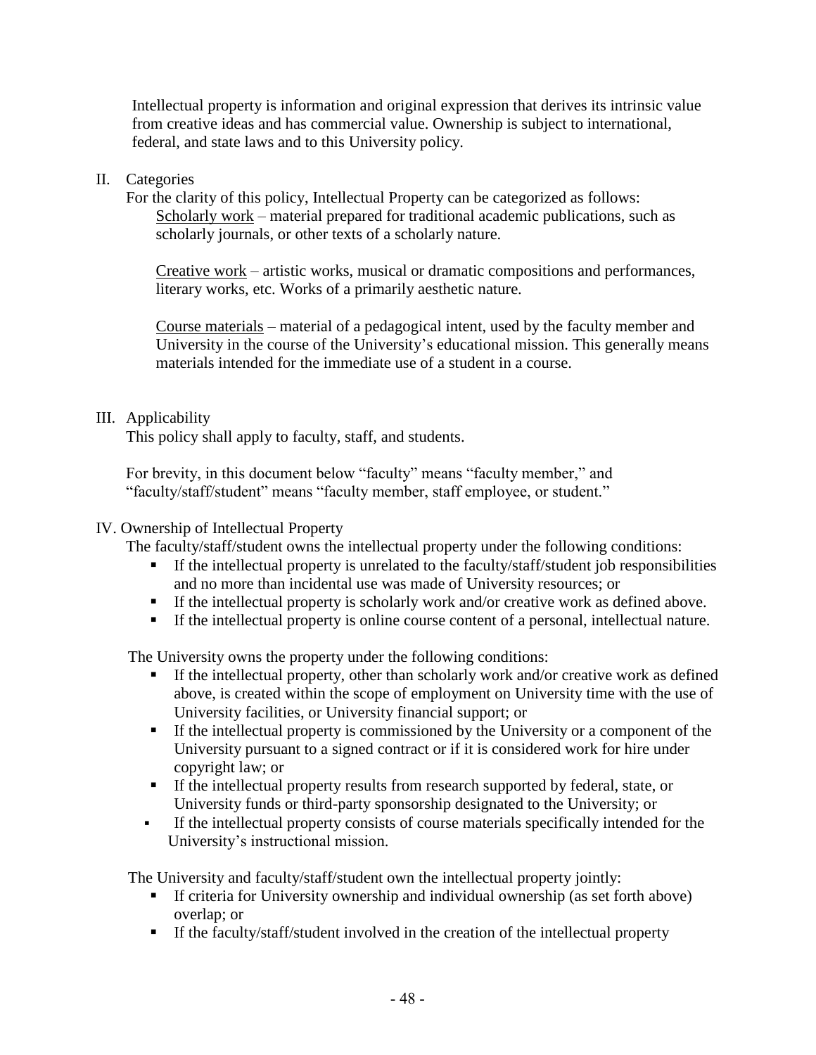Intellectual property is information and original expression that derives its intrinsic value from creative ideas and has commercial value. Ownership is subject to international, federal, and state laws and to this University policy.

## II. Categories

For the clarity of this policy, Intellectual Property can be categorized as follows:

<u>Scholarly work</u> – material prepared for traditional academic publications, such as scholarly journals, or other texts of a scholarly nature.

<u>Creative work</u> – artistic works, musical or dramatic compositions and performances, literary works, etc. Works of a primarily aesthetic nature.

<u>Course materials</u> – material of a pedagogical intent, used by the faculty member and University in the course of the University's educational mission. This generally means materials intended for the immediate use of a student in a course.

## III. Applicability

This policy shall apply to faculty, staff, and students.

For brevity, in this document below "faculty" means "faculty member," and "faculty/staff/student" means "faculty member, staff employee, or student."

## IV. Ownership of Intellectual Property

The faculty/staff/student owns the intellectual property under the following conditions:

- If the intellectual property is unrelated to the faculty/staff/student job responsibilities and no more than incidental use was made of University resources; or
- If the intellectual property is scholarly work and/or creative work as defined above.
- If the intellectual property is online course content of a personal, intellectual nature.

The University owns the property under the following conditions:

- If the intellectual property, other than scholarly work and/or creative work as defined above, is created within the scope of employment on University time with the use of University facilities, or University financial support; or
- If the intellectual property is commissioned by the University or a component of the University pursuant to a signed contract or if it is considered work for hire under copyright law; or
- If the intellectual property results from research supported by federal, state, or University funds or third-party sponsorship designated to the University; or
- If the intellectual property consists of course materials specifically intended for the University's instructional mission.

The University and faculty/staff/student own the intellectual property jointly:

- If criteria for University ownership and individual ownership (as set forth above) overlap; or
- If the faculty/staff/student involved in the creation of the intellectual property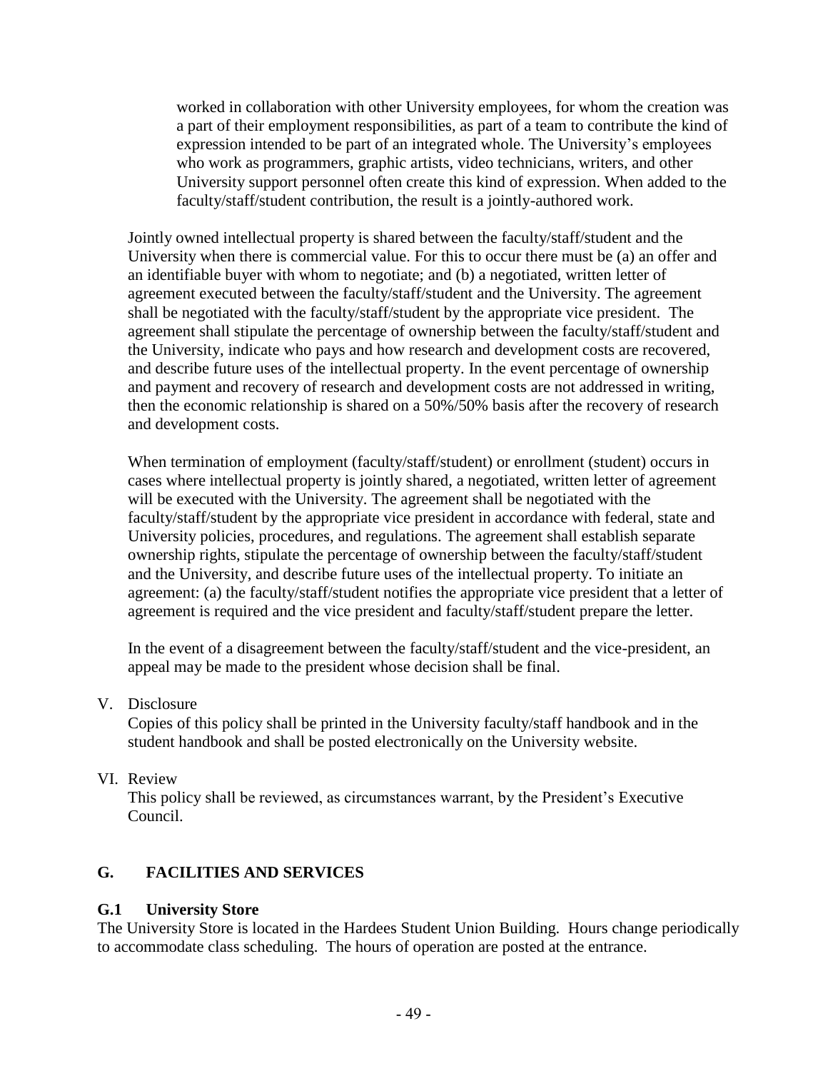worked in collaboration with other University employees, for whom the creation was a part of their employment responsibilities, as part of a team to contribute the kind of expression intended to be part of an integrated whole. The University's employees who work as programmers, graphic artists, video technicians, writers, and other University support personnel often create this kind of expression. When added to the faculty/staff/student contribution, the result is a jointly-authored work.

Jointly owned intellectual property is shared between the faculty/staff/student and the University when there is commercial value. For this to occur there must be (a) an offer and an identifiable buyer with whom to negotiate; and (b) a negotiated, written letter of agreement executed between the faculty/staff/student and the University. The agreement shall be negotiated with the faculty/staff/student by the appropriate vice president. The agreement shall stipulate the percentage of ownership between the faculty/staff/student and the University, indicate who pays and how research and development costs are recovered, and describe future uses of the intellectual property. In the event percentage of ownership and payment and recovery of research and development costs are not addressed in writing, then the economic relationship is shared on a 50%/50% basis after the recovery of research and development costs.

When termination of employment (faculty/staff/student) or enrollment (student) occurs in cases where intellectual property is jointly shared, a negotiated, written letter of agreement will be executed with the University. The agreement shall be negotiated with the faculty/staff/student by the appropriate vice president in accordance with federal, state and University policies, procedures, and regulations. The agreement shall establish separate ownership rights, stipulate the percentage of ownership between the faculty/staff/student and the University, and describe future uses of the intellectual property. To initiate an agreement: (a) the faculty/staff/student notifies the appropriate vice president that a letter of agreement is required and the vice president and faculty/staff/student prepare the letter.

In the event of a disagreement between the faculty/staff/student and the vice-president, an appeal may be made to the president whose decision shall be final.

V. Disclosure

Copies of this policy shall be printed in the University faculty/staff handbook and in the student handbook and shall be posted electronically on the University website.

VI. Review

This policy shall be reviewed, as circumstances warrant, by the President's Executive Council.

## G. FACILITIES AND SERVICES

### G.1 University Store

The University Store is located in the Hardees Student Union Building. Hours change periodically to accommodate class scheduling. The hours of operation are posted at the entrance.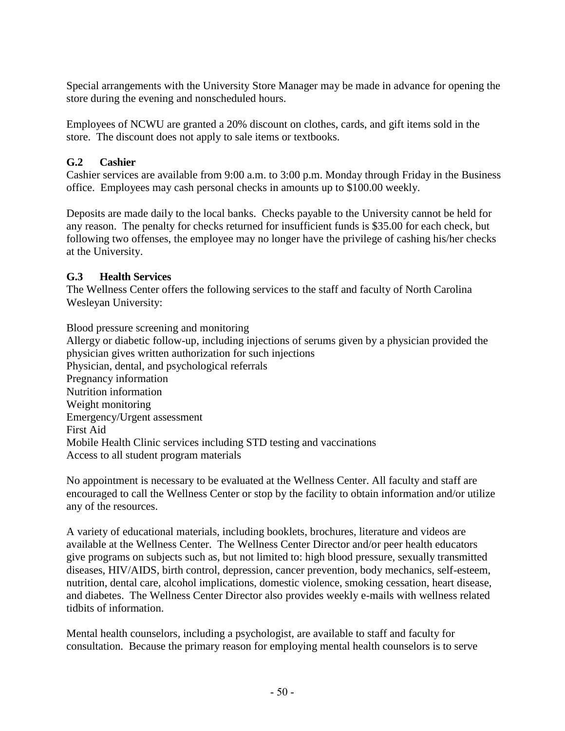Special arrangements with the University Store Manager may be made in advance for opening the store during the evening and nonscheduled hours.

Employees of NCWU are granted a 20% discount on clothes, cards, and gift items sold in the store. The discount does not apply to sale items or textbooks.

### G.2 Cashier

Cashier services are available from 9:00 a.m. to 3:00 p.m. Monday through Friday in the Business office. Employees may cash personal checks in amounts up to $100.00 weekly.

Deposits are made daily to the local banks. Checks payable to the University cannot be held for any reason. The penalty for checks returned for insufficient funds is $35.00 for each check, but following two offenses, the employee may no longer have the privilege of cashing his/her checks at the University.

### G.3 Health Services

The Wellness Center offers the following services to the staff and faculty of North Carolina Wesleyan University:

Blood pressure screening and monitoring
Allergy or diabetic follow-up, including injections of serums given by a physician provided the physician gives written authorization for such injections
Physician, dental, and psychological referrals
Pregnancy information
Nutrition information
Weight monitoring
Emergency/Urgent assessment
First Aid
Mobile Health Clinic services including STD testing and vaccinations
Access to all student program materials

No appointment is necessary to be evaluated at the Wellness Center. All faculty and staff are encouraged to call the Wellness Center or stop by the facility to obtain information and/or utilize any of the resources.

A variety of educational materials, including booklets, brochures, literature and videos are available at the Wellness Center. The Wellness Center Director and/or peer health educators give programs on subjects such as, but not limited to: high blood pressure, sexually transmitted diseases, HIV/AIDS, birth control, depression, cancer prevention, body mechanics, self-esteem, nutrition, dental care, alcohol implications, domestic violence, smoking cessation, heart disease, and diabetes. The Wellness Center Director also provides weekly e-mails with wellness related tidbits of information.

Mental health counselors, including a psychologist, are available to staff and faculty for consultation. Because the primary reason for employing mental health counselors is to serve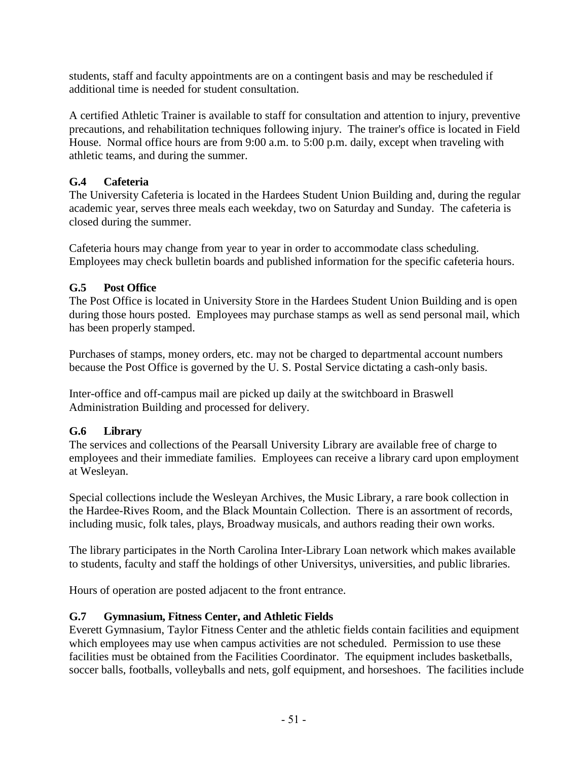students, staff and faculty appointments are on a contingent basis and may be rescheduled if additional time is needed for student consultation.

A certified Athletic Trainer is available to staff for consultation and attention to injury, preventive precautions, and rehabilitation techniques following injury. The trainer's office is located in Field House. Normal office hours are from 9:00 a.m. to 5:00 p.m. daily, except when traveling with athletic teams, and during the summer.

### G.4 Cafeteria

The University Cafeteria is located in the Hardees Student Union Building and, during the regular academic year, serves three meals each weekday, two on Saturday and Sunday. The cafeteria is closed during the summer.

Cafeteria hours may change from year to year in order to accommodate class scheduling. Employees may check bulletin boards and published information for the specific cafeteria hours.

### G.5 Post Office

The Post Office is located in University Store in the Hardees Student Union Building and is open during those hours posted. Employees may purchase stamps as well as send personal mail, which has been properly stamped.

Purchases of stamps, money orders, etc. may not be charged to departmental account numbers because the Post Office is governed by the U. S. Postal Service dictating a cash-only basis.

Inter-office and off-campus mail are picked up daily at the switchboard in Braswell Administration Building and processed for delivery.

### G.6 Library

The services and collections of the Pearsall University Library are available free of charge to employees and their immediate families. Employees can receive a library card upon employment at Wesleyan.

Special collections include the Wesleyan Archives, the Music Library, a rare book collection in the Hardee-Rives Room, and the Black Mountain Collection. There is an assortment of records, including music, folk tales, plays, Broadway musicals, and authors reading their own works.

The library participates in the North Carolina Inter-Library Loan network which makes available to students, faculty and staff the holdings of other Universitys, universities, and public libraries.

Hours of operation are posted adjacent to the front entrance.

### G.7 Gymnasium, Fitness Center, and Athletic Fields

Everett Gymnasium, Taylor Fitness Center and the athletic fields contain facilities and equipment which employees may use when campus activities are not scheduled. Permission to use these facilities must be obtained from the Facilities Coordinator. The equipment includes basketballs, soccer balls, footballs, volleyballs and nets, golf equipment, and horseshoes. The facilities include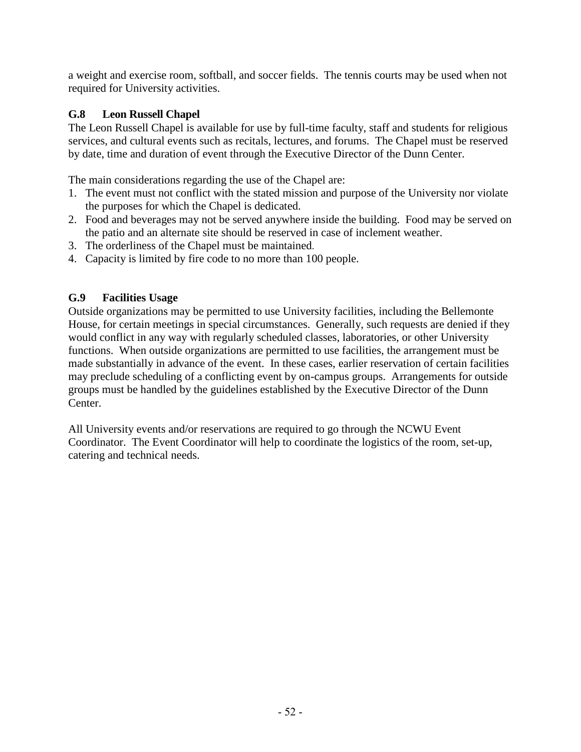a weight and exercise room, softball, and soccer fields. The tennis courts may be used when not required for University activities.

### G.8 Leon Russell Chapel

The Leon Russell Chapel is available for use by full-time faculty, staff and students for religious services, and cultural events such as recitals, lectures, and forums. The Chapel must be reserved by date, time and duration of event through the Executive Director of the Dunn Center.

The main considerations regarding the use of the Chapel are:

1. The event must not conflict with the stated mission and purpose of the University nor violate the purposes for which the Chapel is dedicated.
2. Food and beverages may not be served anywhere inside the building. Food may be served on the patio and an alternate site should be reserved in case of inclement weather.
3. The orderliness of the Chapel must be maintained.
4. Capacity is limited by fire code to no more than 100 people.

### G.9 Facilities Usage

Outside organizations may be permitted to use University facilities, including the Bellemonte House, for certain meetings in special circumstances. Generally, such requests are denied if they would conflict in any way with regularly scheduled classes, laboratories, or other University functions. When outside organizations are permitted to use facilities, the arrangement must be made substantially in advance of the event. In these cases, earlier reservation of certain facilities may preclude scheduling of a conflicting event by on-campus groups. Arrangements for outside groups must be handled by the guidelines established by the Executive Director of the Dunn Center.

All University events and/or reservations are required to go through the NCWU Event Coordinator. The Event Coordinator will help to coordinate the logistics of the room, set-up, catering and technical needs.